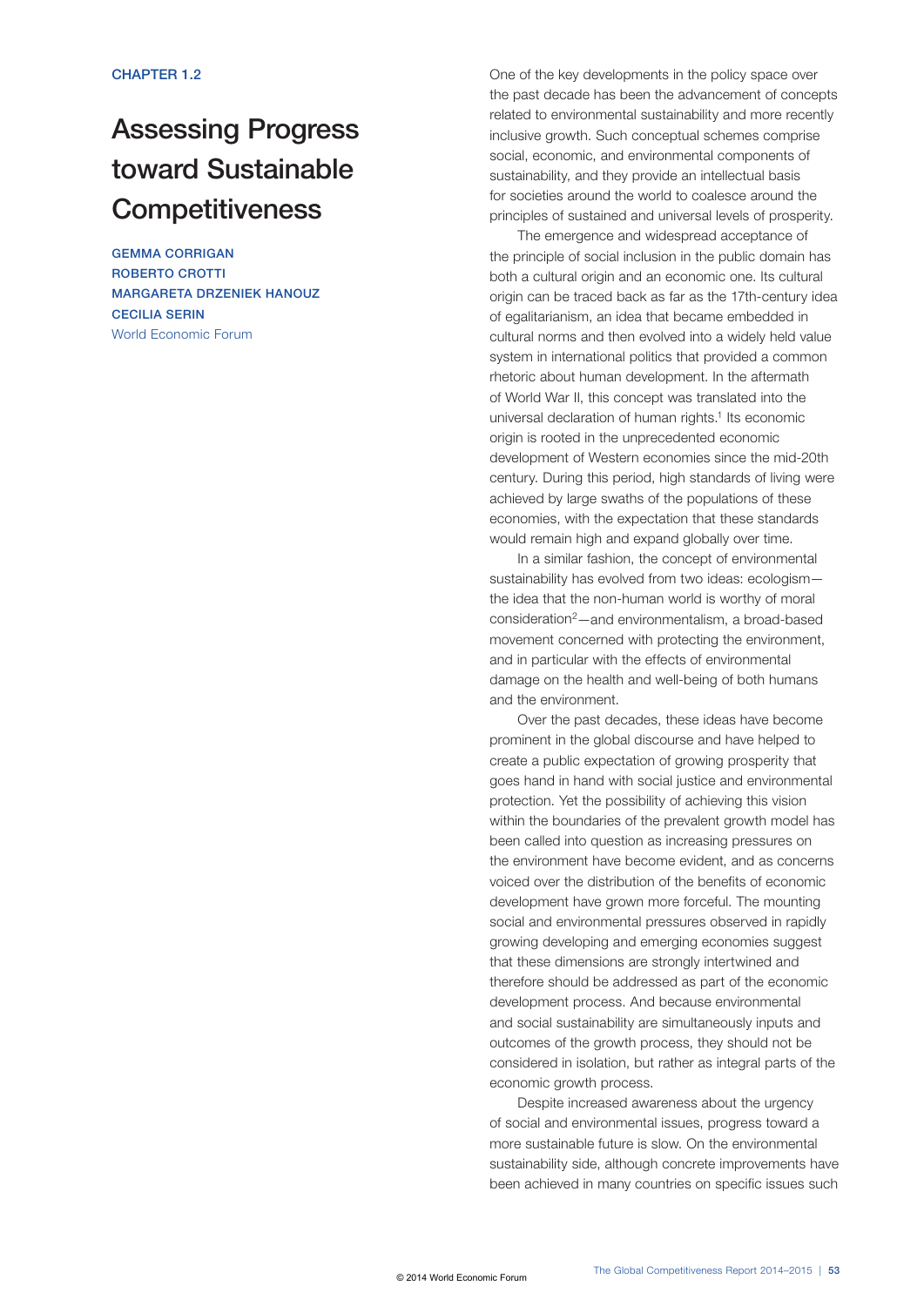CHAPTER 1.2

# Assessing Progress toward Sustainable Competitiveness

**GEMMA CORRIGAN**
**ROBERTO CROTTI**
**MARGARETA DRZENIEK HANOUZ**
**CECILIA SERIN**
World Economic Forum

One of the key developments in the policy space over the past decade has been the advancement of concepts related to environmental sustainability and more recently inclusive growth. Such conceptual schemes comprise social, economic, and environmental components of sustainability, and they provide an intellectual basis for societies around the world to coalesce around the principles of sustained and universal levels of prosperity.

The emergence and widespread acceptance of the principle of social inclusion in the public domain has both a cultural origin and an economic one. Its cultural origin can be traced back as far as the 17th-century idea of egalitarianism, an idea that became embedded in cultural norms and then evolved into a widely held value system in international politics that provided a common rhetoric about human development. In the aftermath of World War II, this concept was translated into the universal declaration of human rights.[1] Its economic origin is rooted in the unprecedented economic development of Western economies since the mid-20th century. During this period, high standards of living were achieved by large swaths of the populations of these economies, with the expectation that these standards would remain high and expand globally over time.

In a similar fashion, the concept of environmental sustainability has evolved from two ideas: ecologism—the idea that the non-human world is worthy of moral consideration[2]—and environmentalism, a broad-based movement concerned with protecting the environment, and in particular with the effects of environmental damage on the health and well-being of both humans and the environment.

Over the past decades, these ideas have become prominent in the global discourse and have helped to create a public expectation of growing prosperity that goes hand in hand with social justice and environmental protection. Yet the possibility of achieving this vision within the boundaries of the prevalent growth model has been called into question as increasing pressures on the environment have become evident, and as concerns voiced over the distribution of the benefits of economic development have grown more forceful. The mounting social and environmental pressures observed in rapidly growing developing and emerging economies suggest that these dimensions are strongly intertwined and therefore should be addressed as part of the economic development process. And because environmental and social sustainability are simultaneously inputs and outcomes of the growth process, they should not be considered in isolation, but rather as integral parts of the economic growth process.

Despite increased awareness about the urgency of social and environmental issues, progress toward a more sustainable future is slow. On the environmental sustainability side, although concrete improvements have been achieved in many countries on specific issues such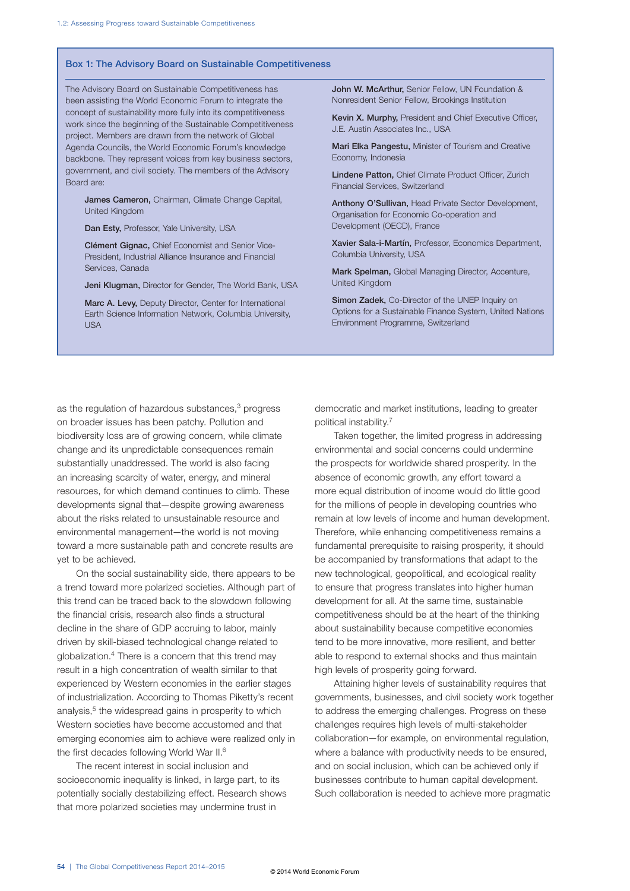### Box 1: The Advisory Board on Sustainable Competitiveness

The Advisory Board on Sustainable Competitiveness has been assisting the World Economic Forum to integrate the concept of sustainability more fully into its competitiveness work since the beginning of the Sustainable Competitiveness project. Members are drawn from the network of Global Agenda Councils, the World Economic Forum's knowledge backbone. They represent voices from key business sectors, government, and civil society. The members of the Advisory Board are:

**James Cameron,** Chairman, Climate Change Capital, United Kingdom

**Dan Esty,** Professor, Yale University, USA

**Clément Gignac,** Chief Economist and Senior Vice-President, Industrial Alliance Insurance and Financial Services, Canada

**Jeni Klugman,** Director for Gender, The World Bank, USA

**Marc A. Levy,** Deputy Director, Center for International Earth Science Information Network, Columbia University, USA

**John W. McArthur,** Senior Fellow, UN Foundation & Nonresident Senior Fellow, Brookings Institution

**Kevin X. Murphy,** President and Chief Executive Officer, J.E. Austin Associates Inc., USA

**Mari Elka Pangestu,** Minister of Tourism and Creative Economy, Indonesia

**Lindene Patton,** Chief Climate Product Officer, Zurich Financial Services, Switzerland

**Anthony O'Sullivan,** Head Private Sector Development, Organisation for Economic Co-operation and Development (OECD), France

**Xavier Sala-i-Martín,** Professor, Economics Department, Columbia University, USA

**Mark Spelman,** Global Managing Director, Accenture, United Kingdom

**Simon Zadek,** Co-Director of the UNEP Inquiry on Options for a Sustainable Finance System, United Nations Environment Programme, Switzerland

---

as the regulation of hazardous substances,[3] progress on broader issues has been patchy. Pollution and biodiversity loss are of growing concern, while climate change and its unpredictable consequences remain substantially unaddressed. The world is also facing an increasing scarcity of water, energy, and mineral resources, for which demand continues to climb. These developments signal that—despite growing awareness about the risks related to unsustainable resource and environmental management—the world is not moving toward a more sustainable path and concrete results are yet to be achieved.

On the social sustainability side, there appears to be a trend toward more polarized societies. Although part of this trend can be traced back to the slowdown following the financial crisis, research also finds a structural decline in the share of GDP accruing to labor, mainly driven by skill-biased technological change related to globalization.[4] There is a concern that this trend may result in a high concentration of wealth similar to that experienced by Western economies in the earlier stages of industrialization. According to Thomas Piketty's recent analysis,[5] the widespread gains in prosperity to which Western societies have become accustomed and that emerging economies aim to achieve were realized only in the first decades following World War II.[6]

The recent interest in social inclusion and socioeconomic inequality is linked, in large part, to its potentially socially destabilizing effect. Research shows that more polarized societies may undermine trust in democratic and market institutions, leading to greater political instability.[7]

Taken together, the limited progress in addressing environmental and social concerns could undermine the prospects for worldwide shared prosperity. In the absence of economic growth, any effort toward a more equal distribution of income would do little good for the millions of people in developing countries who remain at low levels of income and human development. Therefore, while enhancing competitiveness remains a fundamental prerequisite to raising prosperity, it should be accompanied by transformations that adapt to the new technological, geopolitical, and ecological reality to ensure that progress translates into higher human development for all. At the same time, sustainable competitiveness should be at the heart of the thinking about sustainability because competitive economies tend to be more innovative, more resilient, and better able to respond to external shocks and thus maintain high levels of prosperity going forward.

Attaining higher levels of sustainability requires that governments, businesses, and civil society work together to address the emerging challenges. Progress on these challenges requires high levels of multi-stakeholder collaboration—for example, on environmental regulation, where a balance with productivity needs to be ensured, and on social inclusion, which can be achieved only if businesses contribute to human capital development. Such collaboration is needed to achieve more pragmatic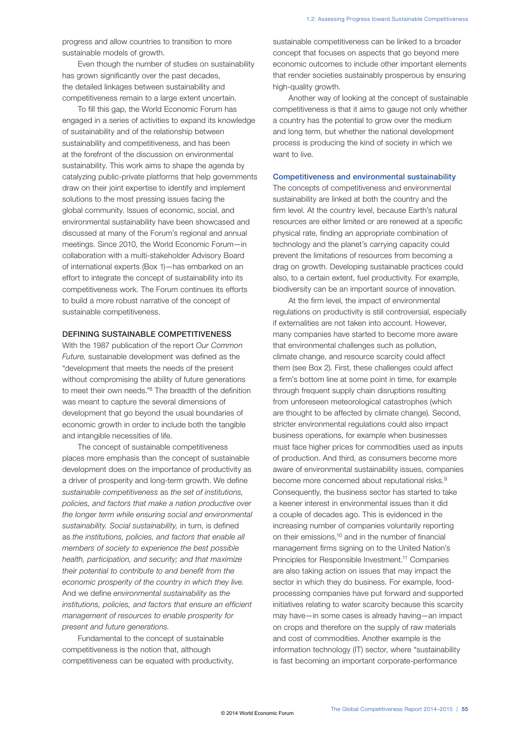progress and allow countries to transition to more sustainable models of growth.

Even though the number of studies on sustainability has grown significantly over the past decades, the detailed linkages between sustainability and competitiveness remain to a large extent uncertain.

To fill this gap, the World Economic Forum has engaged in a series of activities to expand its knowledge of sustainability and of the relationship between sustainability and competitiveness, and has been at the forefront of the discussion on environmental sustainability. This work aims to shape the agenda by catalyzing public-private platforms that help governments draw on their joint expertise to identify and implement solutions to the most pressing issues facing the global community. Issues of economic, social, and environmental sustainability have been showcased and discussed at many of the Forum's regional and annual meetings. Since 2010, the World Economic Forum—in collaboration with a multi-stakeholder Advisory Board of international experts (Box 1)—has embarked on an effort to integrate the concept of sustainability into its competitiveness work. The Forum continues its efforts to build a more robust narrative of the concept of sustainable competitiveness.

## DEFINING SUSTAINABLE COMPETITIVENESS

With the 1987 publication of the report *Our Common Future,* sustainable development was defined as the "development that meets the needs of the present without compromising the ability of future generations to meet their own needs."[8] The breadth of the definition was meant to capture the several dimensions of development that go beyond the usual boundaries of economic growth in order to include both the tangible and intangible necessities of life.

The concept of sustainable competitiveness places more emphasis than the concept of sustainable development does on the importance of productivity as a driver of prosperity and long-term growth. We define *sustainable competitiveness* as *the set of institutions, policies, and factors that make a nation productive over the longer term while ensuring social and environmental sustainability. Social sustainability,* in turn, is defined as *the institutions, policies, and factors that enable all members of society to experience the best possible health, participation, and security; and that maximize their potential to contribute to and benefit from the economic prosperity of the country in which they live.* And we define *environmental sustainability* as *the institutions, policies, and factors that ensure an efficient management of resources to enable prosperity for present and future generations.*

Fundamental to the concept of sustainable competitiveness is the notion that, although competitiveness can be equated with productivity, sustainable competitiveness can be linked to a broader concept that focuses on aspects that go beyond mere economic outcomes to include other important elements that render societies sustainably prosperous by ensuring high-quality growth.

Another way of looking at the concept of sustainable competitiveness is that it aims to gauge not only whether a country has the potential to grow over the medium and long term, but whether the national development process is producing the kind of society in which we want to live.

### Competitiveness and environmental sustainability

The concepts of competitiveness and environmental sustainability are linked at both the country and the firm level. At the country level, because Earth's natural resources are either limited or are renewed at a specific physical rate, finding an appropriate combination of technology and the planet's carrying capacity could prevent the limitations of resources from becoming a drag on growth. Developing sustainable practices could also, to a certain extent, fuel productivity. For example, biodiversity can be an important source of innovation.

At the firm level, the impact of environmental regulations on productivity is still controversial, especially if externalities are not taken into account. However, many companies have started to become more aware that environmental challenges such as pollution, climate change, and resource scarcity could affect them (see Box 2). First, these challenges could affect a firm's bottom line at some point in time, for example through frequent supply chain disruptions resulting from unforeseen meteorological catastrophes (which are thought to be affected by climate change). Second, stricter environmental regulations could also impact business operations, for example when businesses must face higher prices for commodities used as inputs of production. And third, as consumers become more aware of environmental sustainability issues, companies become more concerned about reputational risks.[9] Consequently, the business sector has started to take a keener interest in environmental issues than it did a couple of decades ago. This is evidenced in the increasing number of companies voluntarily reporting on their emissions,[10] and in the number of financial management firms signing on to the United Nation's Principles for Responsible Investment.[11] Companies are also taking action on issues that may impact the sector in which they do business. For example, food-processing companies have put forward and supported initiatives relating to water scarcity because this scarcity may have—in some cases is already having—an impact on crops and therefore on the supply of raw materials and cost of commodities. Another example is the information technology (IT) sector, where "sustainability is fast becoming an important corporate-performance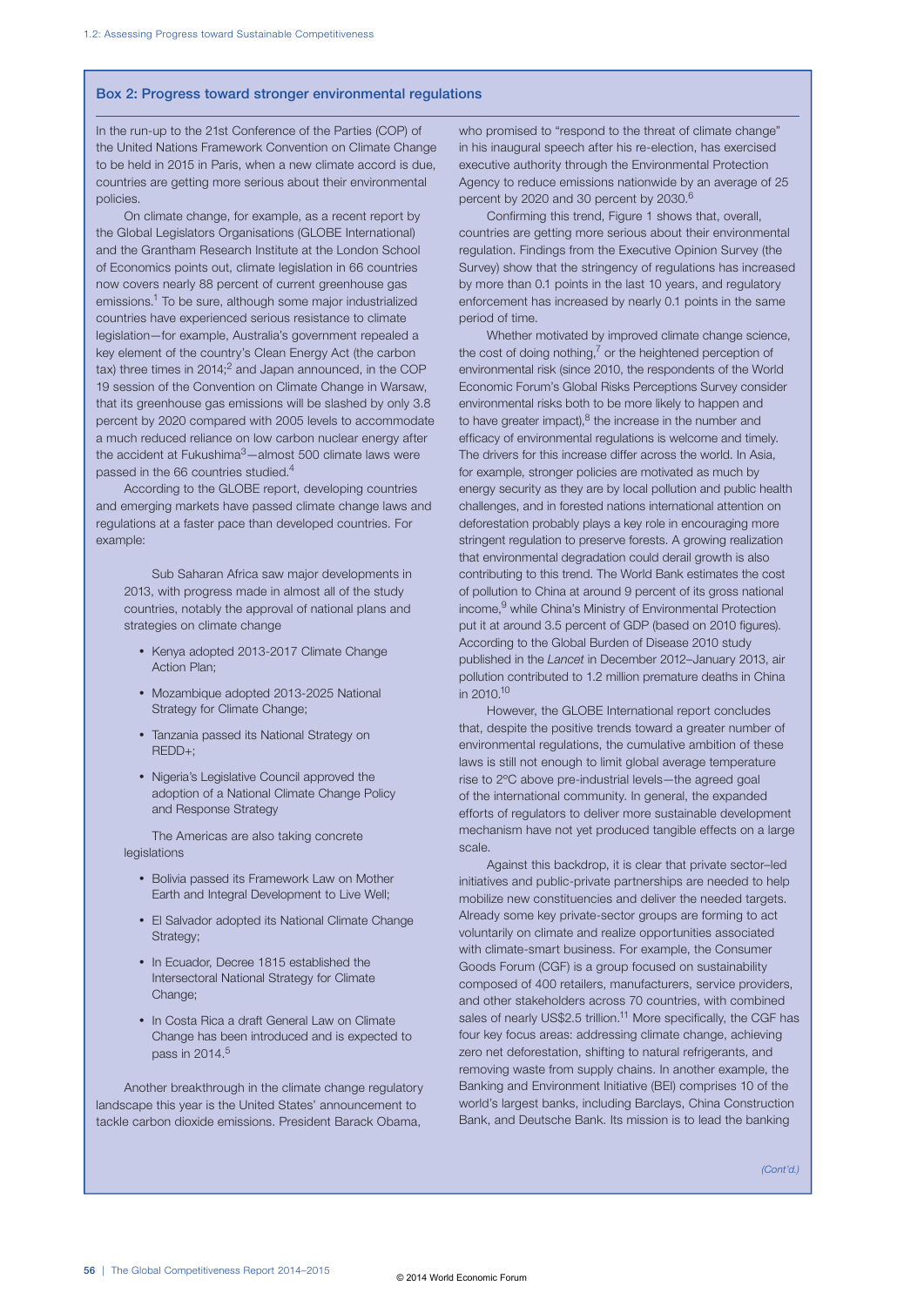## Box 2: Progress toward stronger environmental regulations

In the run-up to the 21st Conference of the Parties (COP) of the United Nations Framework Convention on Climate Change to be held in 2015 in Paris, when a new climate accord is due, countries are getting more serious about their environmental policies.

On climate change, for example, as a recent report by the Global Legislators Organisations (GLOBE International) and the Grantham Research Institute at the London School of Economics points out, climate legislation in 66 countries now covers nearly 88 percent of current greenhouse gas emissions.[1] To be sure, although some major industrialized countries have experienced serious resistance to climate legislation—for example, Australia's government repealed a key element of the country's Clean Energy Act (the carbon tax) three times in 2014;[2] and Japan announced, in the COP 19 session of the Convention on Climate Change in Warsaw, that its greenhouse gas emissions will be slashed by only 3.8 percent by 2020 compared with 2005 levels to accommodate a much reduced reliance on low carbon nuclear energy after the accident at Fukushima[3]—almost 500 climate laws were passed in the 66 countries studied.[4]

According to the GLOBE report, developing countries and emerging markets have passed climate change laws and regulations at a faster pace than developed countries. For example:

> Sub Saharan Africa saw major developments in 2013, with progress made in almost all of the study countries, notably the approval of national plans and strategies on climate change
>
> - Kenya adopted 2013-2017 Climate Change Action Plan;
> - Mozambique adopted 2013-2025 National Strategy for Climate Change;
> - Tanzania passed its National Strategy on REDD+;
> - Nigeria's Legislative Council approved the adoption of a National Climate Change Policy and Response Strategy
>
> The Americas are also taking concrete legislations
>
> - Bolivia passed its Framework Law on Mother Earth and Integral Development to Live Well;
> - El Salvador adopted its National Climate Change Strategy;
> - In Ecuador, Decree 1815 established the Intersectoral National Strategy for Climate Change;
> - In Costa Rica a draft General Law on Climate Change has been introduced and is expected to pass in 2014.[5]

Another breakthrough in the climate change regulatory landscape this year is the United States' announcement to tackle carbon dioxide emissions. President Barack Obama, who promised to "respond to the threat of climate change" in his inaugural speech after his re-election, has exercised executive authority through the Environmental Protection Agency to reduce emissions nationwide by an average of 25 percent by 2020 and 30 percent by 2030.[6]

Confirming this trend, Figure 1 shows that, overall, countries are getting more serious about their environmental regulation. Findings from the Executive Opinion Survey (the Survey) show that the stringency of regulations has increased by more than 0.1 points in the last 10 years, and regulatory enforcement has increased by nearly 0.1 points in the same period of time.

Whether motivated by improved climate change science, the cost of doing nothing,[7] or the heightened perception of environmental risk (since 2010, the respondents of the World Economic Forum's Global Risks Perceptions Survey consider environmental risks both to be more likely to happen and to have greater impact),[8] the increase in the number and efficacy of environmental regulations is welcome and timely. The drivers for this increase differ across the world. In Asia, for example, stronger policies are motivated as much by energy security as they are by local pollution and public health challenges, and in forested nations international attention on deforestation probably plays a key role in encouraging more stringent regulation to preserve forests. A growing realization that environmental degradation could derail growth is also contributing to this trend. The World Bank estimates the cost of pollution to China at around 9 percent of its gross national income,[9] while China's Ministry of Environmental Protection put it at around 3.5 percent of GDP (based on 2010 figures). According to the Global Burden of Disease 2010 study published in the *Lancet* in December 2012–January 2013, air pollution contributed to 1.2 million premature deaths in China in 2010.[10]

However, the GLOBE International report concludes that, despite the positive trends toward a greater number of environmental regulations, the cumulative ambition of these laws is still not enough to limit global average temperature rise to 2ºC above pre-industrial levels—the agreed goal of the international community. In general, the expanded efforts of regulators to deliver more sustainable development mechanism have not yet produced tangible effects on a large scale.

Against this backdrop, it is clear that private sector–led initiatives and public-private partnerships are needed to help mobilize new constituencies and deliver the needed targets. Already some key private-sector groups are forming to act voluntarily on climate and realize opportunities associated with climate-smart business. For example, the Consumer Goods Forum (CGF) is a group focused on sustainability composed of 400 retailers, manufacturers, service providers, and other stakeholders across 70 countries, with combined sales of nearly US$2.5 trillion.[11] More specifically, the CGF has four key focus areas: addressing climate change, achieving zero net deforestation, shifting to natural refrigerants, and removing waste from supply chains. In another example, the Banking and Environment Initiative (BEI) comprises 10 of the world's largest banks, including Barclays, China Construction Bank, and Deutsche Bank. Its mission is to lead the banking

*(Cont'd.)*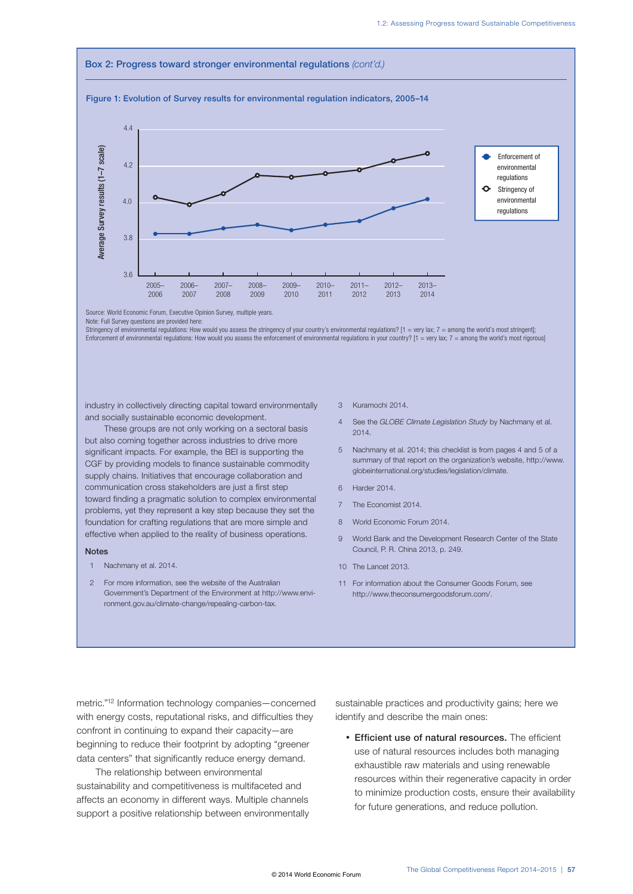## Box 2: Progress toward stronger environmental regulations *(cont'd.)*

**Figure 1: Evolution of Survey results for environmental regulation indicators, 2005–14**

Average Survey results (1–7 scale)

Legend: Enforcement of environmental regulations; Stringency of environmental regulations

Source: World Economic Forum, Executive Opinion Survey, multiple years.

Note: Full Survey questions are provided here:
Stringency of environmental regulations: How would you assess the stringency of your country's environmental regulations? [1 = very lax; 7 = among the world's most stringent];
Enforcement of environmental regulations: How would you assess the enforcement of environmental regulations in your country? [1 = very lax; 7 = among the world's most rigorous]

industry in collectively directing capital toward environmentally and socially sustainable economic development.

These groups are not only working on a sectoral basis but also coming together across industries to drive more significant impacts. For example, the BEI is supporting the CGF by providing models to finance sustainable commodity supply chains. Initiatives that encourage collaboration and communication cross stakeholders are just a first step toward finding a pragmatic solution to complex environmental problems, yet they represent a key step because they set the foundation for crafting regulations that are more simple and effective when applied to the reality of business operations.

### Notes

1 Nachmany et al. 2014.

2 For more information, see the website of the Australian Government's Department of the Environment at http://www.environment.gov.au/climate-change/repealing-carbon-tax.

3 Kuramochi 2014.

4 See the *GLOBE Climate Legislation Study* by Nachmany et al. 2014.

5 Nachmany et al. 2014; this checklist is from pages 4 and 5 of a summary of that report on the organization's website, http://www.globeinternational.org/studies/legislation/climate.

6 Harder 2014.

7 The Economist 2014.

8 World Economic Forum 2014.

9 World Bank and the Development Research Center of the State Council, P. R. China 2013, p. 249.

10 The Lancet 2013.

11 For information about the Consumer Goods Forum, see http://www.theconsumergoodsforum.com/.

metric."[12] Information technology companies—concerned with energy costs, reputational risks, and difficulties they confront in continuing to expand their capacity—are beginning to reduce their footprint by adopting "greener data centers" that significantly reduce energy demand.

The relationship between environmental sustainability and competitiveness is multifaceted and affects an economy in different ways. Multiple channels support a positive relationship between environmentally sustainable practices and productivity gains; here we identify and describe the main ones:

- **Efficient use of natural resources.** The efficient use of natural resources includes both managing exhaustible raw materials and using renewable resources within their regenerative capacity in order to minimize production costs, ensure their availability for future generations, and reduce pollution.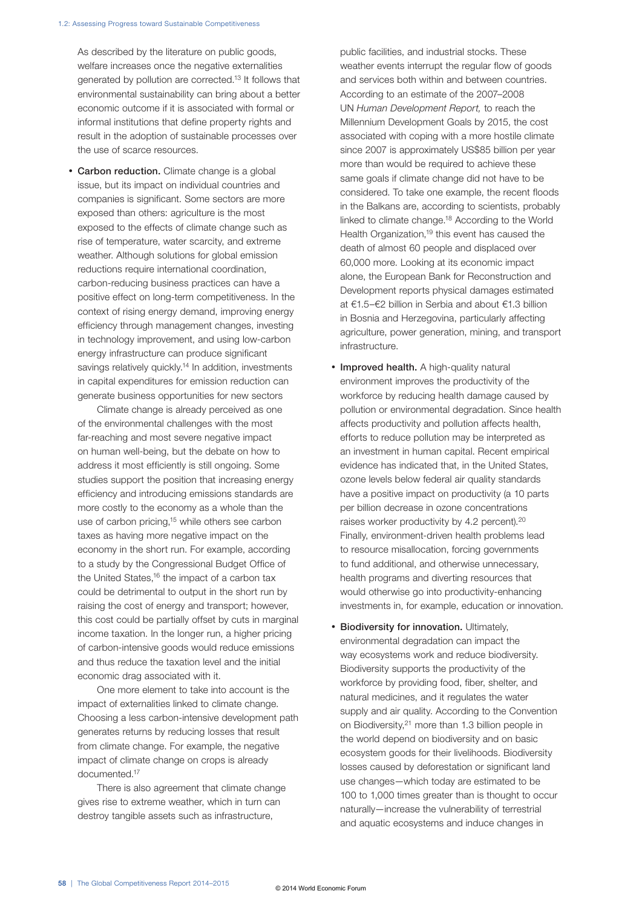As described by the literature on public goods, welfare increases once the negative externalities generated by pollution are corrected.[13] It follows that environmental sustainability can bring about a better economic outcome if it is associated with formal or informal institutions that define property rights and result in the adoption of sustainable processes over the use of scarce resources.

- **Carbon reduction.** Climate change is a global issue, but its impact on individual countries and companies is significant. Some sectors are more exposed than others: agriculture is the most exposed to the effects of climate change such as rise of temperature, water scarcity, and extreme weather. Although solutions for global emission reductions require international coordination, carbon-reducing business practices can have a positive effect on long-term competitiveness. In the context of rising energy demand, improving energy efficiency through management changes, investing in technology improvement, and using low-carbon energy infrastructure can produce significant savings relatively quickly.[14] In addition, investments in capital expenditures for emission reduction can generate business opportunities for new sectors

  Climate change is already perceived as one of the environmental challenges with the most far-reaching and most severe negative impact on human well-being, but the debate on how to address it most efficiently is still ongoing. Some studies support the position that increasing energy efficiency and introducing emissions standards are more costly to the economy as a whole than the use of carbon pricing,[15] while others see carbon taxes as having more negative impact on the economy in the short run. For example, according to a study by the Congressional Budget Office of the United States,[16] the impact of a carbon tax could be detrimental to output in the short run by raising the cost of energy and transport; however, this cost could be partially offset by cuts in marginal income taxation. In the longer run, a higher pricing of carbon-intensive goods would reduce emissions and thus reduce the taxation level and the initial economic drag associated with it.

  One more element to take into account is the impact of externalities linked to climate change. Choosing a less carbon-intensive development path generates returns by reducing losses that result from climate change. For example, the negative impact of climate change on crops is already documented.[17]

  There is also agreement that climate change gives rise to extreme weather, which in turn can destroy tangible assets such as infrastructure, public facilities, and industrial stocks. These weather events interrupt the regular flow of goods and services both within and between countries. According to an estimate of the 2007–2008 UN *Human Development Report,* to reach the Millennium Development Goals by 2015, the cost associated with coping with a more hostile climate since 2007 is approximately US$85 billion per year more than would be required to achieve these same goals if climate change did not have to be considered. To take one example, the recent floods in the Balkans are, according to scientists, probably linked to climate change.[18] According to the World Health Organization,[19] this event has caused the death of almost 60 people and displaced over 60,000 more. Looking at its economic impact alone, the European Bank for Reconstruction and Development reports physical damages estimated at €1.5–€2 billion in Serbia and about €1.3 billion in Bosnia and Herzegovina, particularly affecting agriculture, power generation, mining, and transport infrastructure.

- **Improved health.** A high-quality natural environment improves the productivity of the workforce by reducing health damage caused by pollution or environmental degradation. Since health affects productivity and pollution affects health, efforts to reduce pollution may be interpreted as an investment in human capital. Recent empirical evidence has indicated that, in the United States, ozone levels below federal air quality standards have a positive impact on productivity (a 10 parts per billion decrease in ozone concentrations raises worker productivity by 4.2 percent).[20] Finally, environment-driven health problems lead to resource misallocation, forcing governments to fund additional, and otherwise unnecessary, health programs and diverting resources that would otherwise go into productivity-enhancing investments in, for example, education or innovation.

- **Biodiversity for innovation.** Ultimately, environmental degradation can impact the way ecosystems work and reduce biodiversity. Biodiversity supports the productivity of the workforce by providing food, fiber, shelter, and natural medicines, and it regulates the water supply and air quality. According to the Convention on Biodiversity,[21] more than 1.3 billion people in the world depend on biodiversity and on basic ecosystem goods for their livelihoods. Biodiversity losses caused by deforestation or significant land use changes—which today are estimated to be 100 to 1,000 times greater than is thought to occur naturally—increase the vulnerability of terrestrial and aquatic ecosystems and induce changes in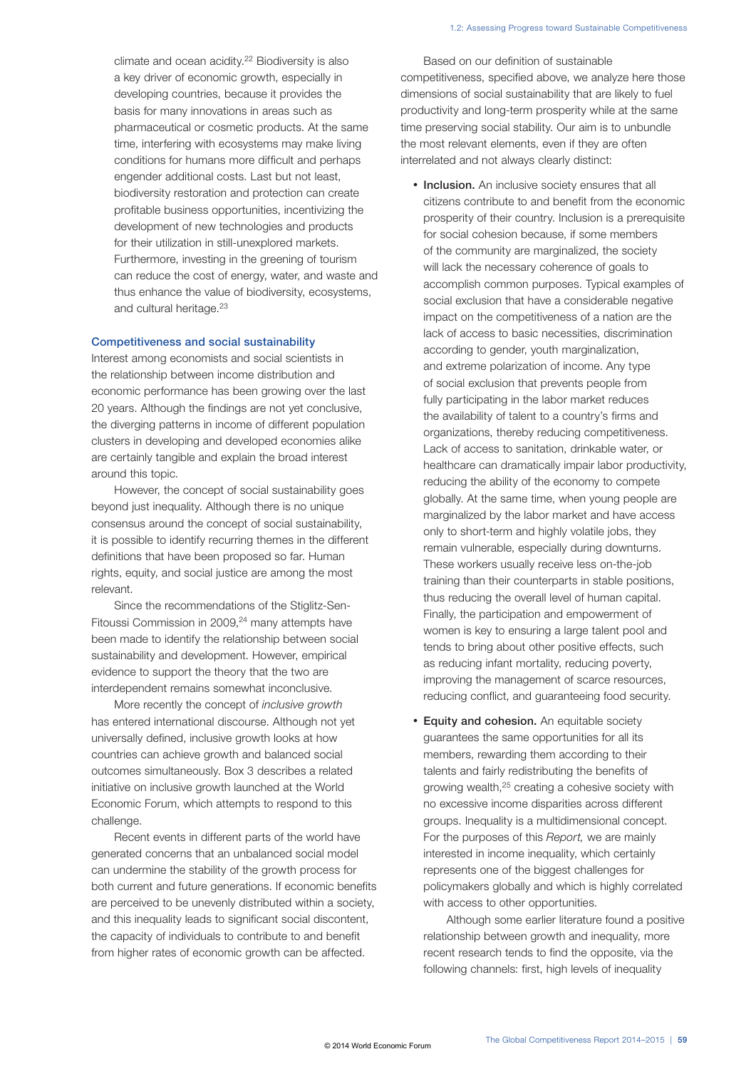climate and ocean acidity.[22] Biodiversity is also a key driver of economic growth, especially in developing countries, because it provides the basis for many innovations in areas such as pharmaceutical or cosmetic products. At the same time, interfering with ecosystems may make living conditions for humans more difficult and perhaps engender additional costs. Last but not least, biodiversity restoration and protection can create profitable business opportunities, incentivizing the development of new technologies and products for their utilization in still-unexplored markets. Furthermore, investing in the greening of tourism can reduce the cost of energy, water, and waste and thus enhance the value of biodiversity, ecosystems, and cultural heritage.[23]

### Competitiveness and social sustainability

Interest among economists and social scientists in the relationship between income distribution and economic performance has been growing over the last 20 years. Although the findings are not yet conclusive, the diverging patterns in income of different population clusters in developing and developed economies alike are certainly tangible and explain the broad interest around this topic.

However, the concept of social sustainability goes beyond just inequality. Although there is no unique consensus around the concept of social sustainability, it is possible to identify recurring themes in the different definitions that have been proposed so far. Human rights, equity, and social justice are among the most relevant.

Since the recommendations of the Stiglitz-Sen-Fitoussi Commission in 2009,[24] many attempts have been made to identify the relationship between social sustainability and development. However, empirical evidence to support the theory that the two are interdependent remains somewhat inconclusive.

More recently the concept of *inclusive growth* has entered international discourse. Although not yet universally defined, inclusive growth looks at how countries can achieve growth and balanced social outcomes simultaneously. Box 3 describes a related initiative on inclusive growth launched at the World Economic Forum, which attempts to respond to this challenge.

Recent events in different parts of the world have generated concerns that an unbalanced social model can undermine the stability of the growth process for both current and future generations. If economic benefits are perceived to be unevenly distributed within a society, and this inequality leads to significant social discontent, the capacity of individuals to contribute to and benefit from higher rates of economic growth can be affected.

Based on our definition of sustainable competitiveness, specified above, we analyze here those dimensions of social sustainability that are likely to fuel productivity and long-term prosperity while at the same time preserving social stability. Our aim is to unbundle the most relevant elements, even if they are often interrelated and not always clearly distinct:

- **Inclusion.** An inclusive society ensures that all citizens contribute to and benefit from the economic prosperity of their country. Inclusion is a prerequisite for social cohesion because, if some members of the community are marginalized, the society will lack the necessary coherence of goals to accomplish common purposes. Typical examples of social exclusion that have a considerable negative impact on the competitiveness of a nation are the lack of access to basic necessities, discrimination according to gender, youth marginalization, and extreme polarization of income. Any type of social exclusion that prevents people from fully participating in the labor market reduces the availability of talent to a country's firms and organizations, thereby reducing competitiveness. Lack of access to sanitation, drinkable water, or healthcare can dramatically impair labor productivity, reducing the ability of the economy to compete globally. At the same time, when young people are marginalized by the labor market and have access only to short-term and highly volatile jobs, they remain vulnerable, especially during downturns. These workers usually receive less on-the-job training than their counterparts in stable positions, thus reducing the overall level of human capital. Finally, the participation and empowerment of women is key to ensuring a large talent pool and tends to bring about other positive effects, such as reducing infant mortality, reducing poverty, improving the management of scarce resources, reducing conflict, and guaranteeing food security.

- **Equity and cohesion.** An equitable society guarantees the same opportunities for all its members, rewarding them according to their talents and fairly redistributing the benefits of growing wealth,[25] creating a cohesive society with no excessive income disparities across different groups. Inequality is a multidimensional concept. For the purposes of this *Report,* we are mainly interested in income inequality, which certainly represents one of the biggest challenges for policymakers globally and which is highly correlated with access to other opportunities.

  Although some earlier literature found a positive relationship between growth and inequality, more recent research tends to find the opposite, via the following channels: first, high levels of inequality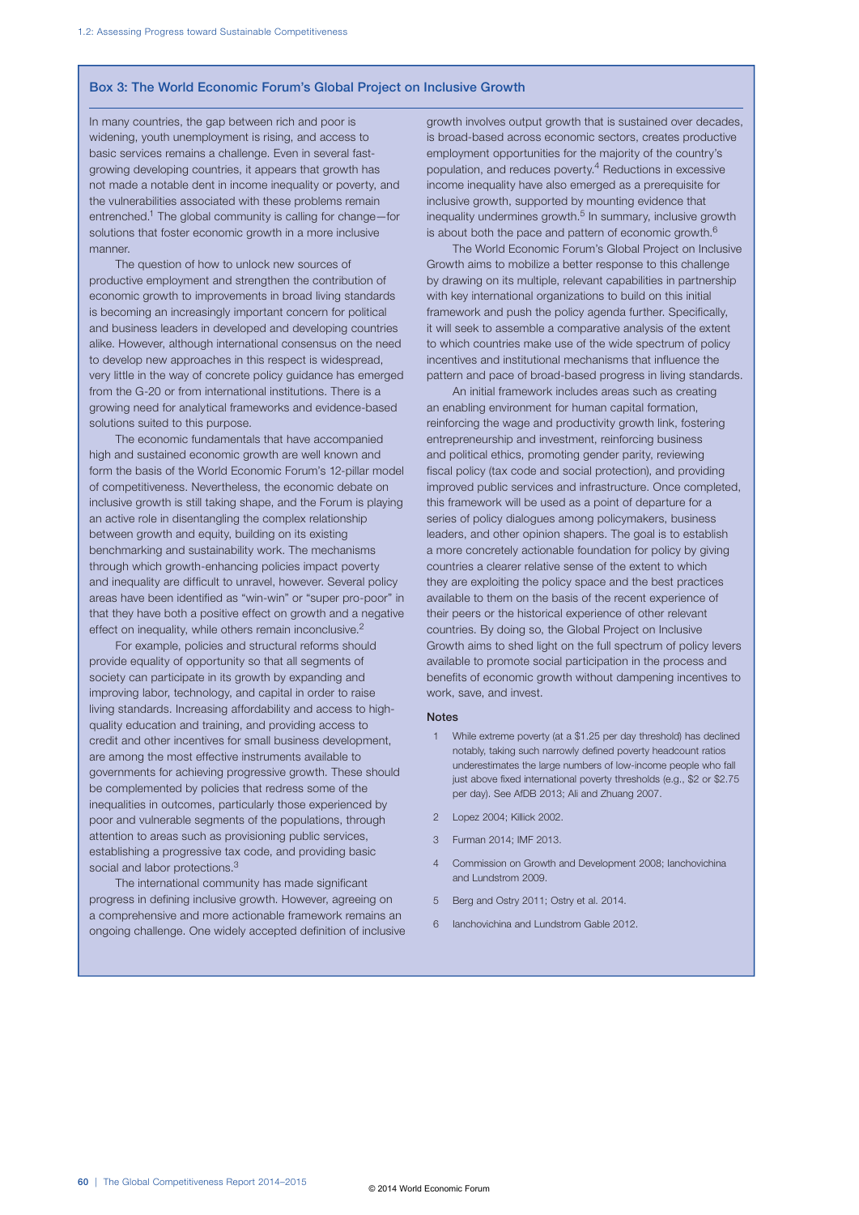## Box 3: The World Economic Forum's Global Project on Inclusive Growth

In many countries, the gap between rich and poor is widening, youth unemployment is rising, and access to basic services remains a challenge. Even in several fast-growing developing countries, it appears that growth has not made a notable dent in income inequality or poverty, and the vulnerabilities associated with these problems remain entrenched.[1] The global community is calling for change—for solutions that foster economic growth in a more inclusive manner.

The question of how to unlock new sources of productive employment and strengthen the contribution of economic growth to improvements in broad living standards is becoming an increasingly important concern for political and business leaders in developed and developing countries alike. However, although international consensus on the need to develop new approaches in this respect is widespread, very little in the way of concrete policy guidance has emerged from the G-20 or from international institutions. There is a growing need for analytical frameworks and evidence-based solutions suited to this purpose.

The economic fundamentals that have accompanied high and sustained economic growth are well known and form the basis of the World Economic Forum's 12-pillar model of competitiveness. Nevertheless, the economic debate on inclusive growth is still taking shape, and the Forum is playing an active role in disentangling the complex relationship between growth and equity, building on its existing benchmarking and sustainability work. The mechanisms through which growth-enhancing policies impact poverty and inequality are difficult to unravel, however. Several policy areas have been identified as "win-win" or "super pro-poor" in that they have both a positive effect on growth and a negative effect on inequality, while others remain inconclusive.[2]

For example, policies and structural reforms should provide equality of opportunity so that all segments of society can participate in its growth by expanding and improving labor, technology, and capital in order to raise living standards. Increasing affordability and access to high-quality education and training, and providing access to credit and other incentives for small business development, are among the most effective instruments available to governments for achieving progressive growth. These should be complemented by policies that redress some of the inequalities in outcomes, particularly those experienced by poor and vulnerable segments of the populations, through attention to areas such as provisioning public services, establishing a progressive tax code, and providing basic social and labor protections.[3]

The international community has made significant progress in defining inclusive growth. However, agreeing on a comprehensive and more actionable framework remains an ongoing challenge. One widely accepted definition of inclusive growth involves output growth that is sustained over decades, is broad-based across economic sectors, creates productive employment opportunities for the majority of the country's population, and reduces poverty.[4] Reductions in excessive income inequality have also emerged as a prerequisite for inclusive growth, supported by mounting evidence that inequality undermines growth.[5] In summary, inclusive growth is about both the pace and pattern of economic growth.[6]

The World Economic Forum's Global Project on Inclusive Growth aims to mobilize a better response to this challenge by drawing on its multiple, relevant capabilities in partnership with key international organizations to build on this initial framework and push the policy agenda further. Specifically, it will seek to assemble a comparative analysis of the extent to which countries make use of the wide spectrum of policy incentives and institutional mechanisms that influence the pattern and pace of broad-based progress in living standards.

An initial framework includes areas such as creating an enabling environment for human capital formation, reinforcing the wage and productivity growth link, fostering entrepreneurship and investment, reinforcing business and political ethics, promoting gender parity, reviewing fiscal policy (tax code and social protection), and providing improved public services and infrastructure. Once completed, this framework will be used as a point of departure for a series of policy dialogues among policymakers, business leaders, and other opinion shapers. The goal is to establish a more concretely actionable foundation for policy by giving countries a clearer relative sense of the extent to which they are exploiting the policy space and the best practices available to them on the basis of the recent experience of their peers or the historical experience of other relevant countries. By doing so, the Global Project on Inclusive Growth aims to shed light on the full spectrum of policy levers available to promote social participation in the process and benefits of economic growth without dampening incentives to work, save, and invest.

### Notes

1. While extreme poverty (at a $1.25 per day threshold) has declined notably, taking such narrowly defined poverty headcount ratios underestimates the large numbers of low-income people who fall just above fixed international poverty thresholds (e.g., $2 or $2.75 per day). See AfDB 2013; Ali and Zhuang 2007.
2. Lopez 2004; Killick 2002.
3. Furman 2014; IMF 2013.
4. Commission on Growth and Development 2008; Ianchovichina and Lundstrom 2009.
5. Berg and Ostry 2011; Ostry et al. 2014.
6. Ianchovichina and Lundstrom Gable 2012.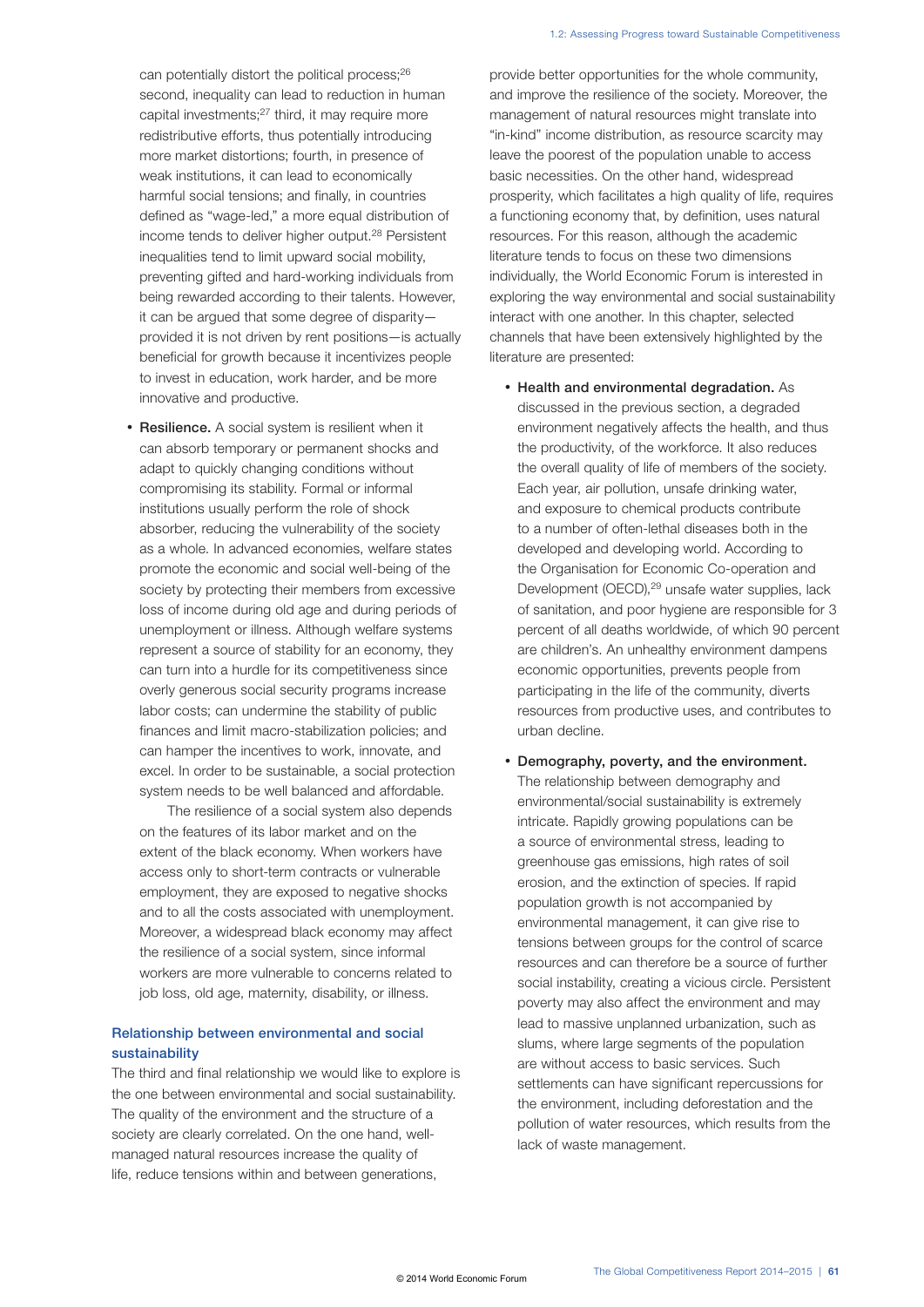can potentially distort the political process;[26] second, inequality can lead to reduction in human capital investments;[27] third, it may require more redistributive efforts, thus potentially introducing more market distortions; fourth, in presence of weak institutions, it can lead to economically harmful social tensions; and finally, in countries defined as "wage-led," a more equal distribution of income tends to deliver higher output.[28] Persistent inequalities tend to limit upward social mobility, preventing gifted and hard-working individuals from being rewarded according to their talents. However, it can be argued that some degree of disparity—provided it is not driven by rent positions—is actually beneficial for growth because it incentivizes people to invest in education, work harder, and be more innovative and productive.

- **Resilience.** A social system is resilient when it can absorb temporary or permanent shocks and adapt to quickly changing conditions without compromising its stability. Formal or informal institutions usually perform the role of shock absorber, reducing the vulnerability of the society as a whole. In advanced economies, welfare states promote the economic and social well-being of the society by protecting their members from excessive loss of income during old age and during periods of unemployment or illness. Although welfare systems represent a source of stability for an economy, they can turn into a hurdle for its competitiveness since overly generous social security programs increase labor costs; can undermine the stability of public finances and limit macro-stabilization policies; and can hamper the incentives to work, innovate, and excel. In order to be sustainable, a social protection system needs to be well balanced and affordable.

  The resilience of a social system also depends on the features of its labor market and on the extent of the black economy. When workers have access only to short-term contracts or vulnerable employment, they are exposed to negative shocks and to all the costs associated with unemployment. Moreover, a widespread black economy may affect the resilience of a social system, since informal workers are more vulnerable to concerns related to job loss, old age, maternity, disability, or illness.

### Relationship between environmental and social sustainability

The third and final relationship we would like to explore is the one between environmental and social sustainability. The quality of the environment and the structure of a society are clearly correlated. On the one hand, well-managed natural resources increase the quality of life, reduce tensions within and between generations, provide better opportunities for the whole community, and improve the resilience of the society. Moreover, the management of natural resources might translate into "in-kind" income distribution, as resource scarcity may leave the poorest of the population unable to access basic necessities. On the other hand, widespread prosperity, which facilitates a high quality of life, requires a functioning economy that, by definition, uses natural resources. For this reason, although the academic literature tends to focus on these two dimensions individually, the World Economic Forum is interested in exploring the way environmental and social sustainability interact with one another. In this chapter, selected channels that have been extensively highlighted by the literature are presented:

- **Health and environmental degradation.** As discussed in the previous section, a degraded environment negatively affects the health, and thus the productivity, of the workforce. It also reduces the overall quality of life of members of the society. Each year, air pollution, unsafe drinking water, and exposure to chemical products contribute to a number of often-lethal diseases both in the developed and developing world. According to the Organisation for Economic Co-operation and Development (OECD),[29] unsafe water supplies, lack of sanitation, and poor hygiene are responsible for 3 percent of all deaths worldwide, of which 90 percent are children's. An unhealthy environment dampens economic opportunities, prevents people from participating in the life of the community, diverts resources from productive uses, and contributes to urban decline.

- **Demography, poverty, and the environment.** The relationship between demography and environmental/social sustainability is extremely intricate. Rapidly growing populations can be a source of environmental stress, leading to greenhouse gas emissions, high rates of soil erosion, and the extinction of species. If rapid population growth is not accompanied by environmental management, it can give rise to tensions between groups for the control of scarce resources and can therefore be a source of further social instability, creating a vicious circle. Persistent poverty may also affect the environment and may lead to massive unplanned urbanization, such as slums, where large segments of the population are without access to basic services. Such settlements can have significant repercussions for the environment, including deforestation and the pollution of water resources, which results from the lack of waste management.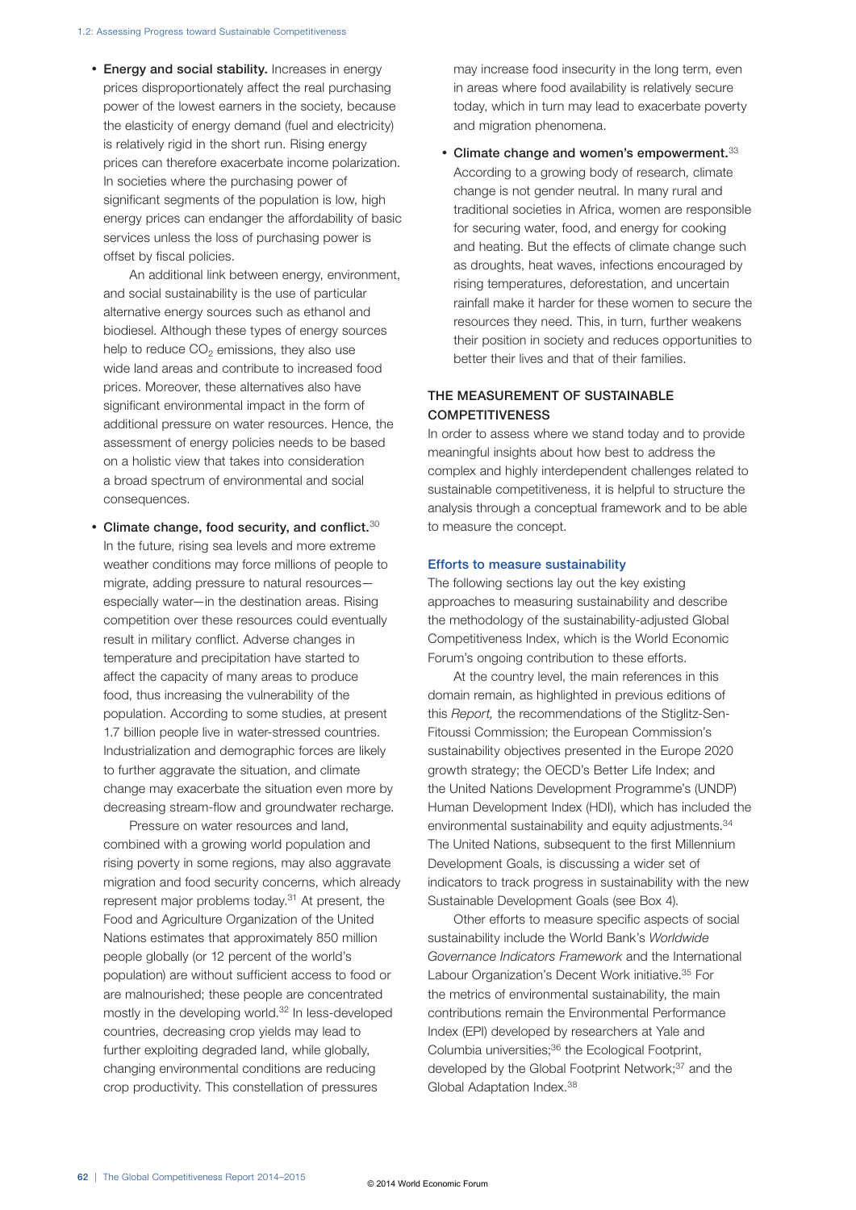- **Energy and social stability.** Increases in energy prices disproportionately affect the real purchasing power of the lowest earners in the society, because the elasticity of energy demand (fuel and electricity) is relatively rigid in the short run. Rising energy prices can therefore exacerbate income polarization. In societies where the purchasing power of significant segments of the population is low, high energy prices can endanger the affordability of basic services unless the loss of purchasing power is offset by fiscal policies.

  An additional link between energy, environment, and social sustainability is the use of particular alternative energy sources such as ethanol and biodiesel. Although these types of energy sources help to reduce $CO_2$ emissions, they also use wide land areas and contribute to increased food prices. Moreover, these alternatives also have significant environmental impact in the form of additional pressure on water resources. Hence, the assessment of energy policies needs to be based on a holistic view that takes into consideration a broad spectrum of environmental and social consequences.

- **Climate change, food security, and conflict.**[30] In the future, rising sea levels and more extreme weather conditions may force millions of people to migrate, adding pressure to natural resources—especially water—in the destination areas. Rising competition over these resources could eventually result in military conflict. Adverse changes in temperature and precipitation have started to affect the capacity of many areas to produce food, thus increasing the vulnerability of the population. According to some studies, at present 1.7 billion people live in water-stressed countries. Industrialization and demographic forces are likely to further aggravate the situation, and climate change may exacerbate the situation even more by decreasing stream-flow and groundwater recharge.

  Pressure on water resources and land, combined with a growing world population and rising poverty in some regions, may also aggravate migration and food security concerns, which already represent major problems today.[31] At present, the Food and Agriculture Organization of the United Nations estimates that approximately 850 million people globally (or 12 percent of the world's population) are without sufficient access to food or are malnourished; these people are concentrated mostly in the developing world.[32] In less-developed countries, decreasing crop yields may lead to further exploiting degraded land, while globally, changing environmental conditions are reducing crop productivity. This constellation of pressures may increase food insecurity in the long term, even in areas where food availability is relatively secure today, which in turn may lead to exacerbate poverty and migration phenomena.

- **Climate change and women's empowerment.**[33] According to a growing body of research, climate change is not gender neutral. In many rural and traditional societies in Africa, women are responsible for securing water, food, and energy for cooking and heating. But the effects of climate change such as droughts, heat waves, infections encouraged by rising temperatures, deforestation, and uncertain rainfall make it harder for these women to secure the resources they need. This, in turn, further weakens their position in society and reduces opportunities to better their lives and that of their families.

## THE MEASUREMENT OF SUSTAINABLE COMPETITIVENESS

In order to assess where we stand today and to provide meaningful insights about how best to address the complex and highly interdependent challenges related to sustainable competitiveness, it is helpful to structure the analysis through a conceptual framework and to be able to measure the concept.

### Efforts to measure sustainability

The following sections lay out the key existing approaches to measuring sustainability and describe the methodology of the sustainability-adjusted Global Competitiveness Index, which is the World Economic Forum's ongoing contribution to these efforts.

At the country level, the main references in this domain remain, as highlighted in previous editions of this *Report,* the recommendations of the Stiglitz-Sen-Fitoussi Commission; the European Commission's sustainability objectives presented in the Europe 2020 growth strategy; the OECD's Better Life Index; and the United Nations Development Programme's (UNDP) Human Development Index (HDI), which has included the environmental sustainability and equity adjustments.[34] The United Nations, subsequent to the first Millennium Development Goals, is discussing a wider set of indicators to track progress in sustainability with the new Sustainable Development Goals (see Box 4).

Other efforts to measure specific aspects of social sustainability include the World Bank's *Worldwide Governance Indicators Framework* and the International Labour Organization's Decent Work initiative.[35] For the metrics of environmental sustainability, the main contributions remain the Environmental Performance Index (EPI) developed by researchers at Yale and Columbia universities;[36] the Ecological Footprint, developed by the Global Footprint Network;[37] and the Global Adaptation Index.[38]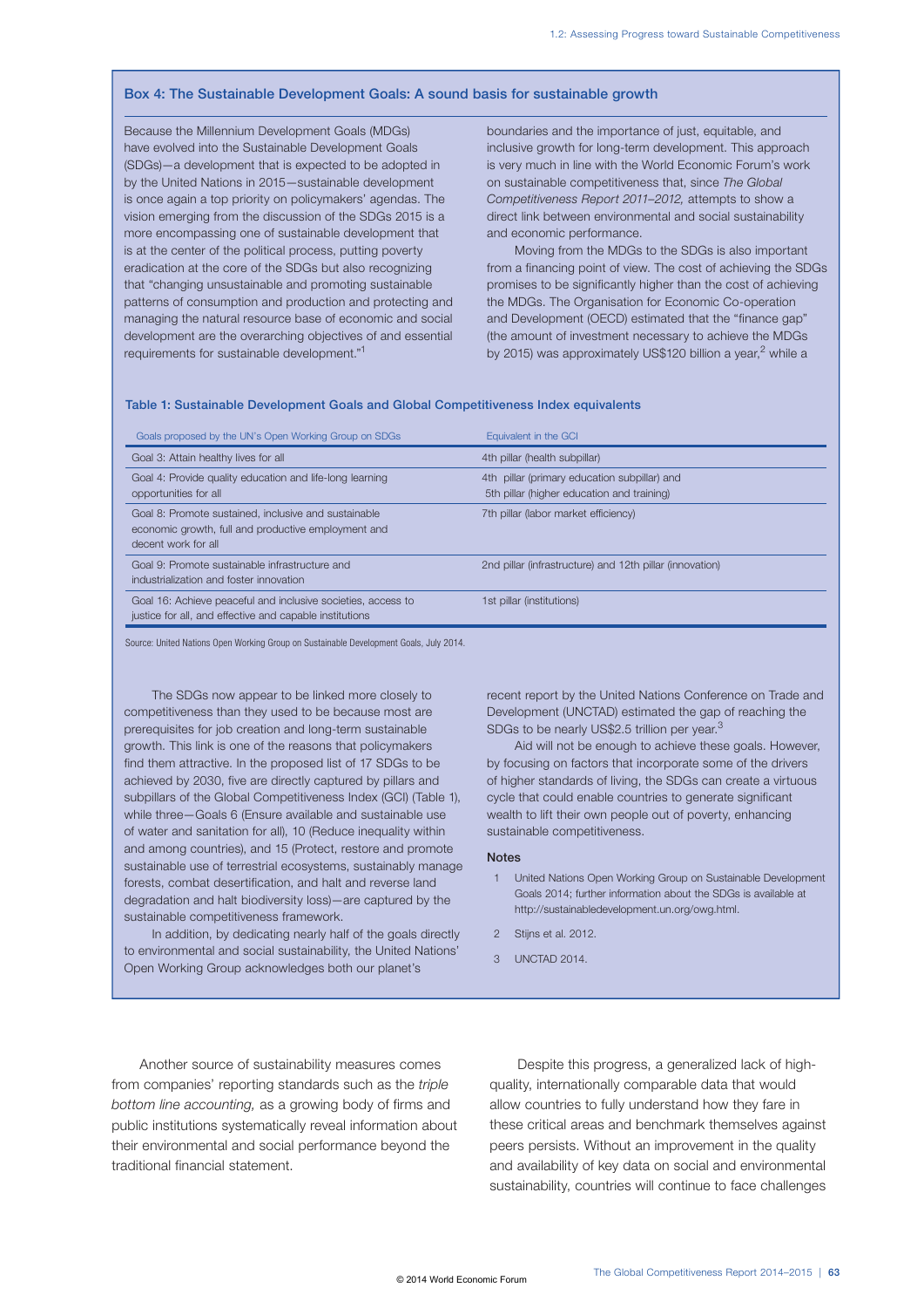## Box 4: The Sustainable Development Goals: A sound basis for sustainable growth

Because the Millennium Development Goals (MDGs) have evolved into the Sustainable Development Goals (SDGs)—a development that is expected to be adopted in by the United Nations in 2015—sustainable development is once again a top priority on policymakers' agendas. The vision emerging from the discussion of the SDGs 2015 is a more encompassing one of sustainable development that is at the center of the political process, putting poverty eradication at the core of the SDGs but also recognizing that "changing unsustainable and promoting sustainable patterns of consumption and production and protecting and managing the natural resource base of economic and social development are the overarching objectives of and essential requirements for sustainable development."[1]

The SDGs now appear to be linked more closely to competitiveness than they used to be because most are prerequisites for job creation and long-term sustainable growth. This link is one of the reasons that policymakers find them attractive. In the proposed list of 17 SDGs to be achieved by 2030, five are directly captured by pillars and subpillars of the Global Competitiveness Index (GCI) (Table 1), while three—Goals 6 (Ensure available and sustainable use of water and sanitation for all), 10 (Reduce inequality within and among countries), and 15 (Protect, restore and promote sustainable use of terrestrial ecosystems, sustainably manage forests, combat desertification, and halt and reverse land degradation and halt biodiversity loss)—are captured by the sustainable competitiveness framework.

In addition, by dedicating nearly half of the goals directly to environmental and social sustainability, the United Nations' Open Working Group acknowledges both our planet's boundaries and the importance of just, equitable, and inclusive growth for long-term development. This approach is very much in line with the World Economic Forum's work on sustainable competitiveness that, since *The Global Competitiveness Report 2011–2012,* attempts to show a direct link between environmental and social sustainability and economic performance.

Moving from the MDGs to the SDGs is also important from a financing point of view. The cost of achieving the SDGs promises to be significantly higher than the cost of achieving the MDGs. The Organisation for Economic Co-operation and Development (OECD) estimated that the "finance gap" (the amount of investment necessary to achieve the MDGs by 2015) was approximately US$120 billion a year,[2] while a recent report by the United Nations Conference on Trade and Development (UNCTAD) estimated the gap of reaching the SDGs to be nearly US$2.5 trillion per year.[3]

Aid will not be enough to achieve these goals. However, by focusing on factors that incorporate some of the drivers of higher standards of living, the SDGs can create a virtuous cycle that could enable countries to generate significant wealth to lift their own people out of poverty, enhancing sustainable competitiveness.

### Table 1: Sustainable Development Goals and Global Competitiveness Index equivalents

| Goals proposed by the UN's Open Working Group on SDGs | Equivalent in the GCI |
|---|---|
| Goal 3: Attain healthy lives for all | 4th pillar (health subpillar) |
| Goal 4: Provide quality education and life-long learning opportunities for all | 4th pillar (primary education subpillar) and 5th pillar (higher education and training) |
| Goal 8: Promote sustained, inclusive and sustainable economic growth, full and productive employment and decent work for all | 7th pillar (labor market efficiency) |
| Goal 9: Promote sustainable infrastructure and industrialization and foster innovation | 2nd pillar (infrastructure) and 12th pillar (innovation) |
| Goal 16: Achieve peaceful and inclusive societies, access to justice for all, and effective and capable institutions | 1st pillar (institutions) |

Source: United Nations Open Working Group on Sustainable Development Goals, July 2014.

### Notes

1. United Nations Open Working Group on Sustainable Development Goals 2014; further information about the SDGs is available at http://sustainabledevelopment.un.org/owg.html.
2. Stijns et al. 2012.
3. UNCTAD 2014.

Another source of sustainability measures comes from companies' reporting standards such as the *triple bottom line accounting,* as a growing body of firms and public institutions systematically reveal information about their environmental and social performance beyond the traditional financial statement.

Despite this progress, a generalized lack of high-quality, internationally comparable data that would allow countries to fully understand how they fare in these critical areas and benchmark themselves against peers persists. Without an improvement in the quality and availability of key data on social and environmental sustainability, countries will continue to face challenges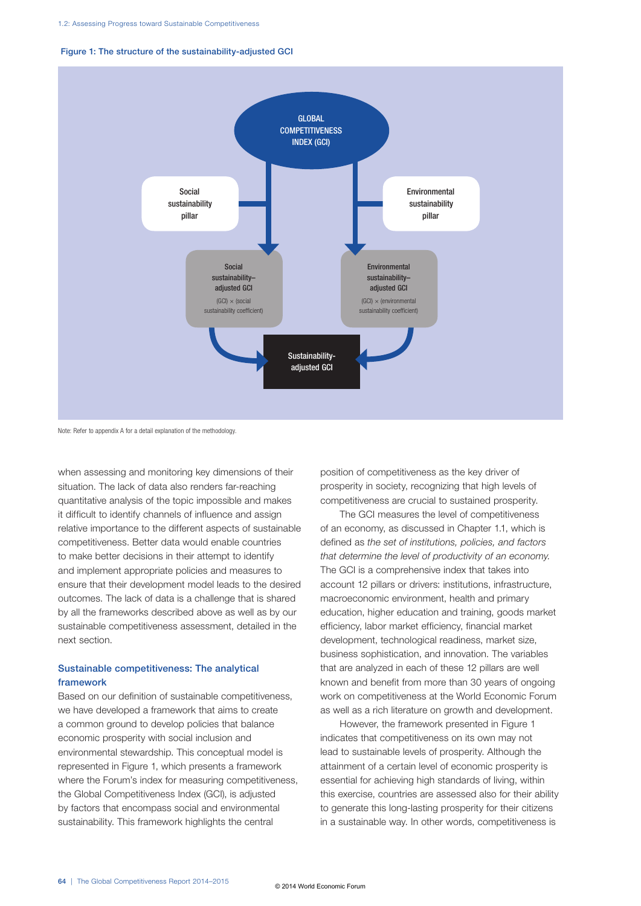**Figure 1: The structure of the sustainability-adjusted GCI**

GLOBAL COMPETITIVENESS INDEX (GCI)

Social sustainability pillar

Environmental sustainability pillar

Social sustainability–adjusted GCI
(GCI) × (social sustainability coefficient)

Environmental sustainability–adjusted GCI
(GCI) × (environmental sustainability coefficient)

Sustainability-adjusted GCI

Note: Refer to appendix A for a detail explanation of the methodology.

when assessing and monitoring key dimensions of their situation. The lack of data also renders far-reaching quantitative analysis of the topic impossible and makes it difficult to identify channels of influence and assign relative importance to the different aspects of sustainable competitiveness. Better data would enable countries to make better decisions in their attempt to identify and implement appropriate policies and measures to ensure that their development model leads to the desired outcomes. The lack of data is a challenge that is shared by all the frameworks described above as well as by our sustainable competitiveness assessment, detailed in the next section.

## Sustainable competitiveness: The analytical framework

Based on our definition of sustainable competitiveness, we have developed a framework that aims to create a common ground to develop policies that balance economic prosperity with social inclusion and environmental stewardship. This conceptual model is represented in Figure 1, which presents a framework where the Forum's index for measuring competitiveness, the Global Competitiveness Index (GCI), is adjusted by factors that encompass social and environmental sustainability. This framework highlights the central position of competitiveness as the key driver of prosperity in society, recognizing that high levels of competitiveness are crucial to sustained prosperity.

The GCI measures the level of competitiveness of an economy, as discussed in Chapter 1.1, which is defined as *the set of institutions, policies, and factors that determine the level of productivity of an economy.* The GCI is a comprehensive index that takes into account 12 pillars or drivers: institutions, infrastructure, macroeconomic environment, health and primary education, higher education and training, goods market efficiency, labor market efficiency, financial market development, technological readiness, market size, business sophistication, and innovation. The variables that are analyzed in each of these 12 pillars are well known and benefit from more than 30 years of ongoing work on competitiveness at the World Economic Forum as well as a rich literature on growth and development.

However, the framework presented in Figure 1 indicates that competitiveness on its own may not lead to sustainable levels of prosperity. Although the attainment of a certain level of economic prosperity is essential for achieving high standards of living, within this exercise, countries are assessed also for their ability to generate this long-lasting prosperity for their citizens in a sustainable way. In other words, competitiveness is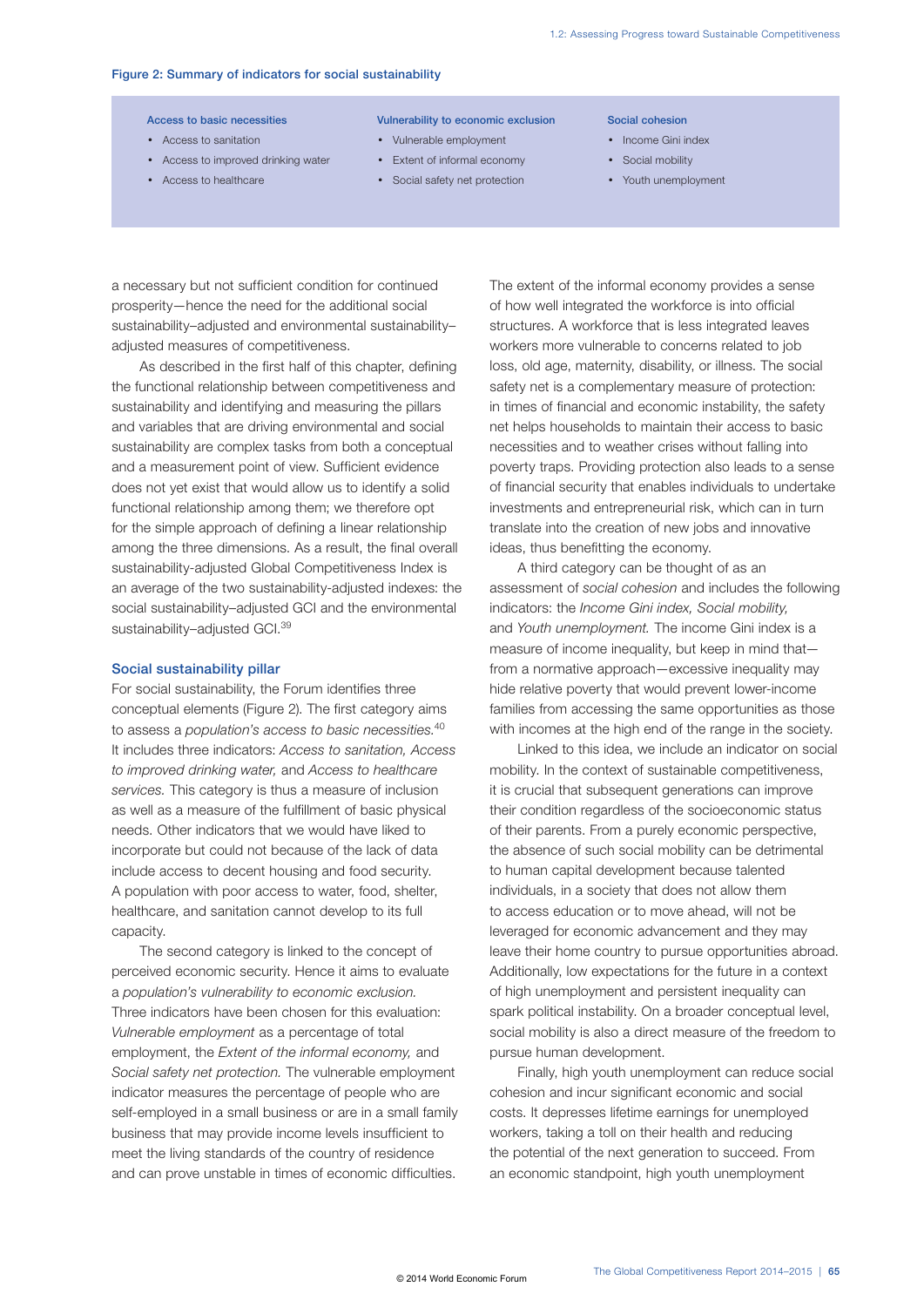**Figure 2: Summary of indicators for social sustainability**

| Access to basic necessities | Vulnerability to economic exclusion | Social cohesion |
|---|---|---|
| • Access to sanitation | • Vulnerable employment | • Income Gini index |
| • Access to improved drinking water | • Extent of informal economy | • Social mobility |
| • Access to healthcare | • Social safety net protection | • Youth unemployment |

a necessary but not sufficient condition for continued prosperity—hence the need for the additional social sustainability–adjusted and environmental sustainability–adjusted measures of competitiveness.

As described in the first half of this chapter, defining the functional relationship between competitiveness and sustainability and identifying and measuring the pillars and variables that are driving environmental and social sustainability are complex tasks from both a conceptual and a measurement point of view. Sufficient evidence does not yet exist that would allow us to identify a solid functional relationship among them; we therefore opt for the simple approach of defining a linear relationship among the three dimensions. As a result, the final overall sustainability-adjusted Global Competitiveness Index is an average of the two sustainability-adjusted indexes: the social sustainability–adjusted GCI and the environmental sustainability–adjusted GCI.[39]

### Social sustainability pillar

For social sustainability, the Forum identifies three conceptual elements (Figure 2). The first category aims to assess a *population's access to basic necessities.*[40] It includes three indicators: *Access to sanitation, Access to improved drinking water,* and *Access to healthcare services.* This category is thus a measure of inclusion as well as a measure of the fulfillment of basic physical needs. Other indicators that we would have liked to incorporate but could not because of the lack of data include access to decent housing and food security. A population with poor access to water, food, shelter, healthcare, and sanitation cannot develop to its full capacity.

The second category is linked to the concept of perceived economic security. Hence it aims to evaluate a *population's vulnerability to economic exclusion.* Three indicators have been chosen for this evaluation: *Vulnerable employment* as a percentage of total employment, the *Extent of the informal economy,* and *Social safety net protection.* The vulnerable employment indicator measures the percentage of people who are self-employed in a small business or are in a small family business that may provide income levels insufficient to meet the living standards of the country of residence and can prove unstable in times of economic difficulties. The extent of the informal economy provides a sense of how well integrated the workforce is into official structures. A workforce that is less integrated leaves workers more vulnerable to concerns related to job loss, old age, maternity, disability, or illness. The social safety net is a complementary measure of protection: in times of financial and economic instability, the safety net helps households to maintain their access to basic necessities and to weather crises without falling into poverty traps. Providing protection also leads to a sense of financial security that enables individuals to undertake investments and entrepreneurial risk, which can in turn translate into the creation of new jobs and innovative ideas, thus benefitting the economy.

A third category can be thought of as an assessment of *social cohesion* and includes the following indicators: the *Income Gini index, Social mobility,* and *Youth unemployment.* The income Gini index is a measure of income inequality, but keep in mind that—from a normative approach—excessive inequality may hide relative poverty that would prevent lower-income families from accessing the same opportunities as those with incomes at the high end of the range in the society.

Linked to this idea, we include an indicator on social mobility. In the context of sustainable competitiveness, it is crucial that subsequent generations can improve their condition regardless of the socioeconomic status of their parents. From a purely economic perspective, the absence of such social mobility can be detrimental to human capital development because talented individuals, in a society that does not allow them to access education or to move ahead, will not be leveraged for economic advancement and they may leave their home country to pursue opportunities abroad. Additionally, low expectations for the future in a context of high unemployment and persistent inequality can spark political instability. On a broader conceptual level, social mobility is also a direct measure of the freedom to pursue human development.

Finally, high youth unemployment can reduce social cohesion and incur significant economic and social costs. It depresses lifetime earnings for unemployed workers, taking a toll on their health and reducing the potential of the next generation to succeed. From an economic standpoint, high youth unemployment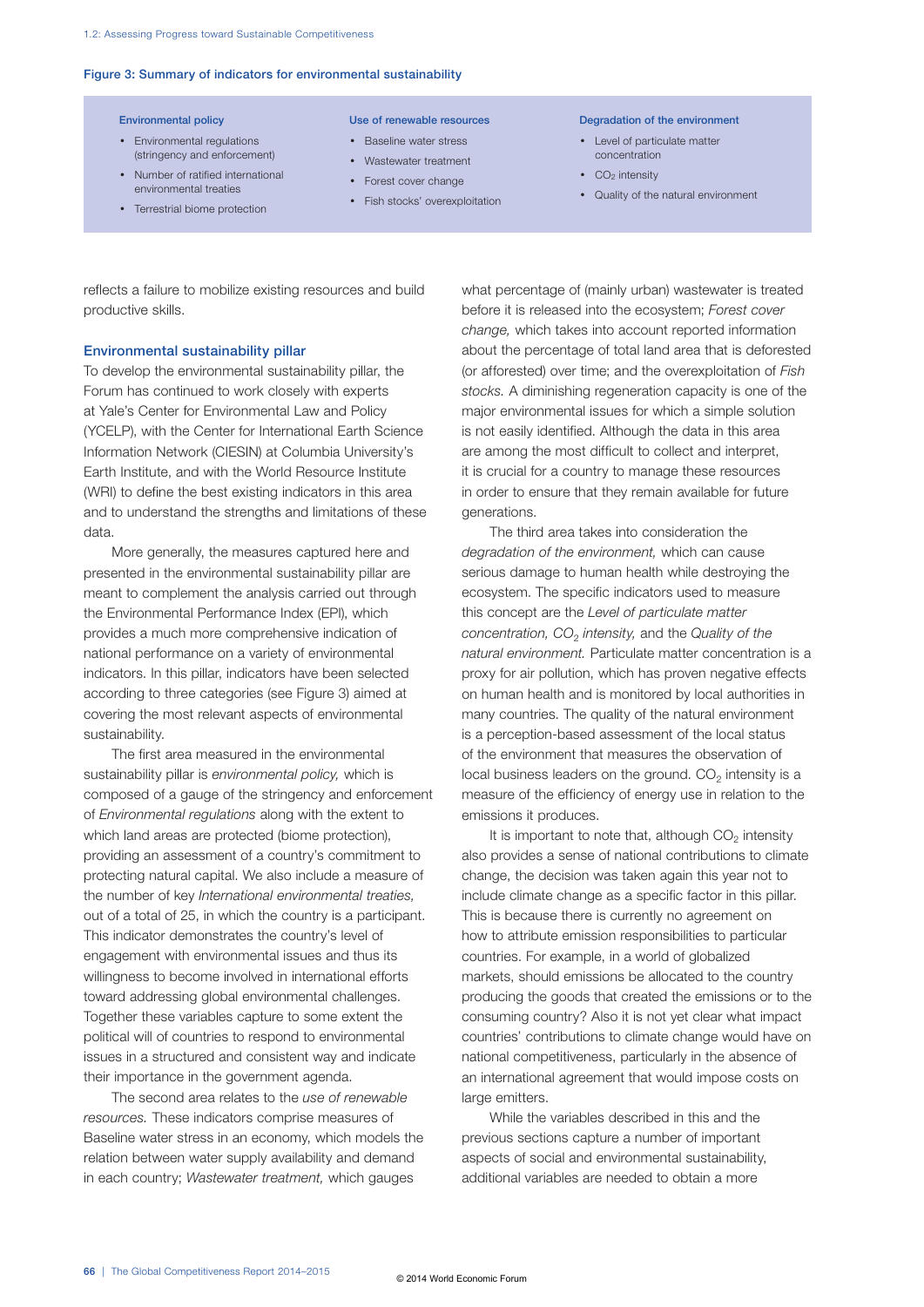**Figure 3: Summary of indicators for environmental sustainability**

**Environmental policy**

- Environmental regulations (stringency and enforcement)
- Number of ratified international environmental treaties
- Terrestrial biome protection

**Use of renewable resources**

- Baseline water stress
- Wastewater treatment
- Forest cover change
- Fish stocks' overexploitation

**Degradation of the environment**

- Level of particulate matter concentration
- $CO_2$ intensity
- Quality of the natural environment

reflects a failure to mobilize existing resources and build productive skills.

## Environmental sustainability pillar

To develop the environmental sustainability pillar, the Forum has continued to work closely with experts at Yale's Center for Environmental Law and Policy (YCELP), with the Center for International Earth Science Information Network (CIESIN) at Columbia University's Earth Institute, and with the World Resource Institute (WRI) to define the best existing indicators in this area and to understand the strengths and limitations of these data.

More generally, the measures captured here and presented in the environmental sustainability pillar are meant to complement the analysis carried out through the Environmental Performance Index (EPI), which provides a much more comprehensive indication of national performance on a variety of environmental indicators. In this pillar, indicators have been selected according to three categories (see Figure 3) aimed at covering the most relevant aspects of environmental sustainability.

The first area measured in the environmental sustainability pillar is *environmental policy,* which is composed of a gauge of the stringency and enforcement of *Environmental regulations* along with the extent to which land areas are protected (biome protection), providing an assessment of a country's commitment to protecting natural capital. We also include a measure of the number of key *International environmental treaties,* out of a total of 25, in which the country is a participant. This indicator demonstrates the country's level of engagement with environmental issues and thus its willingness to become involved in international efforts toward addressing global environmental challenges. Together these variables capture to some extent the political will of countries to respond to environmental issues in a structured and consistent way and indicate their importance in the government agenda.

The second area relates to the *use of renewable resources.* These indicators comprise measures of Baseline water stress in an economy, which models the relation between water supply availability and demand in each country; *Wastewater treatment,* which gauges what percentage of (mainly urban) wastewater is treated before it is released into the ecosystem; *Forest cover change,* which takes into account reported information about the percentage of total land area that is deforested (or afforested) over time; and the overexploitation of *Fish stocks.* A diminishing regeneration capacity is one of the major environmental issues for which a simple solution is not easily identified. Although the data in this area are among the most difficult to collect and interpret, it is crucial for a country to manage these resources in order to ensure that they remain available for future generations.

The third area takes into consideration the *degradation of the environment,* which can cause serious damage to human health while destroying the ecosystem. The specific indicators used to measure this concept are the *Level of particulate matter concentration, $CO_2$ intensity,* and the *Quality of the natural environment.* Particulate matter concentration is a proxy for air pollution, which has proven negative effects on human health and is monitored by local authorities in many countries. The quality of the natural environment is a perception-based assessment of the local status of the environment that measures the observation of local business leaders on the ground. $CO_2$ intensity is a measure of the efficiency of energy use in relation to the emissions it produces.

It is important to note that, although $CO_2$ intensity also provides a sense of national contributions to climate change, the decision was taken again this year not to include climate change as a specific factor in this pillar. This is because there is currently no agreement on how to attribute emission responsibilities to particular countries. For example, in a world of globalized markets, should emissions be allocated to the country producing the goods that created the emissions or to the consuming country? Also it is not yet clear what impact countries' contributions to climate change would have on national competitiveness, particularly in the absence of an international agreement that would impose costs on large emitters.

While the variables described in this and the previous sections capture a number of important aspects of social and environmental sustainability, additional variables are needed to obtain a more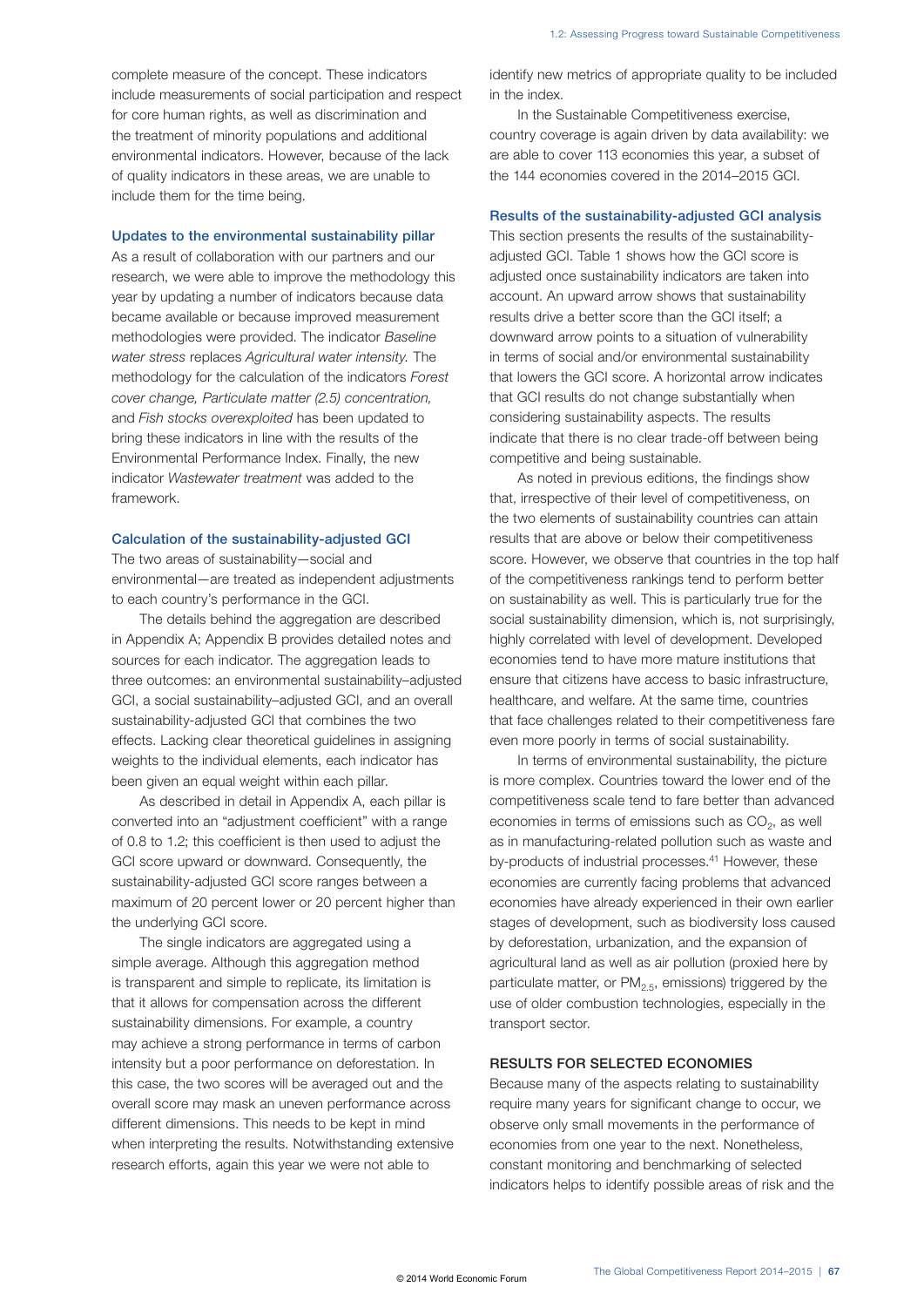complete measure of the concept. These indicators include measurements of social participation and respect for core human rights, as well as discrimination and the treatment of minority populations and additional environmental indicators. However, because of the lack of quality indicators in these areas, we are unable to include them for the time being.

### Updates to the environmental sustainability pillar

As a result of collaboration with our partners and our research, we were able to improve the methodology this year by updating a number of indicators because data became available or because improved measurement methodologies were provided. The indicator *Baseline water stress* replaces *Agricultural water intensity.* The methodology for the calculation of the indicators *Forest cover change, Particulate matter (2.5) concentration,* and *Fish stocks overexploited* has been updated to bring these indicators in line with the results of the Environmental Performance Index. Finally, the new indicator *Wastewater treatment* was added to the framework.

### Calculation of the sustainability-adjusted GCI

The two areas of sustainability—social and environmental—are treated as independent adjustments to each country's performance in the GCI.

The details behind the aggregation are described in Appendix A; Appendix B provides detailed notes and sources for each indicator. The aggregation leads to three outcomes: an environmental sustainability–adjusted GCI, a social sustainability–adjusted GCI, and an overall sustainability-adjusted GCI that combines the two effects. Lacking clear theoretical guidelines in assigning weights to the individual elements, each indicator has been given an equal weight within each pillar.

As described in detail in Appendix A, each pillar is converted into an "adjustment coefficient" with a range of 0.8 to 1.2; this coefficient is then used to adjust the GCI score upward or downward. Consequently, the sustainability-adjusted GCI score ranges between a maximum of 20 percent lower or 20 percent higher than the underlying GCI score.

The single indicators are aggregated using a simple average. Although this aggregation method is transparent and simple to replicate, its limitation is that it allows for compensation across the different sustainability dimensions. For example, a country may achieve a strong performance in terms of carbon intensity but a poor performance on deforestation. In this case, the two scores will be averaged out and the overall score may mask an uneven performance across different dimensions. This needs to be kept in mind when interpreting the results. Notwithstanding extensive research efforts, again this year we were not able to identify new metrics of appropriate quality to be included in the index.

In the Sustainable Competitiveness exercise, country coverage is again driven by data availability: we are able to cover 113 economies this year, a subset of the 144 economies covered in the 2014–2015 GCI.

### Results of the sustainability-adjusted GCI analysis

This section presents the results of the sustainability-adjusted GCI. Table 1 shows how the GCI score is adjusted once sustainability indicators are taken into account. An upward arrow shows that sustainability results drive a better score than the GCI itself; a downward arrow points to a situation of vulnerability in terms of social and/or environmental sustainability that lowers the GCI score. A horizontal arrow indicates that GCI results do not change substantially when considering sustainability aspects. The results indicate that there is no clear trade-off between being competitive and being sustainable.

As noted in previous editions, the findings show that, irrespective of their level of competitiveness, on the two elements of sustainability countries can attain results that are above or below their competitiveness score. However, we observe that countries in the top half of the competitiveness rankings tend to perform better on sustainability as well. This is particularly true for the social sustainability dimension, which is, not surprisingly, highly correlated with level of development. Developed economies tend to have more mature institutions that ensure that citizens have access to basic infrastructure, healthcare, and welfare. At the same time, countries that face challenges related to their competitiveness fare even more poorly in terms of social sustainability.

In terms of environmental sustainability, the picture is more complex. Countries toward the lower end of the competitiveness scale tend to fare better than advanced economies in terms of emissions such as $CO_2$, as well as in manufacturing-related pollution such as waste and by-products of industrial processes.[41] However, these economies are currently facing problems that advanced economies have already experienced in their own earlier stages of development, such as biodiversity loss caused by deforestation, urbanization, and the expansion of agricultural land as well as air pollution (proxied here by particulate matter, or $PM_{2.5}$, emissions) triggered by the use of older combustion technologies, especially in the transport sector.

## RESULTS FOR SELECTED ECONOMIES

Because many of the aspects relating to sustainability require many years for significant change to occur, we observe only small movements in the performance of economies from one year to the next. Nonetheless, constant monitoring and benchmarking of selected indicators helps to identify possible areas of risk and the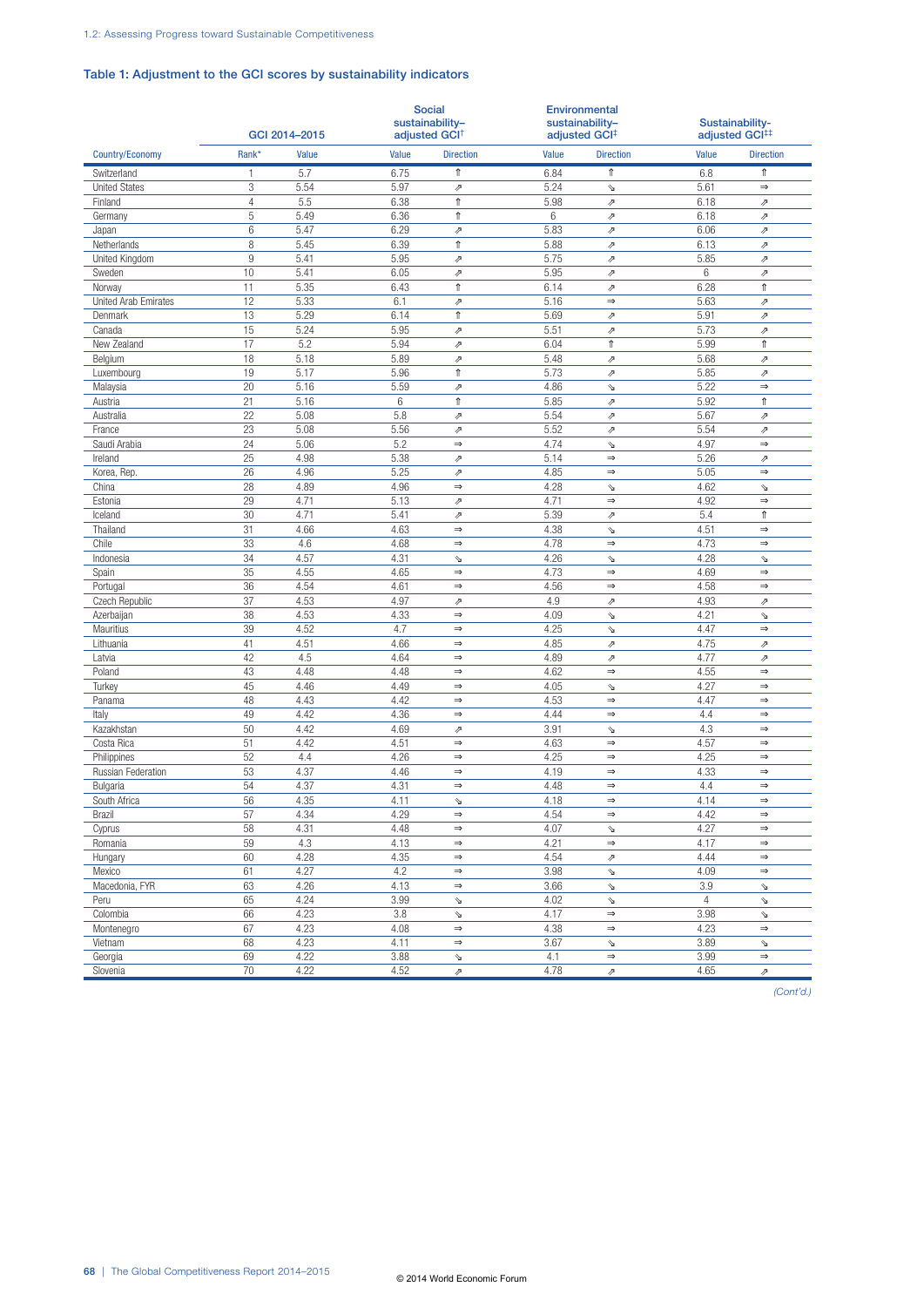### Table 1: Adjustment to the GCI scores by sustainability indicators

| Country/Economy | GCI 2014–2015 | | Social sustainability–adjusted GCI[†] | | Environmental sustainability–adjusted GCI[‡] | | Sustainability-adjusted GCI[‡‡] | |
|---|---|---|---|---|---|---|---|---|
| | Rank* | Value | Value | Direction | Value | Direction | Value | Direction |
| Switzerland | 1 | 5.7 | 6.75 | ⇑ | 6.84 | ⇑ | 6.8 | ⇑ |
| United States | 3 | 5.54 | 5.97 | ⇗ | 5.24 | ⇘ | 5.61 | ⇒ |
| Finland | 4 | 5.5 | 6.38 | ⇑ | 5.98 | ⇗ | 6.18 | ⇗ |
| Germany | 5 | 5.49 | 6.36 | ⇑ | 6 | ⇗ | 6.18 | ⇗ |
| Japan | 6 | 5.47 | 6.29 | ⇗ | 5.83 | ⇗ | 6.06 | ⇗ |
| Netherlands | 8 | 5.45 | 6.39 | ⇑ | 5.88 | ⇗ | 6.13 | ⇗ |
| United Kingdom | 9 | 5.41 | 5.95 | ⇗ | 5.75 | ⇗ | 5.85 | ⇗ |
| Sweden | 10 | 5.41 | 6.05 | ⇗ | 5.95 | ⇗ | 6 | ⇗ |
| Norway | 11 | 5.35 | 6.43 | ⇑ | 6.14 | ⇗ | 6.28 | ⇑ |
| United Arab Emirates | 12 | 5.33 | 6.1 | ⇗ | 5.16 | ⇒ | 5.63 | ⇗ |
| Denmark | 13 | 5.29 | 6.14 | ⇑ | 5.69 | ⇗ | 5.91 | ⇗ |
| Canada | 15 | 5.24 | 5.95 | ⇗ | 5.51 | ⇗ | 5.73 | ⇗ |
| New Zealand | 17 | 5.2 | 5.94 | ⇗ | 6.04 | ⇑ | 5.99 | ⇑ |
| Belgium | 18 | 5.18 | 5.89 | ⇗ | 5.48 | ⇗ | 5.68 | ⇗ |
| Luxembourg | 19 | 5.17 | 5.96 | ⇑ | 5.73 | ⇗ | 5.85 | ⇗ |
| Malaysia | 20 | 5.16 | 5.59 | ⇗ | 4.86 | ⇘ | 5.22 | ⇒ |
| Austria | 21 | 5.16 | 6 | ⇑ | 5.85 | ⇗ | 5.92 | ⇑ |
| Australia | 22 | 5.08 | 5.8 | ⇗ | 5.54 | ⇗ | 5.67 | ⇗ |
| France | 23 | 5.08 | 5.56 | ⇗ | 5.52 | ⇗ | 5.54 | ⇗ |
| Saudi Arabia | 24 | 5.06 | 5.2 | ⇒ | 4.74 | ⇘ | 4.97 | ⇒ |
| Ireland | 25 | 4.98 | 5.38 | ⇗ | 5.14 | ⇒ | 5.26 | ⇗ |
| Korea, Rep. | 26 | 4.96 | 5.25 | ⇗ | 4.85 | ⇒ | 5.05 | ⇒ |
| China | 28 | 4.89 | 4.96 | ⇒ | 4.28 | ⇘ | 4.62 | ⇘ |
| Estonia | 29 | 4.71 | 5.13 | ⇗ | 4.71 | ⇒ | 4.92 | ⇒ |
| Iceland | 30 | 4.71 | 5.41 | ⇗ | 5.39 | ⇗ | 5.4 | ⇑ |
| Thailand | 31 | 4.66 | 4.63 | ⇒ | 4.38 | ⇘ | 4.51 | ⇒ |
| Chile | 33 | 4.6 | 4.68 | ⇒ | 4.78 | ⇒ | 4.73 | ⇒ |
| Indonesia | 34 | 4.57 | 4.31 | ⇘ | 4.26 | ⇘ | 4.28 | ⇘ |
| Spain | 35 | 4.55 | 4.65 | ⇒ | 4.73 | ⇒ | 4.69 | ⇒ |
| Portugal | 36 | 4.54 | 4.61 | ⇒ | 4.56 | ⇒ | 4.58 | ⇒ |
| Czech Republic | 37 | 4.53 | 4.97 | ⇗ | 4.9 | ⇗ | 4.93 | ⇗ |
| Azerbaijan | 38 | 4.53 | 4.33 | ⇒ | 4.09 | ⇘ | 4.21 | ⇘ |
| Mauritius | 39 | 4.52 | 4.7 | ⇒ | 4.25 | ⇘ | 4.47 | ⇒ |
| Lithuania | 41 | 4.51 | 4.66 | ⇒ | 4.85 | ⇗ | 4.75 | ⇗ |
| Latvia | 42 | 4.5 | 4.64 | ⇒ | 4.89 | ⇗ | 4.77 | ⇗ |
| Poland | 43 | 4.48 | 4.48 | ⇒ | 4.62 | ⇒ | 4.55 | ⇒ |
| Turkey | 45 | 4.46 | 4.49 | ⇒ | 4.05 | ⇘ | 4.27 | ⇒ |
| Panama | 48 | 4.43 | 4.42 | ⇒ | 4.53 | ⇒ | 4.47 | ⇒ |
| Italy | 49 | 4.42 | 4.36 | ⇒ | 4.44 | ⇒ | 4.4 | ⇒ |
| Kazakhstan | 50 | 4.42 | 4.69 | ⇗ | 3.91 | ⇘ | 4.3 | ⇒ |
| Costa Rica | 51 | 4.42 | 4.51 | ⇒ | 4.63 | ⇒ | 4.57 | ⇒ |
| Philippines | 52 | 4.4 | 4.26 | ⇒ | 4.25 | ⇒ | 4.25 | ⇒ |
| Russian Federation | 53 | 4.37 | 4.46 | ⇒ | 4.19 | ⇒ | 4.33 | ⇒ |
| Bulgaria | 54 | 4.37 | 4.31 | ⇒ | 4.48 | ⇒ | 4.4 | ⇒ |
| South Africa | 56 | 4.35 | 4.11 | ⇘ | 4.18 | ⇒ | 4.14 | ⇒ |
| Brazil | 57 | 4.34 | 4.29 | ⇒ | 4.54 | ⇒ | 4.42 | ⇒ |
| Cyprus | 58 | 4.31 | 4.48 | ⇒ | 4.07 | ⇘ | 4.27 | ⇒ |
| Romania | 59 | 4.3 | 4.13 | ⇒ | 4.21 | ⇒ | 4.17 | ⇒ |
| Hungary | 60 | 4.28 | 4.35 | ⇒ | 4.54 | ⇗ | 4.44 | ⇒ |
| Mexico | 61 | 4.27 | 4.2 | ⇒ | 3.98 | ⇘ | 4.09 | ⇒ |
| Macedonia, FYR | 63 | 4.26 | 4.13 | ⇒ | 3.66 | ⇘ | 3.9 | ⇘ |
| Peru | 65 | 4.24 | 3.99 | ⇘ | 4.02 | ⇘ | 4 | ⇘ |
| Colombia | 66 | 4.23 | 3.8 | ⇘ | 4.17 | ⇒ | 3.98 | ⇘ |
| Montenegro | 67 | 4.23 | 4.08 | ⇒ | 4.38 | ⇒ | 4.23 | ⇒ |
| Vietnam | 68 | 4.23 | 4.11 | ⇒ | 3.67 | ⇘ | 3.89 | ⇘ |
| Georgia | 69 | 4.22 | 3.88 | ⇘ | 4.1 | ⇒ | 3.99 | ⇒ |
| Slovenia | 70 | 4.22 | 4.52 | ⇗ | 4.78 | ⇗ | 4.65 | ⇗ |

*(Cont'd.)*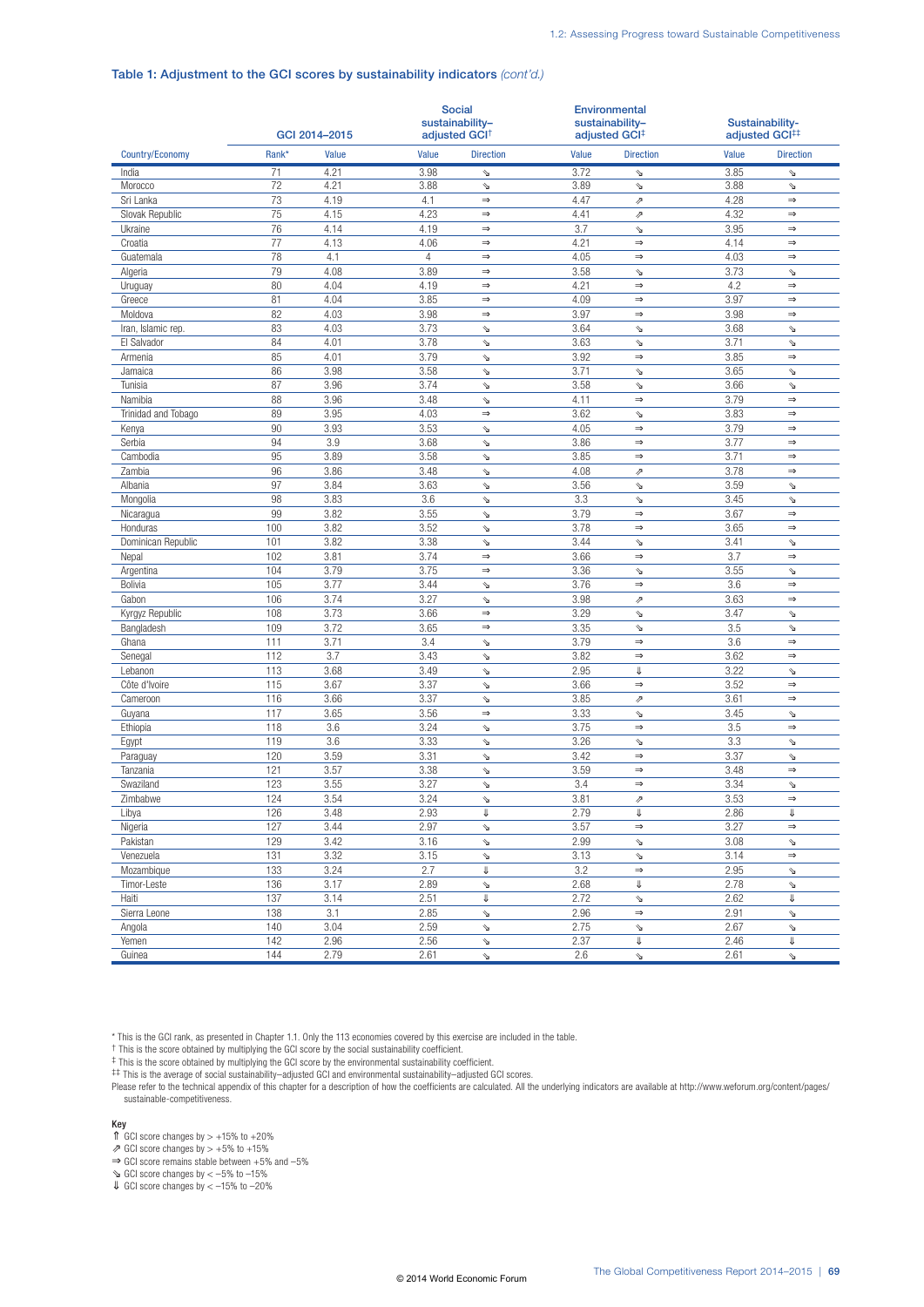### Table 1: Adjustment to the GCI scores by sustainability indicators *(cont'd.)*

| | GCI 2014–2015 | | Social sustainability–adjusted GCI† | | Environmental sustainability–adjusted GCI‡ | | Sustainability-adjusted GCI‡‡ | |
|---|---|---|---|---|---|---|---|---|
| Country/Economy | Rank* | Value | Value | Direction | Value | Direction | Value | Direction |
| India | 71 | 4.21 | 3.98 | ⇘ | 3.72 | ⇘ | 3.85 | ⇘ |
| Morocco | 72 | 4.21 | 3.88 | ⇘ | 3.89 | ⇘ | 3.88 | ⇘ |
| Sri Lanka | 73 | 4.19 | 4.1 | ⇒ | 4.47 | ⇗ | 4.28 | ⇒ |
| Slovak Republic | 75 | 4.15 | 4.23 | ⇒ | 4.41 | ⇗ | 4.32 | ⇒ |
| Ukraine | 76 | 4.14 | 4.19 | ⇒ | 3.7 | ⇘ | 3.95 | ⇒ |
| Croatia | 77 | 4.13 | 4.06 | ⇒ | 4.21 | ⇒ | 4.14 | ⇒ |
| Guatemala | 78 | 4.1 | 4 | ⇒ | 4.05 | ⇒ | 4.03 | ⇒ |
| Algeria | 79 | 4.08 | 3.89 | ⇒ | 3.58 | ⇘ | 3.73 | ⇘ |
| Uruguay | 80 | 4.04 | 4.19 | ⇒ | 4.21 | ⇒ | 4.2 | ⇒ |
| Greece | 81 | 4.04 | 3.85 | ⇒ | 4.09 | ⇒ | 3.97 | ⇒ |
| Moldova | 82 | 4.03 | 3.98 | ⇒ | 3.97 | ⇒ | 3.98 | ⇒ |
| Iran, Islamic rep. | 83 | 4.03 | 3.73 | ⇘ | 3.64 | ⇘ | 3.68 | ⇘ |
| El Salvador | 84 | 4.01 | 3.78 | ⇘ | 3.63 | ⇘ | 3.71 | ⇘ |
| Armenia | 85 | 4.01 | 3.79 | ⇘ | 3.92 | ⇒ | 3.85 | ⇒ |
| Jamaica | 86 | 3.98 | 3.58 | ⇘ | 3.71 | ⇘ | 3.65 | ⇘ |
| Tunisia | 87 | 3.96 | 3.74 | ⇘ | 3.58 | ⇘ | 3.66 | ⇘ |
| Namibia | 88 | 3.96 | 3.48 | ⇘ | 4.11 | ⇒ | 3.79 | ⇒ |
| Trinidad and Tobago | 89 | 3.95 | 4.03 | ⇒ | 3.62 | ⇘ | 3.83 | ⇒ |
| Kenya | 90 | 3.93 | 3.53 | ⇘ | 4.05 | ⇒ | 3.79 | ⇒ |
| Serbia | 94 | 3.9 | 3.68 | ⇘ | 3.86 | ⇒ | 3.77 | ⇒ |
| Cambodia | 95 | 3.89 | 3.58 | ⇘ | 3.85 | ⇒ | 3.71 | ⇒ |
| Zambia | 96 | 3.86 | 3.48 | ⇘ | 4.08 | ⇗ | 3.78 | ⇒ |
| Albania | 97 | 3.84 | 3.63 | ⇘ | 3.56 | ⇘ | 3.59 | ⇘ |
| Mongolia | 98 | 3.83 | 3.6 | ⇘ | 3.3 | ⇘ | 3.45 | ⇘ |
| Nicaragua | 99 | 3.82 | 3.55 | ⇘ | 3.79 | ⇒ | 3.67 | ⇒ |
| Honduras | 100 | 3.82 | 3.52 | ⇘ | 3.78 | ⇒ | 3.65 | ⇒ |
| Dominican Republic | 101 | 3.82 | 3.38 | ⇘ | 3.44 | ⇘ | 3.41 | ⇘ |
| Nepal | 102 | 3.81 | 3.74 | ⇒ | 3.66 | ⇒ | 3.7 | ⇒ |
| Argentina | 104 | 3.79 | 3.75 | ⇒ | 3.36 | ⇘ | 3.55 | ⇘ |
| Bolivia | 105 | 3.77 | 3.44 | ⇘ | 3.76 | ⇒ | 3.6 | ⇒ |
| Gabon | 106 | 3.74 | 3.27 | ⇘ | 3.98 | ⇗ | 3.63 | ⇒ |
| Kyrgyz Republic | 108 | 3.73 | 3.66 | ⇒ | 3.29 | ⇘ | 3.47 | ⇘ |
| Bangladesh | 109 | 3.72 | 3.65 | ⇒ | 3.35 | ⇘ | 3.5 | ⇘ |
| Ghana | 111 | 3.71 | 3.4 | ⇘ | 3.79 | ⇒ | 3.6 | ⇒ |
| Senegal | 112 | 3.7 | 3.43 | ⇘ | 3.82 | ⇒ | 3.62 | ⇒ |
| Lebanon | 113 | 3.68 | 3.49 | ⇘ | 2.95 | ⇓ | 3.22 | ⇘ |
| Côte d'Ivoire | 115 | 3.67 | 3.37 | ⇘ | 3.66 | ⇒ | 3.52 | ⇒ |
| Cameroon | 116 | 3.66 | 3.37 | ⇘ | 3.85 | ⇗ | 3.61 | ⇒ |
| Guyana | 117 | 3.65 | 3.56 | ⇒ | 3.33 | ⇘ | 3.45 | ⇘ |
| Ethiopia | 118 | 3.6 | 3.24 | ⇘ | 3.75 | ⇒ | 3.5 | ⇒ |
| Egypt | 119 | 3.6 | 3.33 | ⇘ | 3.26 | ⇘ | 3.3 | ⇘ |
| Paraguay | 120 | 3.59 | 3.31 | ⇘ | 3.42 | ⇒ | 3.37 | ⇘ |
| Tanzania | 121 | 3.57 | 3.38 | ⇘ | 3.59 | ⇒ | 3.48 | ⇒ |
| Swaziland | 123 | 3.55 | 3.27 | ⇘ | 3.4 | ⇒ | 3.34 | ⇘ |
| Zimbabwe | 124 | 3.54 | 3.24 | ⇘ | 3.81 | ⇗ | 3.53 | ⇒ |
| Libya | 126 | 3.48 | 2.93 | ⇓ | 2.79 | ⇓ | 2.86 | ⇓ |
| Nigeria | 127 | 3.44 | 2.97 | ⇘ | 3.57 | ⇒ | 3.27 | ⇒ |
| Pakistan | 129 | 3.42 | 3.16 | ⇘ | 2.99 | ⇘ | 3.08 | ⇘ |
| Venezuela | 131 | 3.32 | 3.15 | ⇘ | 3.13 | ⇘ | 3.14 | ⇒ |
| Mozambique | 133 | 3.24 | 2.7 | ⇓ | 3.2 | ⇒ | 2.95 | ⇘ |
| Timor-Leste | 136 | 3.17 | 2.89 | ⇘ | 2.68 | ⇓ | 2.78 | ⇘ |
| Haiti | 137 | 3.14 | 2.51 | ⇓ | 2.72 | ⇘ | 2.62 | ⇓ |
| Sierra Leone | 138 | 3.1 | 2.85 | ⇘ | 2.96 | ⇒ | 2.91 | ⇘ |
| Angola | 140 | 3.04 | 2.59 | ⇘ | 2.75 | ⇘ | 2.67 | ⇘ |
| Yemen | 142 | 2.96 | 2.56 | ⇘ | 2.37 | ⇓ | 2.46 | ⇓ |
| Guinea | 144 | 2.79 | 2.61 | ⇘ | 2.6 | ⇘ | 2.61 | ⇘ |

* This is the GCI rank, as presented in Chapter 1.1. Only the 113 economies covered by this exercise are included in the table.
† This is the score obtained by multiplying the GCI score by the social sustainability coefficient.
‡ This is the score obtained by multiplying the GCI score by the environmental sustainability coefficient.
‡‡ This is the average of social sustainability–adjusted GCI and environmental sustainability–adjusted GCI scores.
Please refer to the technical appendix of this chapter for a description of how the coefficients are calculated. All the underlying indicators are available at http://www.weforum.org/content/pages/sustainable-competitiveness.

**Key**
⇑ GCI score changes by > +15% to +20%
⇗ GCI score changes by > +5% to +15%
⇒ GCI score remains stable between +5% and –5%
⇘ GCI score changes by < –5% to –15%
⇓ GCI score changes by < –15% to –20%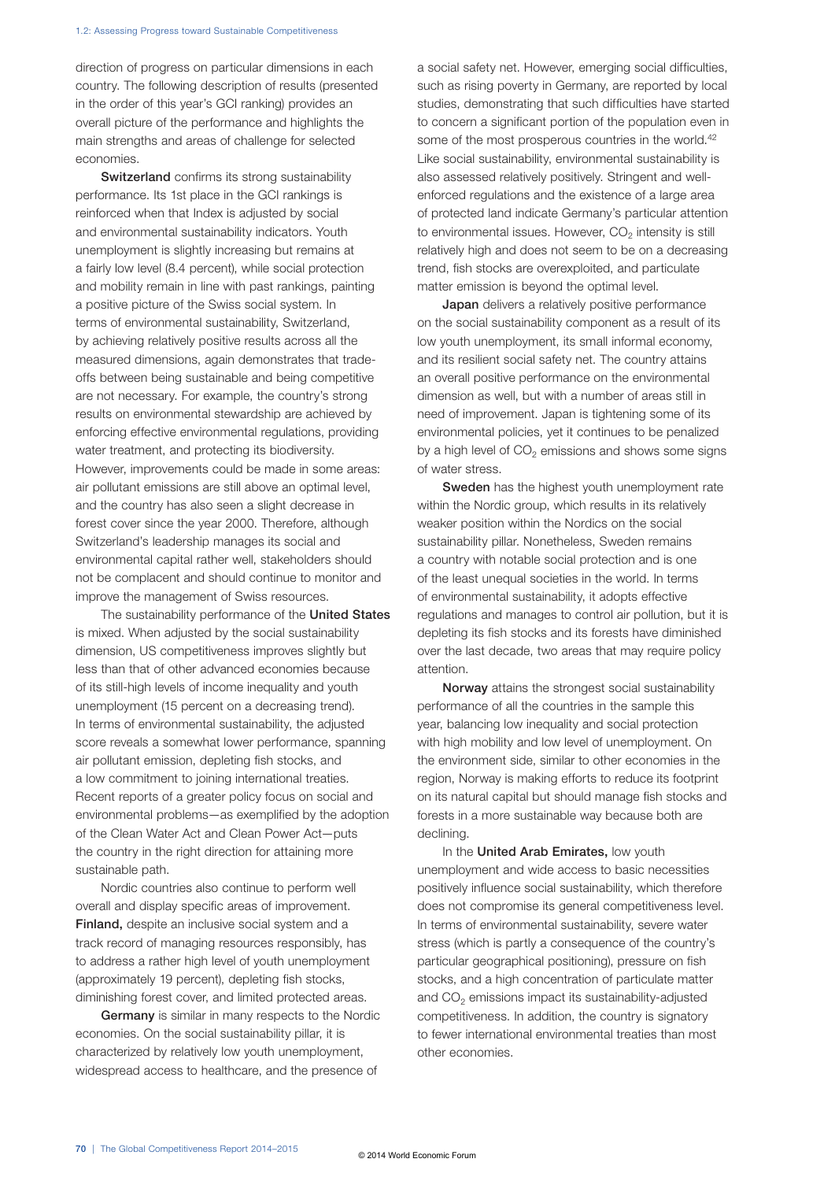direction of progress on particular dimensions in each country. The following description of results (presented in the order of this year's GCI ranking) provides an overall picture of the performance and highlights the main strengths and areas of challenge for selected economies.

**Switzerland** confirms its strong sustainability performance. Its 1st place in the GCI rankings is reinforced when that Index is adjusted by social and environmental sustainability indicators. Youth unemployment is slightly increasing but remains at a fairly low level (8.4 percent), while social protection and mobility remain in line with past rankings, painting a positive picture of the Swiss social system. In terms of environmental sustainability, Switzerland, by achieving relatively positive results across all the measured dimensions, again demonstrates that trade-offs between being sustainable and being competitive are not necessary. For example, the country's strong results on environmental stewardship are achieved by enforcing effective environmental regulations, providing water treatment, and protecting its biodiversity. However, improvements could be made in some areas: air pollutant emissions are still above an optimal level, and the country has also seen a slight decrease in forest cover since the year 2000. Therefore, although Switzerland's leadership manages its social and environmental capital rather well, stakeholders should not be complacent and should continue to monitor and improve the management of Swiss resources.

The sustainability performance of the **United States** is mixed. When adjusted by the social sustainability dimension, US competitiveness improves slightly but less than that of other advanced economies because of its still-high levels of income inequality and youth unemployment (15 percent on a decreasing trend). In terms of environmental sustainability, the adjusted score reveals a somewhat lower performance, spanning air pollutant emission, depleting fish stocks, and a low commitment to joining international treaties. Recent reports of a greater policy focus on social and environmental problems—as exemplified by the adoption of the Clean Water Act and Clean Power Act—puts the country in the right direction for attaining more sustainable path.

Nordic countries also continue to perform well overall and display specific areas of improvement. **Finland,** despite an inclusive social system and a track record of managing resources responsibly, has to address a rather high level of youth unemployment (approximately 19 percent), depleting fish stocks, diminishing forest cover, and limited protected areas.

**Germany** is similar in many respects to the Nordic economies. On the social sustainability pillar, it is characterized by relatively low youth unemployment, widespread access to healthcare, and the presence of a social safety net. However, emerging social difficulties, such as rising poverty in Germany, are reported by local studies, demonstrating that such difficulties have started to concern a significant portion of the population even in some of the most prosperous countries in the world.[42] Like social sustainability, environmental sustainability is also assessed relatively positively. Stringent and well-enforced regulations and the existence of a large area of protected land indicate Germany's particular attention to environmental issues. However, $CO_2$ intensity is still relatively high and does not seem to be on a decreasing trend, fish stocks are overexploited, and particulate matter emission is beyond the optimal level.

**Japan** delivers a relatively positive performance on the social sustainability component as a result of its low youth unemployment, its small informal economy, and its resilient social safety net. The country attains an overall positive performance on the environmental dimension as well, but with a number of areas still in need of improvement. Japan is tightening some of its environmental policies, yet it continues to be penalized by a high level of $CO_2$ emissions and shows some signs of water stress.

**Sweden** has the highest youth unemployment rate within the Nordic group, which results in its relatively weaker position within the Nordics on the social sustainability pillar. Nonetheless, Sweden remains a country with notable social protection and is one of the least unequal societies in the world. In terms of environmental sustainability, it adopts effective regulations and manages to control air pollution, but it is depleting its fish stocks and its forests have diminished over the last decade, two areas that may require policy attention.

**Norway** attains the strongest social sustainability performance of all the countries in the sample this year, balancing low inequality and social protection with high mobility and low level of unemployment. On the environment side, similar to other economies in the region, Norway is making efforts to reduce its footprint on its natural capital but should manage fish stocks and forests in a more sustainable way because both are declining.

In the **United Arab Emirates,** low youth unemployment and wide access to basic necessities positively influence social sustainability, which therefore does not compromise its general competitiveness level. In terms of environmental sustainability, severe water stress (which is partly a consequence of the country's particular geographical positioning), pressure on fish stocks, and a high concentration of particulate matter and $CO_2$ emissions impact its sustainability-adjusted competitiveness. In addition, the country is signatory to fewer international environmental treaties than most other economies.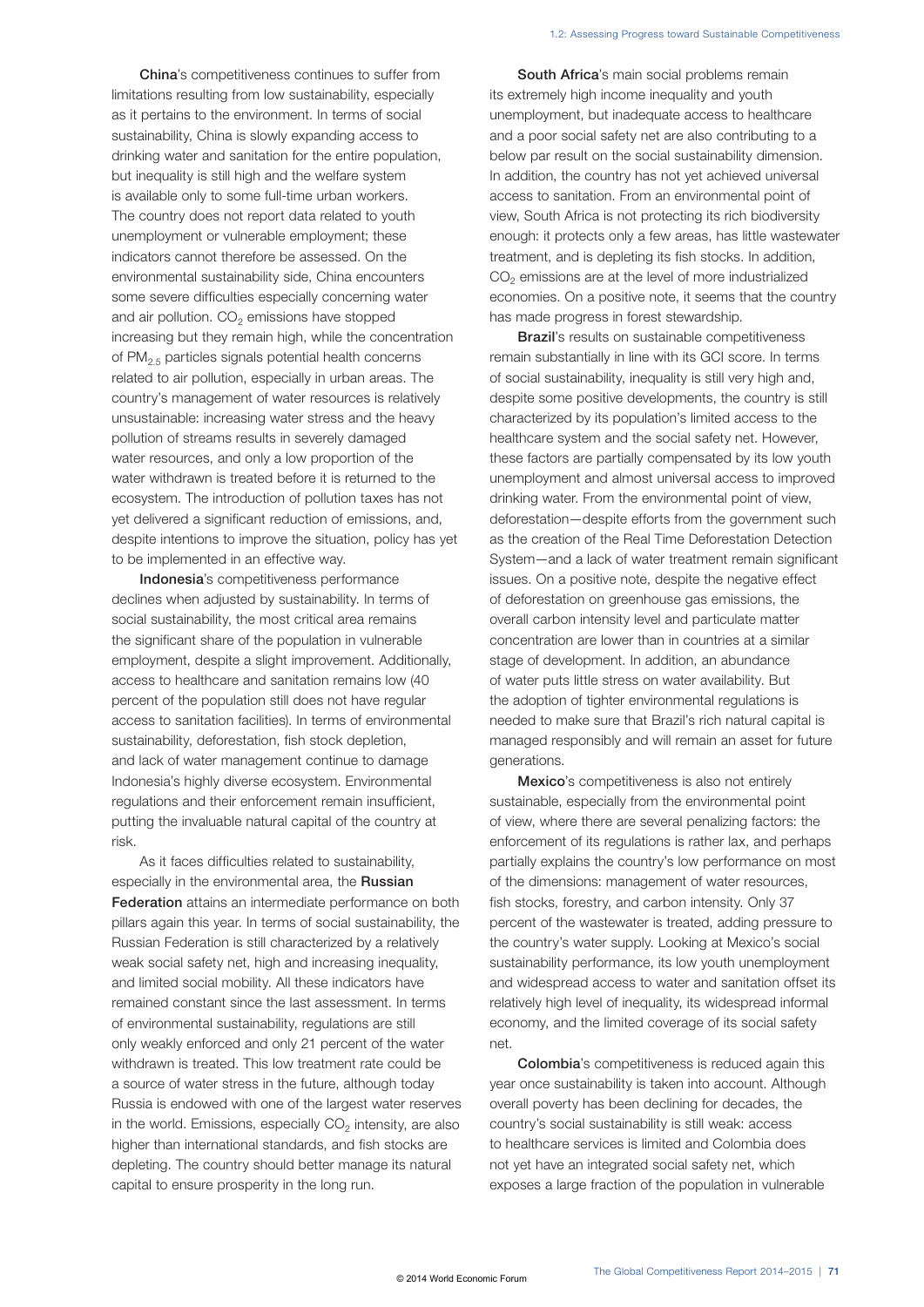**China**'s competitiveness continues to suffer from limitations resulting from low sustainability, especially as it pertains to the environment. In terms of social sustainability, China is slowly expanding access to drinking water and sanitation for the entire population, but inequality is still high and the welfare system is available only to some full-time urban workers. The country does not report data related to youth unemployment or vulnerable employment; these indicators cannot therefore be assessed. On the environmental sustainability side, China encounters some severe difficulties especially concerning water and air pollution. $CO_2$ emissions have stopped increasing but they remain high, while the concentration of $PM_{2.5}$ particles signals potential health concerns related to air pollution, especially in urban areas. The country's management of water resources is relatively unsustainable: increasing water stress and the heavy pollution of streams results in severely damaged water resources, and only a low proportion of the water withdrawn is treated before it is returned to the ecosystem. The introduction of pollution taxes has not yet delivered a significant reduction of emissions, and, despite intentions to improve the situation, policy has yet to be implemented in an effective way.

**Indonesia**'s competitiveness performance declines when adjusted by sustainability. In terms of social sustainability, the most critical area remains the significant share of the population in vulnerable employment, despite a slight improvement. Additionally, access to healthcare and sanitation remains low (40 percent of the population still does not have regular access to sanitation facilities). In terms of environmental sustainability, deforestation, fish stock depletion, and lack of water management continue to damage Indonesia's highly diverse ecosystem. Environmental regulations and their enforcement remain insufficient, putting the invaluable natural capital of the country at risk.

As it faces difficulties related to sustainability, especially in the environmental area, the **Russian Federation** attains an intermediate performance on both pillars again this year. In terms of social sustainability, the Russian Federation is still characterized by a relatively weak social safety net, high and increasing inequality, and limited social mobility. All these indicators have remained constant since the last assessment. In terms of environmental sustainability, regulations are still only weakly enforced and only 21 percent of the water withdrawn is treated. This low treatment rate could be a source of water stress in the future, although today Russia is endowed with one of the largest water reserves in the world. Emissions, especially $CO_2$ intensity, are also higher than international standards, and fish stocks are depleting. The country should better manage its natural capital to ensure prosperity in the long run.

**South Africa**'s main social problems remain its extremely high income inequality and youth unemployment, but inadequate access to healthcare and a poor social safety net are also contributing to a below par result on the social sustainability dimension. In addition, the country has not yet achieved universal access to sanitation. From an environmental point of view, South Africa is not protecting its rich biodiversity enough: it protects only a few areas, has little wastewater treatment, and is depleting its fish stocks. In addition, $CO_2$ emissions are at the level of more industrialized economies. On a positive note, it seems that the country has made progress in forest stewardship.

**Brazil**'s results on sustainable competitiveness remain substantially in line with its GCI score. In terms of social sustainability, inequality is still very high and, despite some positive developments, the country is still characterized by its population's limited access to the healthcare system and the social safety net. However, these factors are partially compensated by its low youth unemployment and almost universal access to improved drinking water. From the environmental point of view, deforestation—despite efforts from the government such as the creation of the Real Time Deforestation Detection System—and a lack of water treatment remain significant issues. On a positive note, despite the negative effect of deforestation on greenhouse gas emissions, the overall carbon intensity level and particulate matter concentration are lower than in countries at a similar stage of development. In addition, an abundance of water puts little stress on water availability. But the adoption of tighter environmental regulations is needed to make sure that Brazil's rich natural capital is managed responsibly and will remain an asset for future generations.

**Mexico**'s competitiveness is also not entirely sustainable, especially from the environmental point of view, where there are several penalizing factors: the enforcement of its regulations is rather lax, and perhaps partially explains the country's low performance on most of the dimensions: management of water resources, fish stocks, forestry, and carbon intensity. Only 37 percent of the wastewater is treated, adding pressure to the country's water supply. Looking at Mexico's social sustainability performance, its low youth unemployment and widespread access to water and sanitation offset its relatively high level of inequality, its widespread informal economy, and the limited coverage of its social safety net.

**Colombia**'s competitiveness is reduced again this year once sustainability is taken into account. Although overall poverty has been declining for decades, the country's social sustainability is still weak: access to healthcare services is limited and Colombia does not yet have an integrated social safety net, which exposes a large fraction of the population in vulnerable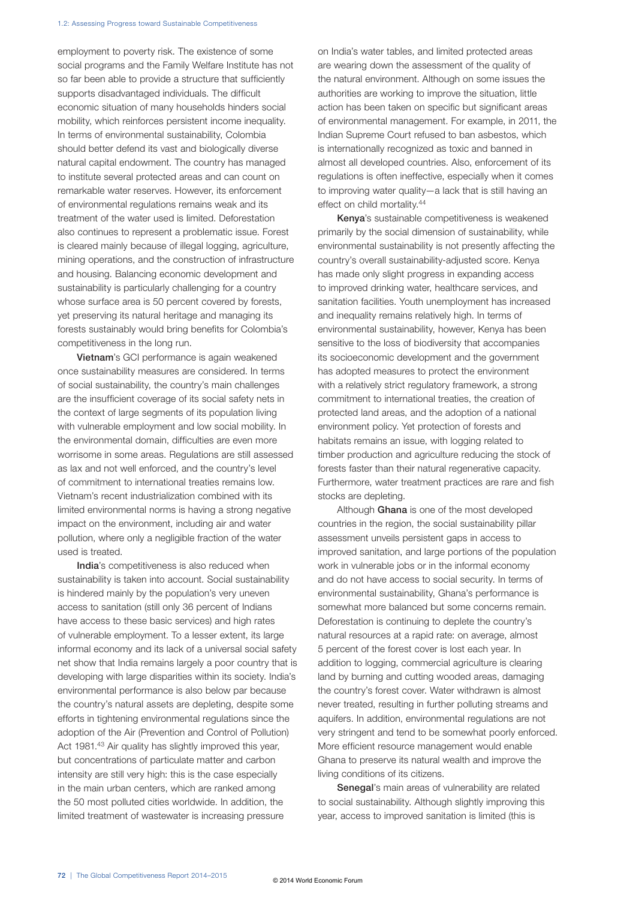employment to poverty risk. The existence of some social programs and the Family Welfare Institute has not so far been able to provide a structure that sufficiently supports disadvantaged individuals. The difficult economic situation of many households hinders social mobility, which reinforces persistent income inequality. In terms of environmental sustainability, Colombia should better defend its vast and biologically diverse natural capital endowment. The country has managed to institute several protected areas and can count on remarkable water reserves. However, its enforcement of environmental regulations remains weak and its treatment of the water used is limited. Deforestation also continues to represent a problematic issue. Forest is cleared mainly because of illegal logging, agriculture, mining operations, and the construction of infrastructure and housing. Balancing economic development and sustainability is particularly challenging for a country whose surface area is 50 percent covered by forests, yet preserving its natural heritage and managing its forests sustainably would bring benefits for Colombia's competitiveness in the long run.

**Vietnam**'s GCI performance is again weakened once sustainability measures are considered. In terms of social sustainability, the country's main challenges are the insufficient coverage of its social safety nets in the context of large segments of its population living with vulnerable employment and low social mobility. In the environmental domain, difficulties are even more worrisome in some areas. Regulations are still assessed as lax and not well enforced, and the country's level of commitment to international treaties remains low. Vietnam's recent industrialization combined with its limited environmental norms is having a strong negative impact on the environment, including air and water pollution, where only a negligible fraction of the water used is treated.

**India**'s competitiveness is also reduced when sustainability is taken into account. Social sustainability is hindered mainly by the population's very uneven access to sanitation (still only 36 percent of Indians have access to these basic services) and high rates of vulnerable employment. To a lesser extent, its large informal economy and its lack of a universal social safety net show that India remains largely a poor country that is developing with large disparities within its society. India's environmental performance is also below par because the country's natural assets are depleting, despite some efforts in tightening environmental regulations since the adoption of the Air (Prevention and Control of Pollution) Act 1981.[43] Air quality has slightly improved this year, but concentrations of particulate matter and carbon intensity are still very high: this is the case especially in the main urban centers, which are ranked among the 50 most polluted cities worldwide. In addition, the limited treatment of wastewater is increasing pressure on India's water tables, and limited protected areas are wearing down the assessment of the quality of the natural environment. Although on some issues the authorities are working to improve the situation, little action has been taken on specific but significant areas of environmental management. For example, in 2011, the Indian Supreme Court refused to ban asbestos, which is internationally recognized as toxic and banned in almost all developed countries. Also, enforcement of its regulations is often ineffective, especially when it comes to improving water quality—a lack that is still having an effect on child mortality.[44]

**Kenya**'s sustainable competitiveness is weakened primarily by the social dimension of sustainability, while environmental sustainability is not presently affecting the country's overall sustainability-adjusted score. Kenya has made only slight progress in expanding access to improved drinking water, healthcare services, and sanitation facilities. Youth unemployment has increased and inequality remains relatively high. In terms of environmental sustainability, however, Kenya has been sensitive to the loss of biodiversity that accompanies its socioeconomic development and the government has adopted measures to protect the environment with a relatively strict regulatory framework, a strong commitment to international treaties, the creation of protected land areas, and the adoption of a national environment policy. Yet protection of forests and habitats remains an issue, with logging related to timber production and agriculture reducing the stock of forests faster than their natural regenerative capacity. Furthermore, water treatment practices are rare and fish stocks are depleting.

Although **Ghana** is one of the most developed countries in the region, the social sustainability pillar assessment unveils persistent gaps in access to improved sanitation, and large portions of the population work in vulnerable jobs or in the informal economy and do not have access to social security. In terms of environmental sustainability, Ghana's performance is somewhat more balanced but some concerns remain. Deforestation is continuing to deplete the country's natural resources at a rapid rate: on average, almost 5 percent of the forest cover is lost each year. In addition to logging, commercial agriculture is clearing land by burning and cutting wooded areas, damaging the country's forest cover. Water withdrawn is almost never treated, resulting in further polluting streams and aquifers. In addition, environmental regulations are not very stringent and tend to be somewhat poorly enforced. More efficient resource management would enable Ghana to preserve its natural wealth and improve the living conditions of its citizens.

**Senegal**'s main areas of vulnerability are related to social sustainability. Although slightly improving this year, access to improved sanitation is limited (this is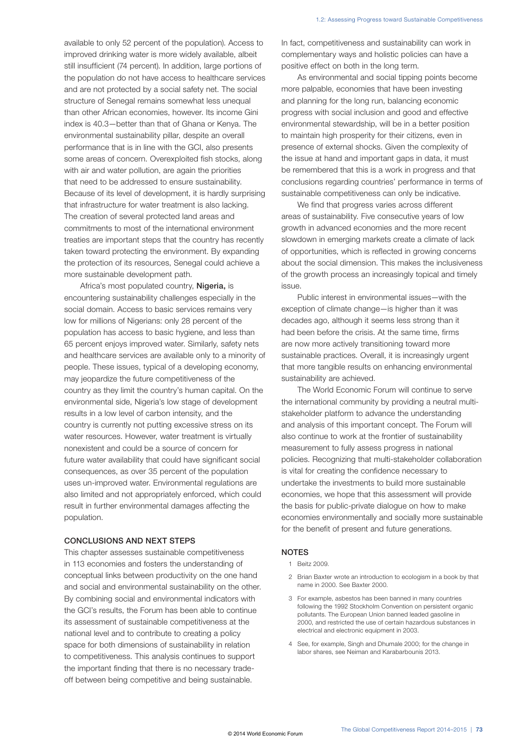available to only 52 percent of the population). Access to improved drinking water is more widely available, albeit still insufficient (74 percent). In addition, large portions of the population do not have access to healthcare services and are not protected by a social safety net. The social structure of Senegal remains somewhat less unequal than other African economies, however. Its income Gini index is 40.3—better than that of Ghana or Kenya. The environmental sustainability pillar, despite an overall performance that is in line with the GCI, also presents some areas of concern. Overexploited fish stocks, along with air and water pollution, are again the priorities that need to be addressed to ensure sustainability. Because of its level of development, it is hardly surprising that infrastructure for water treatment is also lacking. The creation of several protected land areas and commitments to most of the international environment treaties are important steps that the country has recently taken toward protecting the environment. By expanding the protection of its resources, Senegal could achieve a more sustainable development path.

Africa's most populated country, **Nigeria,** is encountering sustainability challenges especially in the social domain. Access to basic services remains very low for millions of Nigerians: only 28 percent of the population has access to basic hygiene, and less than 65 percent enjoys improved water. Similarly, safety nets and healthcare services are available only to a minority of people. These issues, typical of a developing economy, may jeopardize the future competitiveness of the country as they limit the country's human capital. On the environmental side, Nigeria's low stage of development results in a low level of carbon intensity, and the country is currently not putting excessive stress on its water resources. However, water treatment is virtually nonexistent and could be a source of concern for future water availability that could have significant social consequences, as over 35 percent of the population uses un-improved water. Environmental regulations are also limited and not appropriately enforced, which could result in further environmental damages affecting the population.

## CONCLUSIONS AND NEXT STEPS

This chapter assesses sustainable competitiveness in 113 economies and fosters the understanding of conceptual links between productivity on the one hand and social and environmental sustainability on the other. By combining social and environmental indicators with the GCI's results, the Forum has been able to continue its assessment of sustainable competitiveness at the national level and to contribute to creating a policy space for both dimensions of sustainability in relation to competitiveness. This analysis continues to support the important finding that there is no necessary trade-off between being competitive and being sustainable. In fact, competitiveness and sustainability can work in complementary ways and holistic policies can have a positive effect on both in the long term.

As environmental and social tipping points become more palpable, economies that have been investing and planning for the long run, balancing economic progress with social inclusion and good and effective environmental stewardship, will be in a better position to maintain high prosperity for their citizens, even in presence of external shocks. Given the complexity of the issue at hand and important gaps in data, it must be remembered that this is a work in progress and that conclusions regarding countries' performance in terms of sustainable competitiveness can only be indicative.

We find that progress varies across different areas of sustainability. Five consecutive years of low growth in advanced economies and the more recent slowdown in emerging markets create a climate of lack of opportunities, which is reflected in growing concerns about the social dimension. This makes the inclusiveness of the growth process an increasingly topical and timely issue.

Public interest in environmental issues—with the exception of climate change—is higher than it was decades ago, although it seems less strong than it had been before the crisis. At the same time, firms are now more actively transitioning toward more sustainable practices. Overall, it is increasingly urgent that more tangible results on enhancing environmental sustainability are achieved.

The World Economic Forum will continue to serve the international community by providing a neutral multi-stakeholder platform to advance the understanding and analysis of this important concept. The Forum will also continue to work at the frontier of sustainability measurement to fully assess progress in national policies. Recognizing that multi-stakeholder collaboration is vital for creating the confidence necessary to undertake the investments to build more sustainable economies, we hope that this assessment will provide the basis for public-private dialogue on how to make economies environmentally and socially more sustainable for the benefit of present and future generations.

## NOTES

1. Beitz 2009.
2. Brian Baxter wrote an introduction to ecologism in a book by that name in 2000. See Baxter 2000.
3. For example, asbestos has been banned in many countries following the 1992 Stockholm Convention on persistent organic pollutants. The European Union banned leaded gasoline in 2000, and restricted the use of certain hazardous substances in electrical and electronic equipment in 2003.
4. See, for example, Singh and Dhumale 2000; for the change in labor shares, see Neiman and Karabarbounis 2013.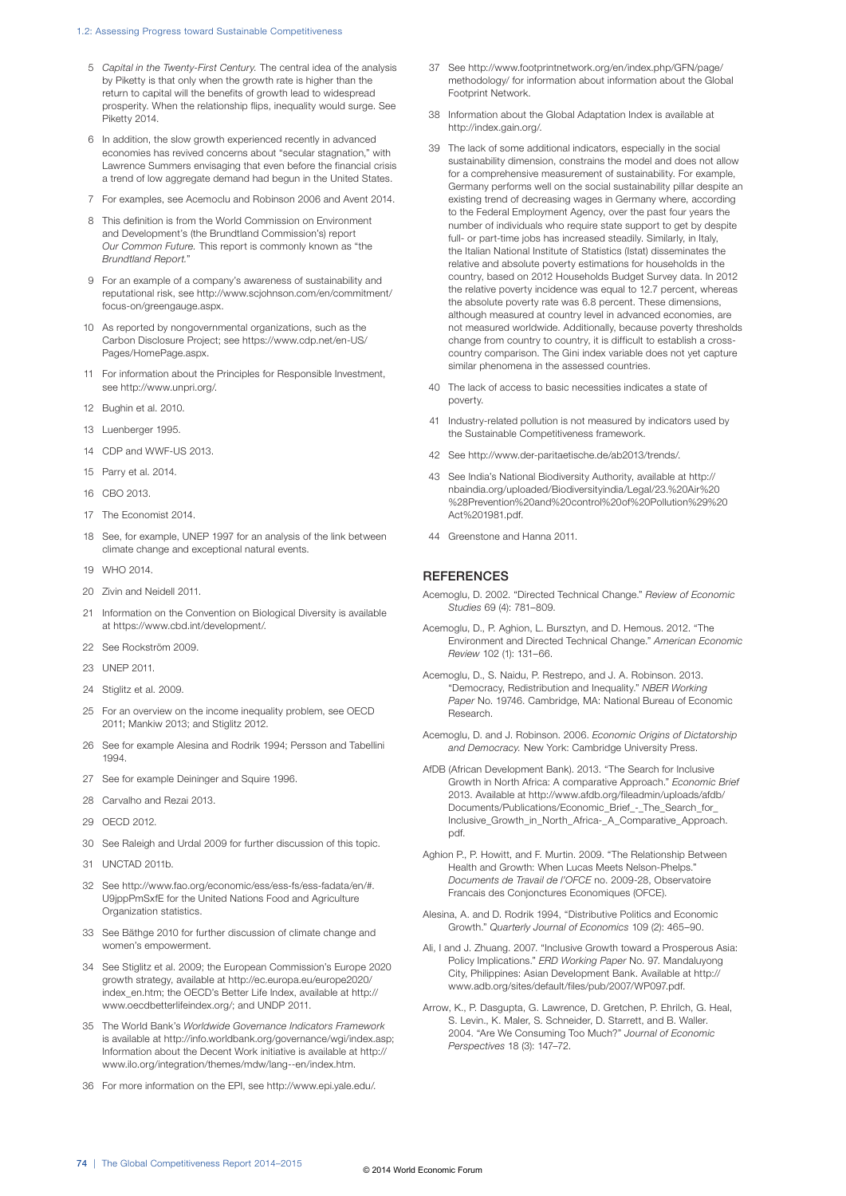5 *Capital in the Twenty-First Century.* The central idea of the analysis by Piketty is that only when the growth rate is higher than the return to capital will the benefits of growth lead to widespread prosperity. When the relationship flips, inequality would surge. See Piketty 2014.

6 In addition, the slow growth experienced recently in advanced economies has revived concerns about "secular stagnation," with Lawrence Summers envisaging that even before the financial crisis a trend of low aggregate demand had begun in the United States.

7 For examples, see Acemoclu and Robinson 2006 and Avent 2014.

8 This definition is from the World Commission on Environment and Development's (the Brundtland Commission's) report *Our Common Future.* This report is commonly known as "the *Brundtland Report.*"

9 For an example of a company's awareness of sustainability and reputational risk, see http://www.scjohnson.com/en/commitment/focus-on/greengauge.aspx.

10 As reported by nongovernmental organizations, such as the Carbon Disclosure Project; see https://www.cdp.net/en-US/Pages/HomePage.aspx.

11 For information about the Principles for Responsible Investment, see http://www.unpri.org/.

12 Bughin et al. 2010.

13 Luenberger 1995.

14 CDP and WWF-US 2013.

15 Parry et al. 2014.

16 CBO 2013.

17 The Economist 2014.

18 See, for example, UNEP 1997 for an analysis of the link between climate change and exceptional natural events.

19 WHO 2014.

20 Zivin and Neidell 2011.

21 Information on the Convention on Biological Diversity is available at https://www.cbd.int/development/.

22 See Rockström 2009.

23 UNEP 2011.

24 Stiglitz et al. 2009.

25 For an overview on the income inequality problem, see OECD 2011; Mankiw 2013; and Stiglitz 2012.

26 See for example Alesina and Rodrik 1994; Persson and Tabellini 1994.

27 See for example Deininger and Squire 1996.

28 Carvalho and Rezai 2013.

29 OECD 2012.

30 See Raleigh and Urdal 2009 for further discussion of this topic.

31 UNCTAD 2011b.

32 See http://www.fao.org/economic/ess/ess-fs/ess-fadata/en/#.U9jppPmSxfE for the United Nations Food and Agriculture Organization statistics.

33 See Bäthge 2010 for further discussion of climate change and women's empowerment.

34 See Stiglitz et al. 2009; the European Commission's Europe 2020 growth strategy, available at http://ec.europa.eu/europe2020/index_en.htm; the OECD's Better Life Index, available at http://www.oecdbetterlifeindex.org/; and UNDP 2011.

35 The World Bank's *Worldwide Governance Indicators Framework* is available at http://info.worldbank.org/governance/wgi/index.asp; Information about the Decent Work initiative is available at http://www.ilo.org/integration/themes/mdw/lang--en/index.htm.

36 For more information on the EPI, see http://www.epi.yale.edu/.

37 See http://www.footprintnetwork.org/en/index.php/GFN/page/methodology/ for information about information about the Global Footprint Network.

38 Information about the Global Adaptation Index is available at http://index.gain.org/.

39 The lack of some additional indicators, especially in the social sustainability dimension, constrains the model and does not allow for a comprehensive measurement of sustainability. For example, Germany performs well on the social sustainability pillar despite an existing trend of decreasing wages in Germany where, according to the Federal Employment Agency, over the past four years the number of individuals who require state support to get by despite full- or part-time jobs has increased steadily. Similarly, in Italy, the Italian National Institute of Statistics (Istat) disseminates the relative and absolute poverty estimations for households in the country, based on 2012 Households Budget Survey data. In 2012 the relative poverty incidence was equal to 12.7 percent, whereas the absolute poverty rate was 6.8 percent. These dimensions, although measured at country level in advanced economies, are not measured worldwide. Additionally, because poverty thresholds change from country to country, it is difficult to establish a cross-country comparison. The Gini index variable does not yet capture similar phenomena in the assessed countries.

40 The lack of access to basic necessities indicates a state of poverty.

41 Industry-related pollution is not measured by indicators used by the Sustainable Competitiveness framework.

42 See http://www.der-paritaetische.de/ab2013/trends/.

43 See India's National Biodiversity Authority, available at http://nbaindia.org/uploaded/Biodiversityindia/Legal/23.%20Air%20%28Prevention%20and%20control%20of%20Pollution%29%20Act%201981.pdf.

44 Greenstone and Hanna 2011.

## REFERENCES

Acemoglu, D. 2002. "Directed Technical Change." *Review of Economic Studies* 69 (4): 781–809.

Acemoglu, D., P. Aghion, L. Bursztyn, and D. Hemous. 2012. "The Environment and Directed Technical Change." *American Economic Review* 102 (1): 131–66.

Acemoglu, D., S. Naidu, P. Restrepo, and J. A. Robinson. 2013. "Democracy, Redistribution and Inequality." *NBER Working Paper* No. 19746. Cambridge, MA: National Bureau of Economic Research.

Acemoglu, D. and J. Robinson. 2006. *Economic Origins of Dictatorship and Democracy.* New York: Cambridge University Press.

AfDB (African Development Bank). 2013. "The Search for Inclusive Growth in North Africa: A comparative Approach." *Economic Brief* 2013. Available at http://www.afdb.org/fileadmin/uploads/afdb/Documents/Publications/Economic_Brief_-_The_Search_for_Inclusive_Growth_in_North_Africa-_A_Comparative_Approach.pdf.

Aghion P., P. Howitt, and F. Murtin. 2009. "The Relationship Between Health and Growth: When Lucas Meets Nelson-Phelps." *Documents de Travail de l'OFCE* no. 2009-28, Observatoire Francais des Conjonctures Economiques (OFCE).

Alesina, A. and D. Rodrik 1994, "Distributive Politics and Economic Growth." *Quarterly Journal of Economics* 109 (2): 465–90.

Ali, I and J. Zhuang. 2007. "Inclusive Growth toward a Prosperous Asia: Policy Implications." *ERD Working Paper* No. 97. Mandaluyong City, Philippines: Asian Development Bank. Available at http://www.adb.org/sites/default/files/pub/2007/WP097.pdf.

Arrow, K., P. Dasgupta, G. Lawrence, D. Gretchen, P. Ehrilch, G. Heal, S. Levin., K. Maler, S. Schneider, D. Starrett, and B. Waller. 2004. "Are We Consuming Too Much?" *Journal of Economic Perspectives* 18 (3): 147–72.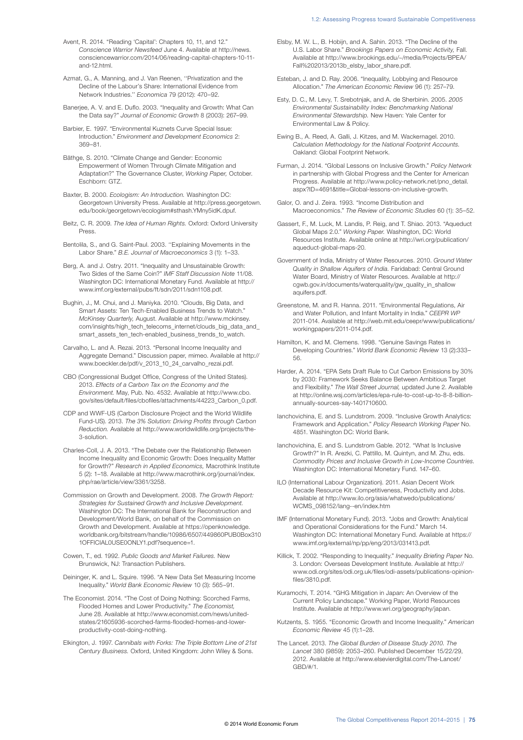Avent, R. 2014. "Reading 'Capital': Chapters 10, 11, and 12." *Conscience Warrior Newsfeed* June 4. Available at http://news.consciencewarrior.com/2014/06/reading-capital-chapters-10-11-and-12.html.

Azmat, G., A. Manning, and J. Van Reenen, ''Privatization and the Decline of the Labour's Share: International Evidence from Network Industries.'' *Economica* 79 (2012): 470–92.

Banerjee, A. V. and E. Duflo. 2003. "Inequality and Growth: What Can the Data say?" *Journal of Economic Growth* 8 (2003): 267–99.

Barbier, E. 1997. "Environmental Kuznets Curve Special Issue: Introduction." *Environment and Development Economics* 2: 369–81.

Bäthge, S. 2010. "Climate Change and Gender: Economic Empowerment of Women Through Climate Mitigation and Adaptation?" The Governance Cluster, *Working Paper,* October. Eschborn: GTZ.

Baxter, B. 2000. *Ecologism: An Introduction.* Washington DC: Georgetown University Press. Available at http://press.georgetown.edu/book/georgetown/ecologism#sthash.YMny5idK.dpuf.

Beitz, C. R. 2009. *The Idea of Human Rights.* Oxford: Oxford University Press.

Bentolila, S., and G. Saint-Paul. 2003. ''Explaining Movements in the Labor Share.'' *B.E. Journal of Macroeconomics* 3 (1): 1–33.

Berg, A. and J. Ostry. 2011. "Inequality and Unsustainable Growth: Two Sides of the Same Coin?" *IMF Staff Discussion Note* 11/08. Washington DC: International Monetary Fund. Available at http://www.imf.org/external/pubs/ft/sdn/2011/sdn1108.pdf.

Bughin, J., M. Chui, and J. Maniyka. 2010. "Clouds, Big Data, and Smart Assets: Ten Tech-Enabled Business Trends to Watch." *McKinsey Quarterly,* August. Available at http://www.mckinsey.com/insights/high_tech_telecoms_internet/clouds_big_data_and_smart_assets_ten_tech-enabled_business_trends_to_watch.

Carvalho, L. and A. Rezai. 2013. "Personal Income Inequality and Aggregate Demand." Discussion paper, mimeo. Available at http://www.boeckler.de/pdf/v_2013_10_24_carvalho_rezai.pdf.

CBO (Congressional Budget Office, Congress of the United States). 2013. *Effects of a Carbon Tax on the Economy and the Environment.* May, Pub. No. 4532. Available at http://www.cbo.gov/sites/default/files/cbofiles/attachments/44223_Carbon_0.pdf.

CDP and WWF-US (Carbon Disclosure Project and the World Wildlife Fund-US). 2013. *The 3% Solution: Driving Profits through Carbon Reduction.* Available at http://www.worldwildlife.org/projects/the-3-solution.

Charles-Coll, J. A. 2013. "The Debate over the Relationship Between Income Inequality and Economic Growth: Does Inequality Matter for Growth?" *Research in Applied Economics,* Macrothink Institute 5 (2): 1–18. Available at http://www.macrothink.org/journal/index.php/rae/article/view/3361/3258.

Commission on Growth and Development. 2008. *The Growth Report: Strategies for Sustained Growth and Inclusive Development.* Washington DC: The International Bank for Reconstruction and Development/World Bank, on behalf of the Commission on Growth and Development. Available at https://openknowledge.worldbank.org/bitstream/handle/10986/6507/449860PUB0Box3101OFFICIAL0USE0ONLY1.pdf?sequence=1.

Cowen, T., ed. 1992. *Public Goods and Market Failures.* New Brunswick, NJ: Transaction Publishers.

Deininger, K. and L. Squire. 1996. "A New Data Set Measuring Income Inequality." *World Bank Economic Review* 10 (3): 565–91.

The Economist. 2014. "The Cost of Doing Nothing: Scorched Farms, Flooded Homes and Lower Productivity." *The Economist,* June 28. Available at http://www.economist.com/news/united-states/21605936-scorched-farms-flooded-homes-and-lower-productivity-cost-doing-nothing.

Elkington, J. 1997. *Cannibals with Forks: The Triple Bottom Line of 21st Century Business.* Oxford, United Kingdom: John Wiley & Sons.

Elsby, M. W. L., B. Hobijn, and A. Sahin. 2013. "The Decline of the U.S. Labor Share." *Brookings Papers on Economic Activity,* Fall. Available at http://www.brookings.edu/~/media/Projects/BPEA/Fall%202013/2013b_elsby_labor_share.pdf.

Esteban, J. and D. Ray. 2006. "Inequality, Lobbying and Resource Allocation." *The American Economic Review* 96 (1): 257–79.

Esty, D. C., M. Levy, T. Srebotnjak, and A. de Sherbinin. 2005. *2005 Environmental Sustainability Index: Benchmarking National Environmental Stewardship.* New Haven: Yale Center for Environmental Law & Policy.

Ewing B., A. Reed, A. Galli, J. Kitzes, and M. Wackernagel. 2010. *Calculation Methodology for the National Footprint Accounts.* Oakland: Global Footprint Network.

Furman, J. 2014. "Global Lessons on Inclusive Growth." *Policy Network* in partnership with Global Progress and the Center for American Progress. Available at http://www.policy-network.net/pno_detail.aspx?ID=4691&title=Global-lessons-on-inclusive-growth.

Galor, O. and J. Zeira. 1993. "Income Distribution and Macroeconomics." *The Review of Economic Studies* 60 (1): 35–52.

Gassert, F., M. Luck, M. Landis, P. Reig, and T. Shiao. 2013. "Aqueduct Global Maps 2.0." *Working Paper.* Washington, DC: World Resources Institute. Available online at http://wri.org/publication/aqueduct-global-maps-20.

Government of India, Ministry of Water Resources. 2010. *Ground Water Quality in Shallow Aquifers of India.* Faridabad: Central Ground Water Board, Ministry of Water Resources. Available at http://cgwb.gov.in/documents/waterquality/gw_quality_in_shallow aquifers.pdf.

Greenstone, M. and R. Hanna. 2011. "Environmental Regulations, Air and Water Pollution, and Infant Mortality in India." *CEEPR WP* 2011-014. Available at http://web.mit.edu/ceepr/www/publications/workingpapers/2011-014.pdf.

Hamilton, K. and M. Clemens. 1998. "Genuine Savings Rates in Developing Countries." *World Bank Economic Review* 13 (2):333–56.

Harder, A. 2014. "EPA Sets Draft Rule to Cut Carbon Emissions by 30% by 2030: Framework Seeks Balance Between Ambitious Target and Flexibility." *The Wall Street Journal,* updated June 2. Available at http://online.wsj.com/articles/epa-rule-to-cost-up-to-8-8-billion-annually-sources-say-1401710600.

Ianchovichina, E. and S. Lundstrom. 2009. "Inclusive Growth Analytics: Framework and Application." *Policy Research Working Paper* No. 4851. Washington DC: World Bank.

Ianchovichina, E. and S. Lundstrom Gable. 2012. "What Is Inclusive Growth?" In R. Arezki, C. Pattillo, M. Quintyn, and M. Zhu, eds. *Commodity Prices and Inclusive Growth in Low-Income Countries.* Washington DC: International Monetary Fund. 147–60.

ILO (International Labour Organization). 2011. Asian Decent Work Decade Resource Kit: Competitiveness, Productivity and Jobs. Available at http://www.ilo.org/asia/whatwedo/publications/WCMS_098152/lang--en/index.htm

IMF (International Monetary Fund). 2013. "Jobs and Growth: Analytical and Operational Considerations for the Fund." March 14. Washington DC: International Monetary Fund. Available at https://www.imf.org/external/np/pp/eng/2013/031413.pdf.

Killick, T. 2002. "Responding to Inequality." *Inequality Briefing Paper* No. 3. London: Overseas Development Institute. Available at http://www.odi.org/sites/odi.org.uk/files/odi-assets/publications-opinion-files/3810.pdf.

Kuramochi, T. 2014. "GHG Mitigation in Japan: An Overview of the Current Policy Landscape." Working Paper, World Resources Institute. Available at http://www.wri.org/geography/japan.

Kutzents, S. 1955. "Economic Growth and Income Inequality." *American Economic Review* 45 (1):1–28.

The Lancet. 2013. *The Global Burden of Disease Study 2010. The Lancet* 380 (9859): 2053–260. Published December 15/22/29, 2012. Available at http://www.elsevierdigital.com/The-Lancet/GBD/#/1.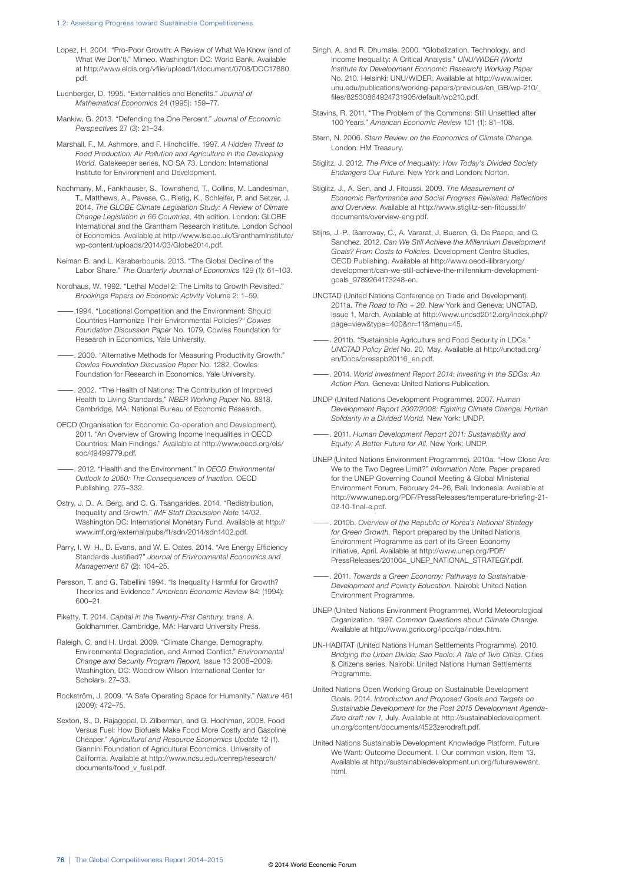Lopez, H. 2004. "Pro-Poor Growth: A Review of What We Know (and of What We Don't)." Mimeo. Washington DC: World Bank. Available at http://www.eldis.org/vfile/upload/1/document/0708/DOC17880.pdf.

Luenberger, D. 1995. "Externalities and Benefits." *Journal of Mathematical Economics* 24 (1995): 159–77.

Mankiw, G. 2013. "Defending the One Percent." *Journal of Economic Perspectives* 27 (3): 21–34.

Marshall, F., M. Ashmore, and F. Hinchcliffe. 1997. *A Hidden Threat to Food Production: Air Pollution and Agriculture in the Developing World.* Gatekeeper series, NO SA 73. London: International Institute for Environment and Development.

Nachmany, M., Fankhauser, S., Townshend, T., Collins, M. Landesman, T., Matthews, A., Pavese, C., Rietig, K., Schleifer, P. and Setzer, J. 2014. *The GLOBE Climate Legislation Study: A Review of Climate Change Legislation in 66 Countries,* 4th edition. London: GLOBE International and the Grantham Research Institute, London School of Economics. Available at http://www.lse.ac.uk/GranthamInstitute/wp-content/uploads/2014/03/Globe2014.pdf.

Neiman B. and L. Karabarbounis. 2013. "The Global Decline of the Labor Share." *The Quarterly Journal of Economics* 129 (1): 61–103.

Nordhaus, W. 1992. "Lethal Model 2: The Limits to Growth Revisited." *Brookings Papers on Economic Activity* Volume 2: 1–59.

———.1994. "Locational Competition and the Environment: Should Countries Harmonize Their Environmental Policies?" *Cowles Foundation Discussion Paper* No. 1079, Cowles Foundation for Research in Economics, Yale University.

———. 2000. "Alternative Methods for Measuring Productivity Growth." *Cowles Foundation Discussion Paper* No. 1282, Cowles Foundation for Research in Economics, Yale University.

———. 2002. "The Health of Nations: The Contribution of Improved Health to Living Standards," *NBER Working Paper* No. 8818. Cambridge, MA: National Bureau of Economic Research.

OECD (Organisation for Economic Co-operation and Development). 2011. "An Overview of Growing Income Inequalities in OECD Countries: Main Findings." Available at http://www.oecd.org/els/soc/49499779.pdf.

———. 2012. "Health and the Environment." In *OECD Environmental Outlook to 2050: The Consequences of Inaction.* OECD Publishing. 275–332.

Ostry, J. D., A. Berg, and C. G. Tsangarides. 2014. "Redistribution, Inequality and Growth." *IMF Staff Discussion Note* 14/02. Washington DC: International Monetary Fund. Available at http://www.imf.org/external/pubs/ft/sdn/2014/sdn1402.pdf.

Parry, I. W. H., D. Evans, and W. E. Oates. 2014. "Are Energy Efficiency Standards Justified?" *Journal of Environmental Economics and Management* 67 (2): 104–25.

Persson, T. and G. Tabellini 1994. "Is Inequality Harmful for Growth? Theories and Evidence." *American Economic Review* 84: (1994): 600–21.

Piketty, T. 2014. *Capital in the Twenty-First Century,* trans. A. Goldhammer. Cambridge, MA: Harvard University Press.

Raleigh, C. and H. Urdal. 2009. "Climate Change, Demography, Environmental Degradation, and Armed Conflict." *Environmental Change and Security Program Report,* Issue 13 2008–2009. Washington, DC: Woodrow Wilson International Center for Scholars. 27–33.

Rockström, J. 2009. "A Safe Operating Space for Humanity." *Nature* 461 (2009): 472–75.

Sexton, S., D. Rajagopal, D. Zilberman, and G. Hochman, 2008. Food Versus Fuel: How Biofuels Make Food More Costly and Gasoline Cheaper." *Agricultural and Resource Economics Update* 12 (1). Giannini Foundation of Agricultural Economics, University of California. Available at http://www.ncsu.edu/cenrep/research/documents/food_v_fuel.pdf.

Singh, A. and R. Dhumale. 2000. "Globalization, Technology, and Income Inequality: A Critical Analysis." *UNU/WIDER (World Institute for Development Economic Research) Working Paper* No. 210. Helsinki: UNU/WIDER. Available at http://www.wider.unu.edu/publications/working-papers/previous/en_GB/wp-210/_files/82530864924731905/default/wp210.pdf.

Stavins, R. 2011. "The Problem of the Commons: Still Unsettled after 100 Years." *American Economic Review* 101 (1): 81–108.

Stern, N. 2006. *Stern Review on the Economics of Climate Change.* London: HM Treasury.

Stiglitz, J. 2012. *The Price of Inequality: How Today's Divided Society Endangers Our Future.* New York and London: Norton.

Stiglitz, J., A. Sen, and J. Fitoussi. 2009. *The Measurement of Economic Performance and Social Progress Revisited: Reflections and Overview.* Available at http://www.stiglitz-sen-fitoussi.fr/documents/overview-eng.pdf.

Stijns, J.-P., Garroway, C., A. Vararat, J. Bueren, G. De Paepe, and C. Sanchez. 2012. *Can We Still Achieve the Millennium Development Goals? From Costs to Policies.* Development Centre Studies, OECD Publishing. Available at http://www.oecd-ilibrary.org/development/can-we-still-achieve-the-millennium-development-goals_9789264173248-en.

UNCTAD (United Nations Conference on Trade and Development). 2011a. *The Road to Rio + 20.* New York and Geneva: UNCTAD. Issue 1, March. Available at http://www.uncsd2012.org/index.php?page=view&type=400&nr=11&menu=45.

———. 2011b. "Sustainable Agriculture and Food Security in LDCs." *UNCTAD Policy Brief* No. 20, May. Available at http://unctad.org/en/Docs/presspb20116_en.pdf.

———. 2014. *World Investment Report 2014: Investing in the SDGs: An Action Plan.* Geneva: United Nations Publication.

UNDP (United Nations Development Programme). 2007. *Human Development Report 2007/2008: Fighting Climate Change: Human Solidarity in a Divided World.* New York: UNDP.

———. 2011. *Human Development Report 2011: Sustainability and Equity: A Better Future for All.* New York: UNDP.

UNEP (United Nations Environment Programme). 2010a. "How Close Are We to the Two Degree Limit?" *Information Note.* Paper prepared for the UNEP Governing Council Meeting & Global Ministerial Environment Forum, February 24–26, Bali, Indonesia. Available at http://www.unep.org/PDF/PressReleases/temperature-briefing-21-02-10-final-e.pdf.

———. 2010b. *Overview of the Republic of Korea's National Strategy for Green Growth.* Report prepared by the United Nations Environment Programme as part of its Green Economy Initiative, April. Available at http://www.unep.org/PDF/PressReleases/201004_UNEP_NATIONAL_STRATEGY.pdf.

———. 2011. *Towards a Green Economy: Pathways to Sustainable Development and Poverty Education.* Nairobi: United Nation Environment Programme.

UNEP (United Nations Environment Programme), World Meteorological Organization. 1997. *Common Questions about Climate Change.* Available at http://www.gcrio.org/ipcc/qa/index.htm.

UN-HABITAT (United Nations Human Settlements Programme). 2010. *Bridging the Urban Divide: Sao Paolo: A Tale of Two Cities.* Cities & Citizens series. Nairobi: United Nations Human Settlements Programme.

United Nations Open Working Group on Sustainable Development Goals. 2014. *Introduction and Proposed Goals and Targets on Sustainable Development for the Post 2015 Development Agenda-Zero draft rev 1,* July. Available at http://sustainabledevelopment.un.org/content/documents/4523zerodraft.pdf.

United Nations Sustainable Development Knowledge Platform. Future We Want: Outcome Document. I. Our common vision, Item 13. Available at http://sustainabledevelopment.un.org/futurewewant.html.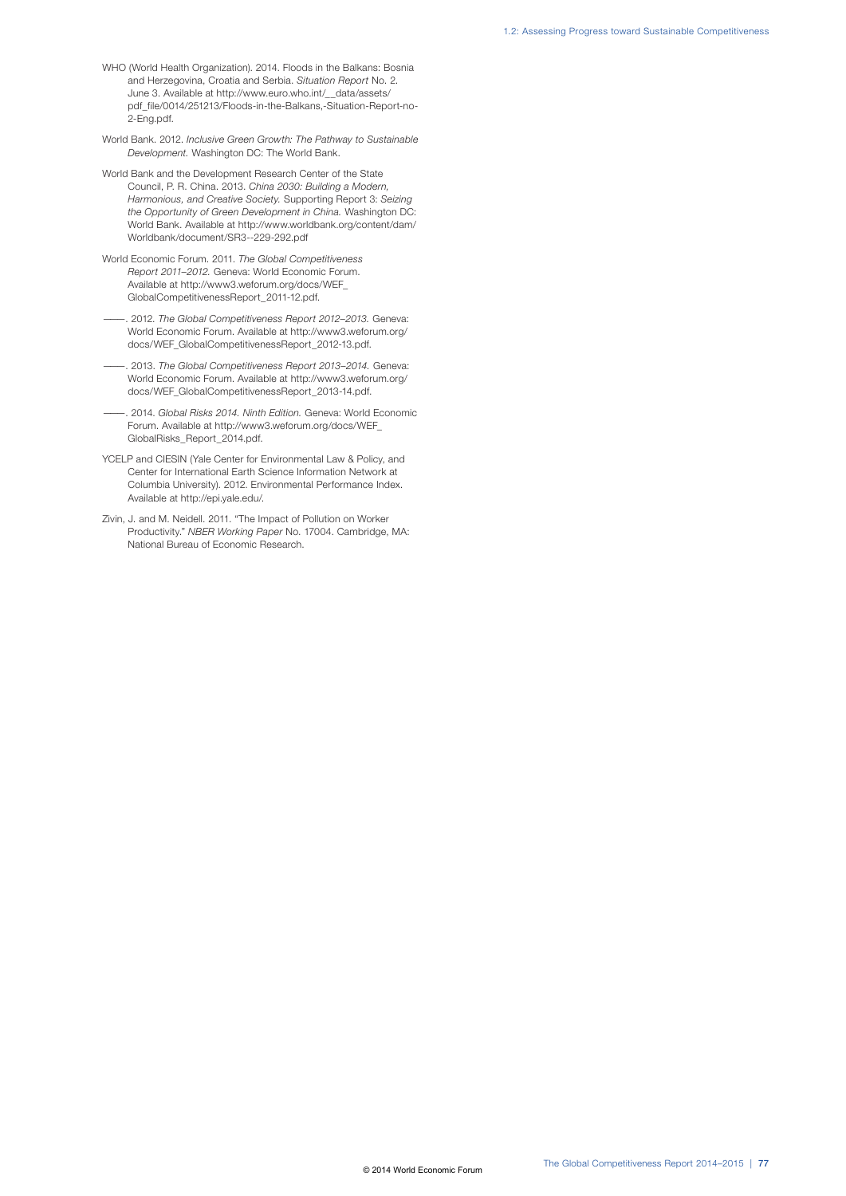WHO (World Health Organization). 2014. Floods in the Balkans: Bosnia and Herzegovina, Croatia and Serbia. *Situation Report* No. 2. June 3. Available at http://www.euro.who.int/__data/assets/pdf_file/0014/251213/Floods-in-the-Balkans,-Situation-Report-no-2-Eng.pdf.

World Bank. 2012. *Inclusive Green Growth: The Pathway to Sustainable Development.* Washington DC: The World Bank.

World Bank and the Development Research Center of the State Council, P. R. China. 2013. *China 2030: Building a Modern, Harmonious, and Creative Society.* Supporting Report 3: *Seizing the Opportunity of Green Development in China.* Washington DC: World Bank. Available at http://www.worldbank.org/content/dam/Worldbank/document/SR3--229-292.pdf

World Economic Forum. 2011. *The Global Competitiveness Report 2011–2012.* Geneva: World Economic Forum. Available at http://www3.weforum.org/docs/WEF_GlobalCompetitivenessReport_2011-12.pdf.

———. 2012. *The Global Competitiveness Report 2012–2013.* Geneva: World Economic Forum. Available at http://www3.weforum.org/docs/WEF_GlobalCompetitivenessReport_2012-13.pdf.

———. 2013. *The Global Competitiveness Report 2013–2014.* Geneva: World Economic Forum. Available at http://www3.weforum.org/docs/WEF_GlobalCompetitivenessReport_2013-14.pdf.

———. 2014. *Global Risks 2014. Ninth Edition.* Geneva: World Economic Forum. Available at http://www3.weforum.org/docs/WEF_GlobalRisks_Report_2014.pdf.

YCELP and CIESIN (Yale Center for Environmental Law & Policy, and Center for International Earth Science Information Network at Columbia University). 2012. Environmental Performance Index. Available at http://epi.yale.edu/.

Zivin, J. and M. Neidell. 2011. "The Impact of Pollution on Worker Productivity." *NBER Working Paper* No. 17004. Cambridge, MA: National Bureau of Economic Research.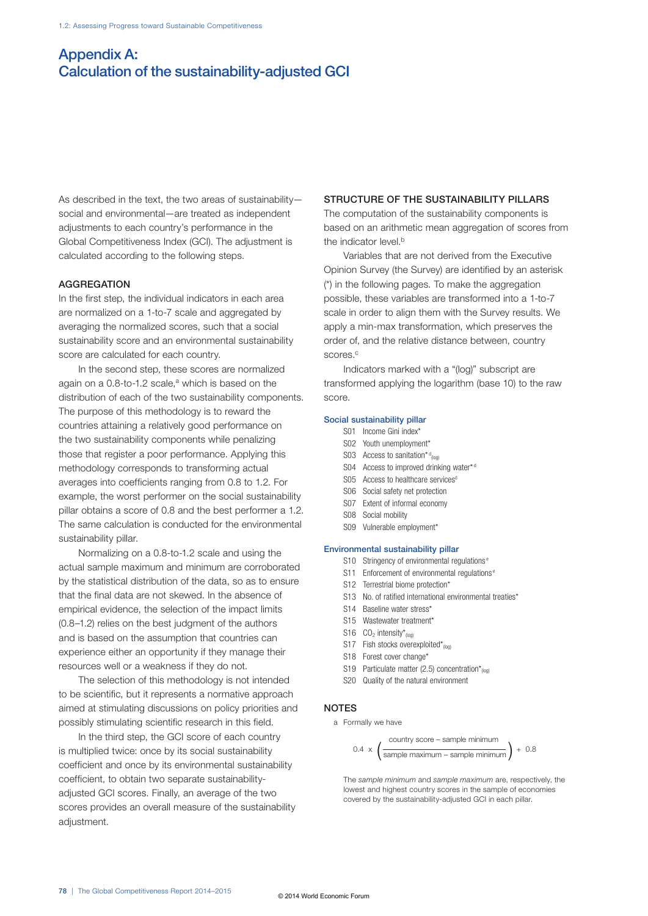# Appendix A: Calculation of the sustainability-adjusted GCI

As described in the text, the two areas of sustainability—social and environmental—are treated as independent adjustments to each country's performance in the Global Competitiveness Index (GCI). The adjustment is calculated according to the following steps.

### AGGREGATION

In the first step, the individual indicators in each area are normalized on a 1-to-7 scale and aggregated by averaging the normalized scores, such that a social sustainability score and an environmental sustainability score are calculated for each country.

In the second step, these scores are normalized again on a 0.8-to-1.2 scale,[a] which is based on the distribution of each of the two sustainability components. The purpose of this methodology is to reward the countries attaining a relatively good performance on the two sustainability components while penalizing those that register a poor performance. Applying this methodology corresponds to transforming actual averages into coefficients ranging from 0.8 to 1.2. For example, the worst performer on the social sustainability pillar obtains a score of 0.8 and the best performer a 1.2. The same calculation is conducted for the environmental sustainability pillar.

Normalizing on a 0.8-to-1.2 scale and using the actual sample maximum and minimum are corroborated by the statistical distribution of the data, so as to ensure that the final data are not skewed. In the absence of empirical evidence, the selection of the impact limits (0.8–1.2) relies on the best judgment of the authors and is based on the assumption that countries can experience either an opportunity if they manage their resources well or a weakness if they do not.

The selection of this methodology is not intended to be scientific, but it represents a normative approach aimed at stimulating discussions on policy priorities and possibly stimulating scientific research in this field.

In the third step, the GCI score of each country is multiplied twice: once by its social sustainability coefficient and once by its environmental sustainability coefficient, to obtain two separate sustainability-adjusted GCI scores. Finally, an average of the two scores provides an overall measure of the sustainability adjustment.

### STRUCTURE OF THE SUSTAINABILITY PILLARS

The computation of the sustainability components is based on an arithmetic mean aggregation of scores from the indicator level.[b]

Variables that are not derived from the Executive Opinion Survey (the Survey) are identified by an asterisk (*) in the following pages. To make the aggregation possible, these variables are transformed into a 1-to-7 scale in order to align them with the Survey results. We apply a min-max transformation, which preserves the order of, and the relative distance between, country scores.[c]

Indicators marked with a "(log)" subscript are transformed applying the logarithm (base 10) to the raw score.

#### Social sustainability pillar

- S01 Income Gini index*
- S02 Youth unemployment*
- S03 Access to sanitation*[d] $_{(log)}$
- S04 Access to improved drinking water*[d]
- S05 Access to healthcare services[d]
- S06 Social safety net protection
- S07 Extent of informal economy
- S08 Social mobility
- S09 Vulnerable employment*

#### Environmental sustainability pillar

- S10 Stringency of environmental regulations[e]
- S11 Enforcement of environmental regulations[e]
- S12 Terrestrial biome protection*
- S13 No. of ratified international environmental treaties*
- S14 Baseline water stress*
- S15 Wastewater treatment*
- S16 $CO_2$ intensity* $_{(log)}$
- S17 Fish stocks overexploited* $_{(log)}$
- S18 Forest cover change*
- S19 Particulate matter (2.5) concentration* $_{(log)}$
- S20 Quality of the natural environment

### NOTES

a Formally we have

$$0.4 \times \left( \frac{\text{country score} - \text{sample minimum}}{\text{sample maximum} - \text{sample minimum}} \right) + 0.8$$

The *sample minimum* and *sample maximum* are, respectively, the lowest and highest country scores in the sample of economies covered by the sustainability-adjusted GCI in each pillar.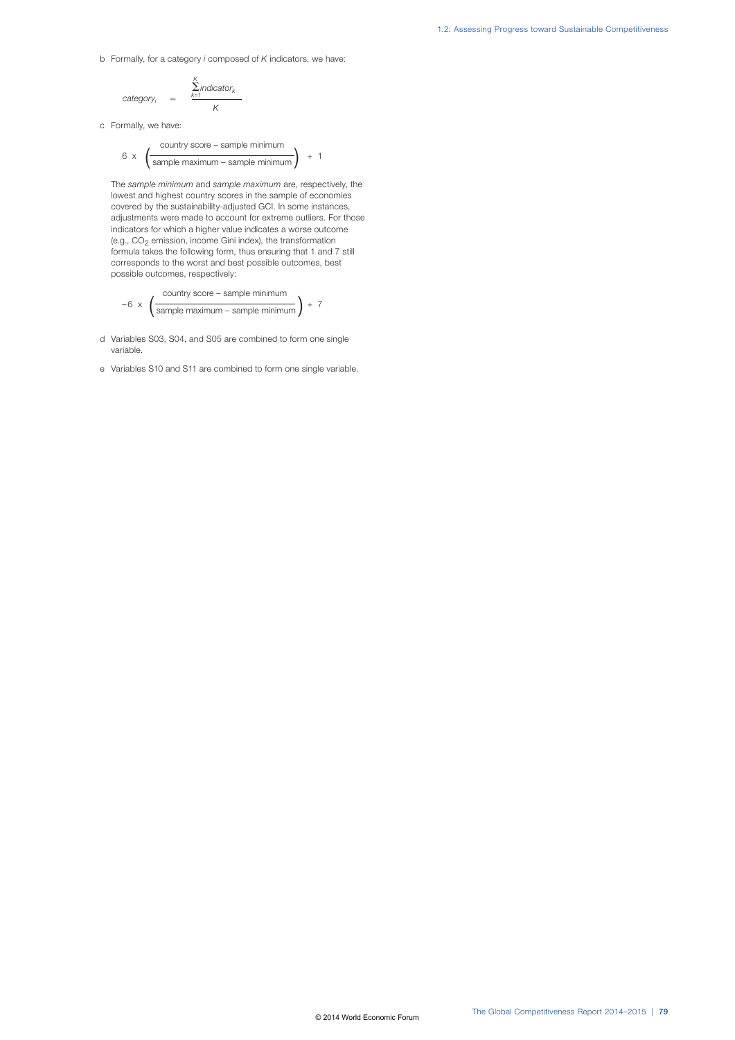b Formally, for a category $i$ composed of $K$ indicators, we have:

$$category_i = \frac{\sum_{k=1}^{K} indicator_k}{K}$$

c Formally, we have:

$$6 \times \left( \frac{\text{country score} - \text{sample minimum}}{\text{sample maximum} - \text{sample minimum}} \right) + 1$$

The *sample minimum* and *sample maximum* are, respectively, the lowest and highest country scores in the sample of economies covered by the sustainability-adjusted GCI. In some instances, adjustments were made to account for extreme outliers. For those indicators for which a higher value indicates a worse outcome (e.g., $CO_2$ emission, income Gini index), the transformation formula takes the following form, thus ensuring that 1 and 7 still corresponds to the worst and best possible outcomes, best possible outcomes, respectively:

$$-6 \times \left( \frac{\text{country score} - \text{sample minimum}}{\text{sample maximum} - \text{sample minimum}} \right) + 7$$

d Variables S03, S04, and S05 are combined to form one single variable.

e Variables S10 and S11 are combined to form one single variable.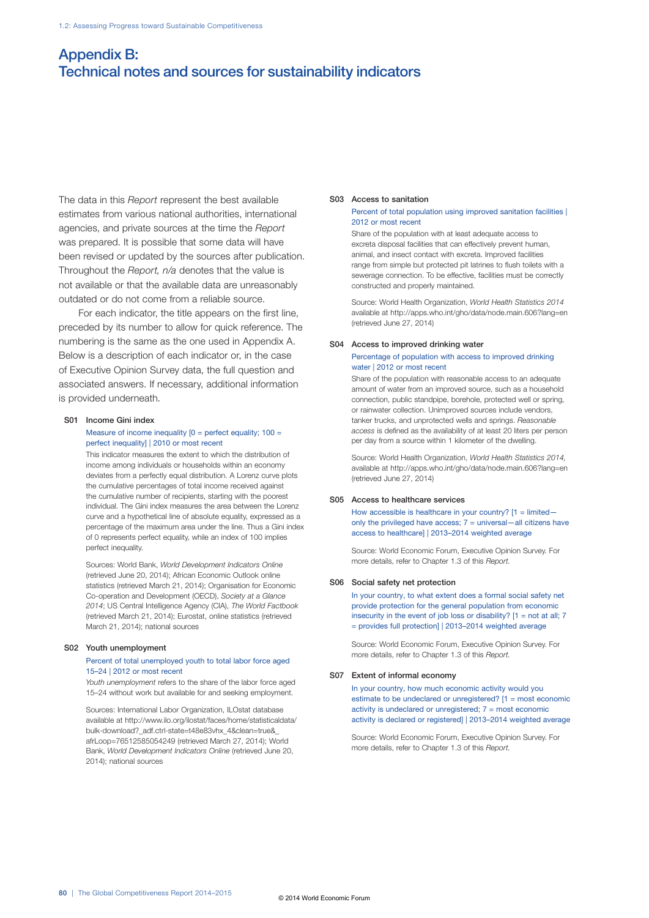# Appendix B: Technical notes and sources for sustainability indicators

The data in this *Report* represent the best available estimates from various national authorities, international agencies, and private sources at the time the *Report* was prepared. It is possible that some data will have been revised or updated by the sources after publication. Throughout the *Report, n/a* denotes that the value is not available or that the available data are unreasonably outdated or do not come from a reliable source.

For each indicator, the title appears on the first line, preceded by its number to allow for quick reference. The numbering is the same as the one used in Appendix A. Below is a description of each indicator or, in the case of Executive Opinion Survey data, the full question and associated answers. If necessary, additional information is provided underneath.

### S01 Income Gini index

Measure of income inequality [0 = perfect equality; 100 = perfect inequality] | 2010 or most recent

This indicator measures the extent to which the distribution of income among individuals or households within an economy deviates from a perfectly equal distribution. A Lorenz curve plots the cumulative percentages of total income received against the cumulative number of recipients, starting with the poorest individual. The Gini index measures the area between the Lorenz curve and a hypothetical line of absolute equality, expressed as a percentage of the maximum area under the line. Thus a Gini index of 0 represents perfect equality, while an index of 100 implies perfect inequality.

Sources: World Bank, *World Development Indicators Online* (retrieved June 20, 2014); African Economic Outlook online statistics (retrieved March 21, 2014); Organisation for Economic Co-operation and Development (OECD), *Society at a Glance 2014*; US Central Intelligence Agency (CIA), *The World Factbook* (retrieved March 21, 2014); Eurostat, online statistics (retrieved March 21, 2014); national sources

### S02 Youth unemployment

Percent of total unemployed youth to total labor force aged 15–24 | 2012 or most recent

*Youth unemployment* refers to the share of the labor force aged 15–24 without work but available for and seeking employment.

Sources: International Labor Organization, ILOstat database available at http://www.ilo.org/ilostat/faces/home/statisticaldata/bulk-download?_adf.ctrl-state=t48e83vhx_4&clean=true&_afrLoop=76512585054249 (retrieved March 27, 2014); World Bank, *World Development Indicators Online* (retrieved June 20, 2014); national sources

### S03 Access to sanitation

Percent of total population using improved sanitation facilities | 2012 or most recent

Share of the population with at least adequate access to excreta disposal facilities that can effectively prevent human, animal, and insect contact with excreta. Improved facilities range from simple but protected pit latrines to flush toilets with a sewerage connection. To be effective, facilities must be correctly constructed and properly maintained.

Source: World Health Organization, *World Health Statistics 2014* available at http://apps.who.int/gho/data/node.main.606?lang=en (retrieved June 27, 2014)

### S04 Access to improved drinking water

Percentage of population with access to improved drinking water | 2012 or most recent

Share of the population with reasonable access to an adequate amount of water from an improved source, such as a household connection, public standpipe, borehole, protected well or spring, or rainwater collection. Unimproved sources include vendors, tanker trucks, and unprotected wells and springs. *Reasonable access* is defined as the availability of at least 20 liters per person per day from a source within 1 kilometer of the dwelling.

Source: World Health Organization, *World Health Statistics 2014,* available at http://apps.who.int/gho/data/node.main.606?lang=en (retrieved June 27, 2014)

### S05 Access to healthcare services

How accessible is healthcare in your country? [1 = limited—only the privileged have access; 7 = universal—all citizens have access to healthcare] | 2013–2014 weighted average

Source: World Economic Forum, Executive Opinion Survey. For more details, refer to Chapter 1.3 of this *Report*.

### S06 Social safety net protection

In your country, to what extent does a formal social safety net provide protection for the general population from economic insecurity in the event of job loss or disability? [1 = not at all; 7 = provides full protection] | 2013–2014 weighted average

Source: World Economic Forum, Executive Opinion Survey. For more details, refer to Chapter 1.3 of this *Report*.

### S07 Extent of informal economy

In your country, how much economic activity would you estimate to be undeclared or unregistered? [1 = most economic activity is undeclared or unregistered; 7 = most economic activity is declared or registered] | 2013–2014 weighted average

Source: World Economic Forum, Executive Opinion Survey. For more details, refer to Chapter 1.3 of this *Report*.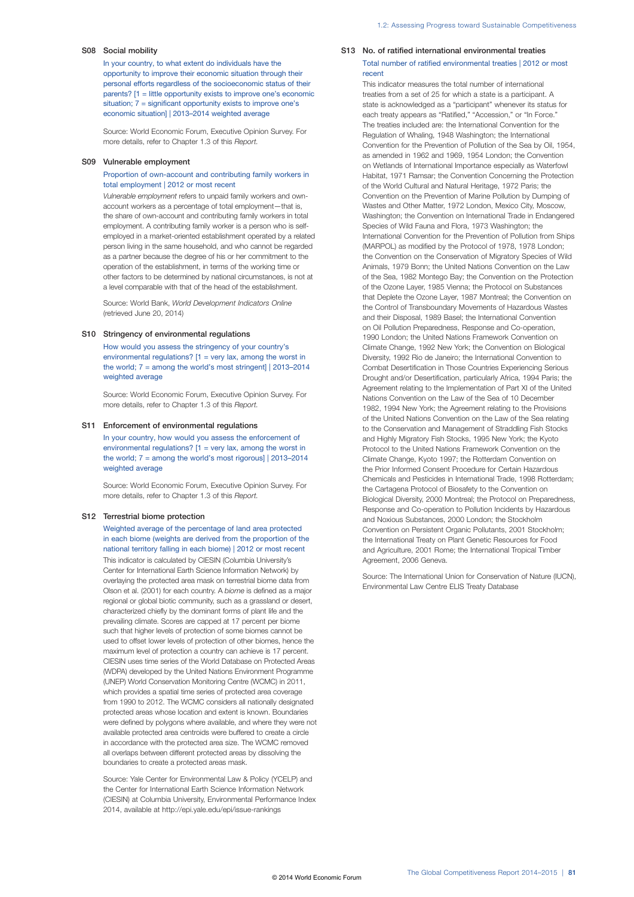### S08 Social mobility

In your country, to what extent do individuals have the opportunity to improve their economic situation through their personal efforts regardless of the socioeconomic status of their parents? [1 = little opportunity exists to improve one's economic situation; 7 = significant opportunity exists to improve one's economic situation] | 2013–2014 weighted average

Source: World Economic Forum, Executive Opinion Survey. For more details, refer to Chapter 1.3 of this *Report.*

### S09 Vulnerable employment

Proportion of own-account and contributing family workers in total employment | 2012 or most recent

*Vulnerable employment* refers to unpaid family workers and own-account workers as a percentage of total employment—that is, the share of own-account and contributing family workers in total employment. A contributing family worker is a person who is self-employed in a market-oriented establishment operated by a related person living in the same household, and who cannot be regarded as a partner because the degree of his or her commitment to the operation of the establishment, in terms of the working time or other factors to be determined by national circumstances, is not at a level comparable with that of the head of the establishment.

Source: World Bank, *World Development Indicators Online* (retrieved June 20, 2014)

### S10 Stringency of environmental regulations

How would you assess the stringency of your country's environmental regulations? [1 = very lax, among the worst in the world; 7 = among the world's most stringent] | 2013–2014 weighted average

Source: World Economic Forum, Executive Opinion Survey. For more details, refer to Chapter 1.3 of this *Report.*

### S11 Enforcement of environmental regulations

In your country, how would you assess the enforcement of environmental regulations? [1 = very lax, among the worst in the world; 7 = among the world's most rigorous] | 2013–2014 weighted average

Source: World Economic Forum, Executive Opinion Survey. For more details, refer to Chapter 1.3 of this *Report.*

### S12 Terrestrial biome protection

Weighted average of the percentage of land area protected in each biome (weights are derived from the proportion of the national territory falling in each biome) | 2012 or most recent

This indicator is calculated by CIESIN (Columbia University's Center for International Earth Science Information Network) by overlaying the protected area mask on terrestrial biome data from Olson et al. (2001) for each country. A *biome* is defined as a major regional or global biotic community, such as a grassland or desert, characterized chiefly by the dominant forms of plant life and the prevailing climate. Scores are capped at 17 percent per biome such that higher levels of protection of some biomes cannot be used to offset lower levels of protection of other biomes, hence the maximum level of protection a country can achieve is 17 percent. CIESIN uses time series of the World Database on Protected Areas (WDPA) developed by the United Nations Environment Programme (UNEP) World Conservation Monitoring Centre (WCMC) in 2011, which provides a spatial time series of protected area coverage from 1990 to 2012. The WCMC considers all nationally designated protected areas whose location and extent is known. Boundaries were defined by polygons where available, and where they were not available protected area centroids were buffered to create a circle in accordance with the protected area size. The WCMC removed all overlaps between different protected areas by dissolving the boundaries to create a protected areas mask.

Source: Yale Center for Environmental Law & Policy (YCELP) and the Center for International Earth Science Information Network (CIESIN) at Columbia University, Environmental Performance Index 2014, available at http://epi.yale.edu/epi/issue-rankings

### S13 No. of ratified international environmental treaties

Total number of ratified environmental treaties | 2012 or most recent

This indicator measures the total number of international treaties from a set of 25 for which a state is a participant. A state is acknowledged as a "participant" whenever its status for each treaty appears as "Ratified," "Accession," or "In Force." The treaties included are: the International Convention for the Regulation of Whaling, 1948 Washington; the International Convention for the Prevention of Pollution of the Sea by Oil, 1954, as amended in 1962 and 1969, 1954 London; the Convention on Wetlands of International Importance especially as Waterfowl Habitat, 1971 Ramsar; the Convention Concerning the Protection of the World Cultural and Natural Heritage, 1972 Paris; the Convention on the Prevention of Marine Pollution by Dumping of Wastes and Other Matter, 1972 London, Mexico City, Moscow, Washington; the Convention on International Trade in Endangered Species of Wild Fauna and Flora, 1973 Washington; the International Convention for the Prevention of Pollution from Ships (MARPOL) as modified by the Protocol of 1978, 1978 London; the Convention on the Conservation of Migratory Species of Wild Animals, 1979 Bonn; the United Nations Convention on the Law of the Sea, 1982 Montego Bay; the Convention on the Protection of the Ozone Layer, 1985 Vienna; the Protocol on Substances that Deplete the Ozone Layer, 1987 Montreal; the Convention on the Control of Transboundary Movements of Hazardous Wastes and their Disposal, 1989 Basel; the International Convention on Oil Pollution Preparedness, Response and Co-operation, 1990 London; the United Nations Framework Convention on Climate Change, 1992 New York; the Convention on Biological Diversity, 1992 Rio de Janeiro; the International Convention to Combat Desertification in Those Countries Experiencing Serious Drought and/or Desertification, particularly Africa, 1994 Paris; the Agreement relating to the Implementation of Part XI of the United Nations Convention on the Law of the Sea of 10 December 1982, 1994 New York; the Agreement relating to the Provisions of the United Nations Convention on the Law of the Sea relating to the Conservation and Management of Straddling Fish Stocks and Highly Migratory Fish Stocks, 1995 New York; the Kyoto Protocol to the United Nations Framework Convention on the Climate Change, Kyoto 1997; the Rotterdam Convention on the Prior Informed Consent Procedure for Certain Hazardous Chemicals and Pesticides in International Trade, 1998 Rotterdam; the Cartagena Protocol of Biosafety to the Convention on Biological Diversity, 2000 Montreal; the Protocol on Preparedness, Response and Co-operation to Pollution Incidents by Hazardous and Noxious Substances, 2000 London; the Stockholm Convention on Persistent Organic Pollutants, 2001 Stockholm; the International Treaty on Plant Genetic Resources for Food and Agriculture, 2001 Rome; the International Tropical Timber Agreement, 2006 Geneva.

Source: The International Union for Conservation of Nature (IUCN), Environmental Law Centre ELIS Treaty Database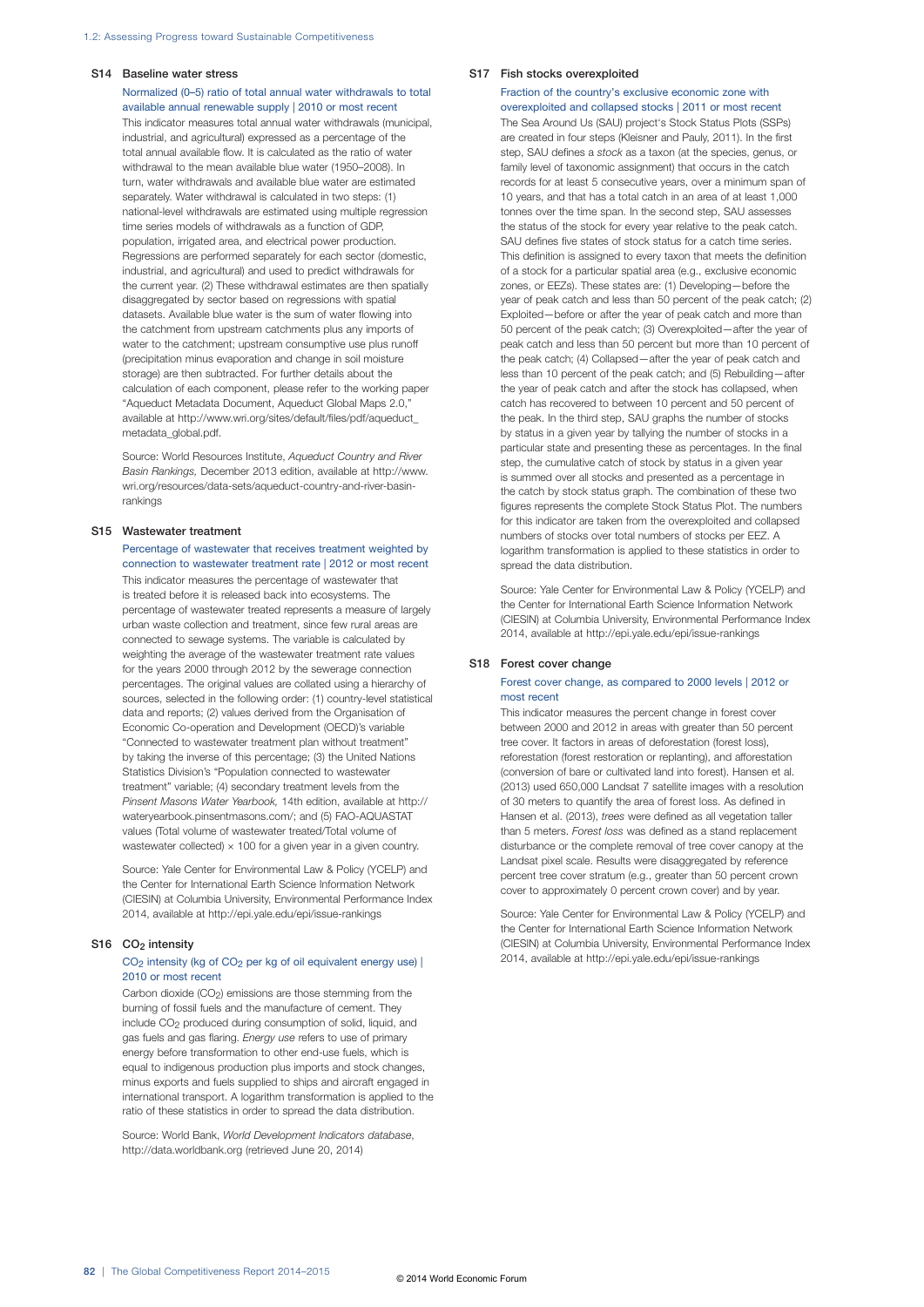### S14 Baseline water stress

Normalized (0–5) ratio of total annual water withdrawals to total available annual renewable supply | 2010 or most recent

This indicator measures total annual water withdrawals (municipal, industrial, and agricultural) expressed as a percentage of the total annual available flow. It is calculated as the ratio of water withdrawal to the mean available blue water (1950–2008). In turn, water withdrawals and available blue water are estimated separately. Water withdrawal is calculated in two steps: (1) national-level withdrawals are estimated using multiple regression time series models of withdrawals as a function of GDP, population, irrigated area, and electrical power production. Regressions are performed separately for each sector (domestic, industrial, and agricultural) and used to predict withdrawals for the current year. (2) These withdrawal estimates are then spatially disaggregated by sector based on regressions with spatial datasets. Available blue water is the sum of water flowing into the catchment from upstream catchments plus any imports of water to the catchment; upstream consumptive use plus runoff (precipitation minus evaporation and change in soil moisture storage) are then subtracted. For further details about the calculation of each component, please refer to the working paper "Aqueduct Metadata Document, Aqueduct Global Maps 2.0," available at http://www.wri.org/sites/default/files/pdf/aqueduct_metadata_global.pdf.

Source: World Resources Institute, *Aqueduct Country and River Basin Rankings,* December 2013 edition, available at http://www.wri.org/resources/data-sets/aqueduct-country-and-river-basin-rankings

### S15 Wastewater treatment

Percentage of wastewater that receives treatment weighted by connection to wastewater treatment rate | 2012 or most recent

This indicator measures the percentage of wastewater that is treated before it is released back into ecosystems. The percentage of wastewater treated represents a measure of largely urban waste collection and treatment, since few rural areas are connected to sewage systems. The variable is calculated by weighting the average of the wastewater treatment rate values for the years 2000 through 2012 by the sewerage connection percentages. The original values are collated using a hierarchy of sources, selected in the following order: (1) country-level statistical data and reports; (2) values derived from the Organisation of Economic Co-operation and Development (OECD)'s variable "Connected to wastewater treatment plan without treatment" by taking the inverse of this percentage; (3) the United Nations Statistics Division's "Population connected to wastewater treatment" variable; (4) secondary treatment levels from the *Pinsent Masons Water Yearbook,* 14th edition, available at http://wateryearbook.pinsentmasons.com/; and (5) FAO-AQUASTAT values (Total volume of wastewater treated/Total volume of wastewater collected) × 100 for a given year in a given country.

Source: Yale Center for Environmental Law & Policy (YCELP) and the Center for International Earth Science Information Network (CIESIN) at Columbia University, Environmental Performance Index 2014, available at http://epi.yale.edu/epi/issue-rankings

### S16 $CO_2$ intensity

$CO_2$ intensity (kg of $CO_2$ per kg of oil equivalent energy use) | 2010 or most recent

Carbon dioxide ($CO_2$) emissions are those stemming from the burning of fossil fuels and the manufacture of cement. They include $CO_2$ produced during consumption of solid, liquid, and gas fuels and gas flaring. *Energy use* refers to use of primary energy before transformation to other end-use fuels, which is equal to indigenous production plus imports and stock changes, minus exports and fuels supplied to ships and aircraft engaged in international transport. A logarithm transformation is applied to the ratio of these statistics in order to spread the data distribution.

Source: World Bank, *World Development Indicators database*, http://data.worldbank.org (retrieved June 20, 2014)

### S17 Fish stocks overexploited

Fraction of the country's exclusive economic zone with overexploited and collapsed stocks | 2011 or most recent

The Sea Around Us (SAU) project's Stock Status Plots (SSPs) are created in four steps (Kleisner and Pauly, 2011). In the first step, SAU defines a *stock* as a taxon (at the species, genus, or family level of taxonomic assignment) that occurs in the catch records for at least 5 consecutive years, over a minimum span of 10 years, and that has a total catch in an area of at least 1,000 tonnes over the time span. In the second step, SAU assesses the status of the stock for every year relative to the peak catch. SAU defines five states of stock status for a catch time series. This definition is assigned to every taxon that meets the definition of a stock for a particular spatial area (e.g., exclusive economic zones, or EEZs). These states are: (1) Developing—before the year of peak catch and less than 50 percent of the peak catch; (2) Exploited—before or after the year of peak catch and more than 50 percent of the peak catch; (3) Overexploited—after the year of peak catch and less than 50 percent but more than 10 percent of the peak catch; (4) Collapsed—after the year of peak catch and less than 10 percent of the peak catch; and (5) Rebuilding—after the year of peak catch and after the stock has collapsed, when catch has recovered to between 10 percent and 50 percent of the peak. In the third step, SAU graphs the number of stocks by status in a given year by tallying the number of stocks in a particular state and presenting these as percentages. In the final step, the cumulative catch of stock by status in a given year is summed over all stocks and presented as a percentage in the catch by stock status graph. The combination of these two figures represents the complete Stock Status Plot. The numbers for this indicator are taken from the overexploited and collapsed numbers of stocks over total numbers of stocks per EEZ. A logarithm transformation is applied to these statistics in order to spread the data distribution.

Source: Yale Center for Environmental Law & Policy (YCELP) and the Center for International Earth Science Information Network (CIESIN) at Columbia University, Environmental Performance Index 2014, available at http://epi.yale.edu/epi/issue-rankings

### S18 Forest cover change

Forest cover change, as compared to 2000 levels | 2012 or most recent

This indicator measures the percent change in forest cover between 2000 and 2012 in areas with greater than 50 percent tree cover. It factors in areas of deforestation (forest loss), reforestation (forest restoration or replanting), and afforestation (conversion of bare or cultivated land into forest). Hansen et al. (2013) used 650,000 Landsat 7 satellite images with a resolution of 30 meters to quantify the area of forest loss. As defined in Hansen et al. (2013), *trees* were defined as all vegetation taller than 5 meters. *Forest loss* was defined as a stand replacement disturbance or the complete removal of tree cover canopy at the Landsat pixel scale. Results were disaggregated by reference percent tree cover stratum (e.g., greater than 50 percent crown cover to approximately 0 percent crown cover) and by year.

Source: Yale Center for Environmental Law & Policy (YCELP) and the Center for International Earth Science Information Network (CIESIN) at Columbia University, Environmental Performance Index 2014, available at http://epi.yale.edu/epi/issue-rankings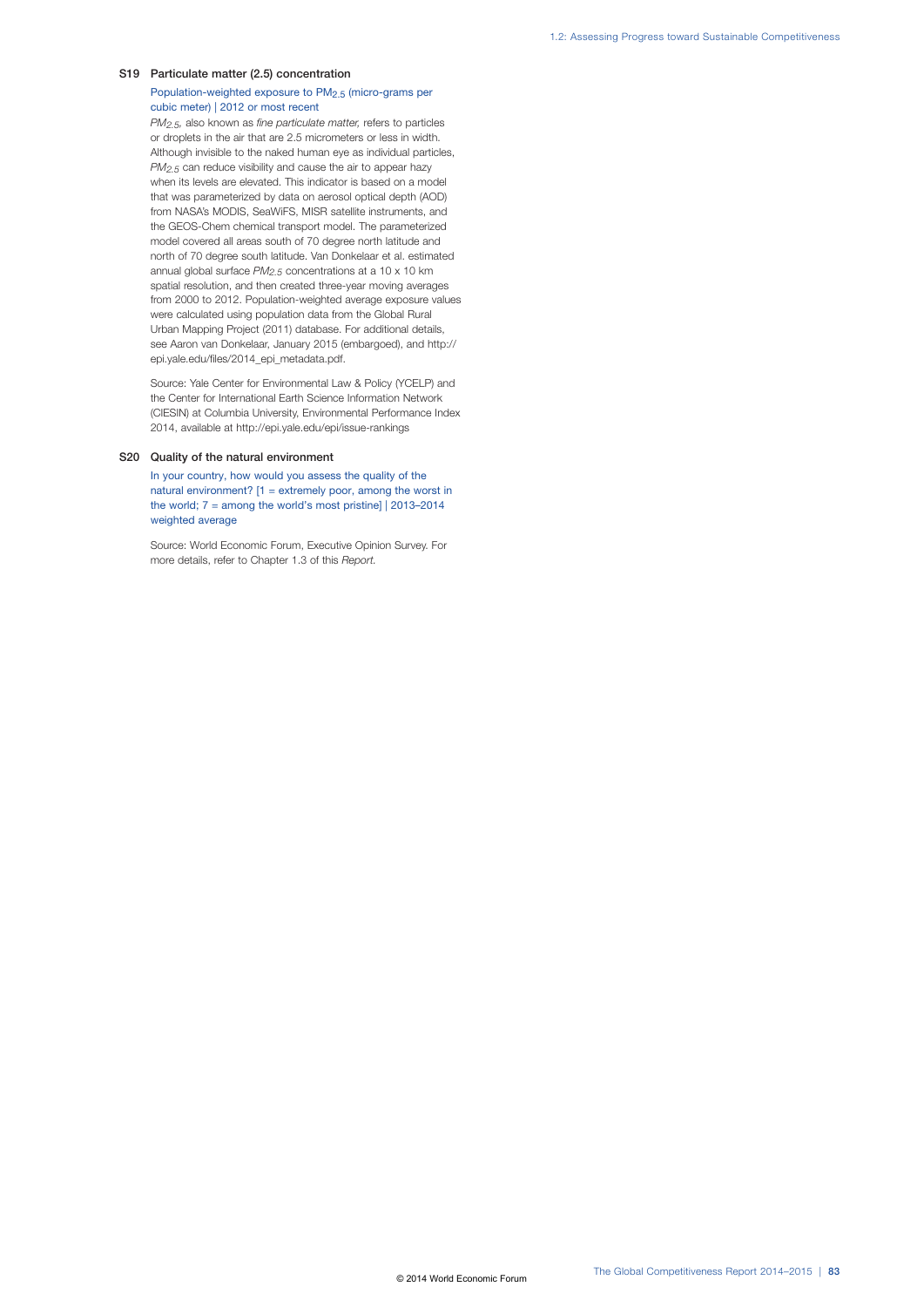### S19 Particulate matter (2.5) concentration

Population-weighted exposure to $PM_{2.5}$ (micro-grams per cubic meter) | 2012 or most recent

*$PM_{2.5}$*, also known as *fine particulate matter,* refers to particles or droplets in the air that are 2.5 micrometers or less in width. Although invisible to the naked human eye as individual particles, *$PM_{2.5}$* can reduce visibility and cause the air to appear hazy when its levels are elevated. This indicator is based on a model that was parameterized by data on aerosol optical depth (AOD) from NASA's MODIS, SeaWiFS, MISR satellite instruments, and the GEOS-Chem chemical transport model. The parameterized model covered all areas south of 70 degree north latitude and north of 70 degree south latitude. Van Donkelaar et al. estimated annual global surface *$PM_{2.5}$* concentrations at a 10 x 10 km spatial resolution, and then created three-year moving averages from 2000 to 2012. Population-weighted average exposure values were calculated using population data from the Global Rural Urban Mapping Project (2011) database. For additional details, see Aaron van Donkelaar, January 2015 (embargoed), and http://epi.yale.edu/files/2014_epi_metadata.pdf.

Source: Yale Center for Environmental Law & Policy (YCELP) and the Center for International Earth Science Information Network (CIESIN) at Columbia University, Environmental Performance Index 2014, available at http://epi.yale.edu/epi/issue-rankings

### S20 Quality of the natural environment

In your country, how would you assess the quality of the natural environment? [1 = extremely poor, among the worst in the world; 7 = among the world's most pristine] | 2013–2014 weighted average

Source: World Economic Forum, Executive Opinion Survey. For more details, refer to Chapter 1.3 of this *Report.*